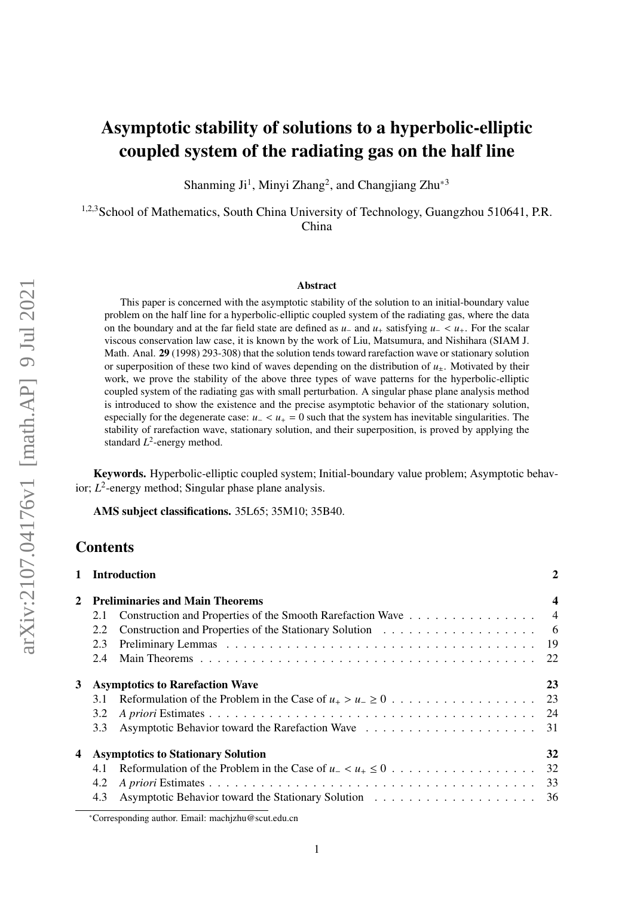# Asymptotic stability of solutions to a hyperbolic-elliptic coupled system of the radiating gas on the half line

Shanming Ji[1], Minyi Zhang[2], and Changjiang Zhu*[3]

[1,2,3]School of Mathematics, South China University of Technology, Guangzhou 510641, P.R. China

### Abstract

This paper is concerned with the asymptotic stability of the solution to an initial-boundary value problem on the half line for a hyperbolic-elliptic coupled system of the radiating gas, where the data on the boundary and at the far field state are defined as $u_-$ and $u_+$ satisfying $u_- < u_+$. For the scalar viscous conservation law case, it is known by the work of Liu, Matsumura, and Nishihara (SIAM J. Math. Anal. **29** (1998) 293-308) that the solution tends toward rarefaction wave or stationary solution or superposition of these two kind of waves depending on the distribution of $u_\pm$. Motivated by their work, we prove the stability of the above three types of wave patterns for the hyperbolic-elliptic coupled system of the radiating gas with small perturbation. A singular phase plane analysis method is introduced to show the existence and the precise asymptotic behavior of the stationary solution, especially for the degenerate case: $u_- < u_+ = 0$ such that the system has inevitable singularities. The stability of rarefaction wave, stationary solution, and their superposition, is proved by applying the standard $L^2$-energy method.

**Keywords.** Hyperbolic-elliptic coupled system; Initial-boundary value problem; Asymptotic behavior; $L^2$-energy method; Singular phase plane analysis.

**AMS subject classifications.** 35L65; 35M10; 35B40.

## Contents

| | | |
|---|---|---|
| **1** | **Introduction** | **2** |
| **2** | **Preliminaries and Main Theorems** | **4** |
| | 2.1 Construction and Properties of the Smooth Rarefaction Wave | 4 |
| | 2.2 Construction and Properties of the Stationary Solution | 6 |
| | 2.3 Preliminary Lemmas | 19 |
| | 2.4 Main Theorems | 22 |
| **3** | **Asymptotics to Rarefaction Wave** | **23** |
| | 3.1 Reformulation of the Problem in the Case of $u_+ > u_- \geq 0$ | 23 |
| | 3.2 *A priori* Estimates | 24 |
| | 3.3 Asymptotic Behavior toward the Rarefaction Wave | 31 |
| **4** | **Asymptotics to Stationary Solution** | **32** |
| | 4.1 Reformulation of the Problem in the Case of $u_- < u_+ \leq 0$ | 32 |
| | 4.2 *A priori* Estimates | 33 |
| | 4.3 Asymptotic Behavior toward the Stationary Solution | 36 |

*Corresponding author. Email: machjzhu@scut.edu.cn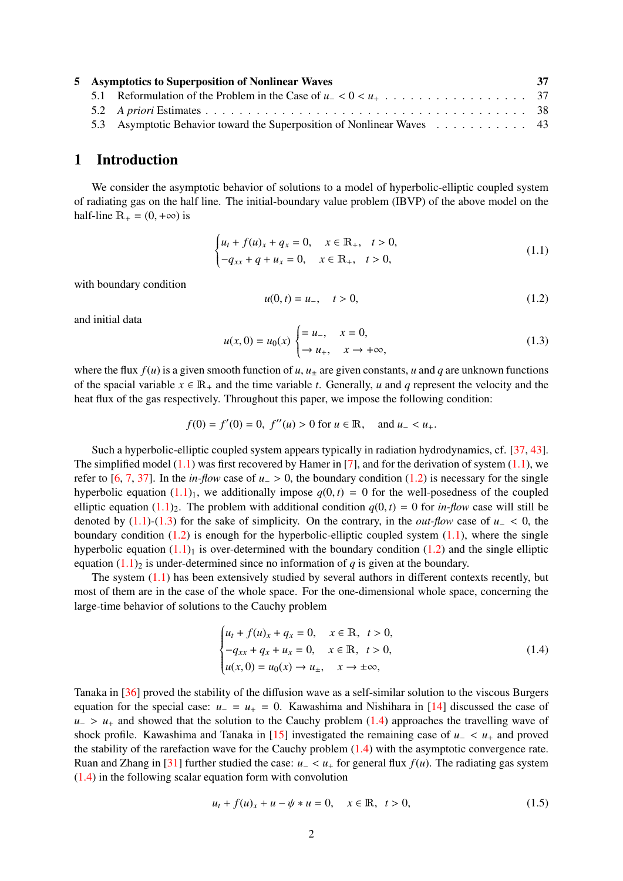| 5 Asymptotics to Superposition of Nonlinear Waves | 37 |
| --- | --- |
| 5.1 Reformulation of the Problem in the Case of $u_- < 0 < u_+$ | 37 |
| 5.2 *A priori* Estimates | 38 |
| 5.3 Asymptotic Behavior toward the Superposition of Nonlinear Waves | 43 |

# 1 Introduction

We consider the asymptotic behavior of solutions to a model of hyperbolic-elliptic coupled system of radiating gas on the half line. The initial-boundary value problem (IBVP) of the above model on the half-line $\mathbb{R}_+ = (0, +\infty)$ is

$$
\begin{cases} u_t + f(u)_x + q_x = 0, & x \in \mathbb{R}_+, \quad t > 0, \\ -q_{xx} + q + u_x = 0, & x \in \mathbb{R}_+, \quad t > 0, \end{cases} \tag{1.1}
$$

with boundary condition

$$
u(0, t) = u_-, \quad t > 0, \tag{1.2}
$$

and initial data

$$
u(x, 0) = u_0(x) \begin{cases} = u_-, & x = 0, \\ \to u_+, & x \to +\infty, \end{cases} \tag{1.3}
$$

where the flux $f(u)$ is a given smooth function of $u$, $u_\pm$ are given constants, $u$ and $q$ are unknown functions of the spacial variable $x \in \mathbb{R}_+$ and the time variable $t$. Generally, $u$ and $q$ represent the velocity and the heat flux of the gas respectively. Throughout this paper, we impose the following condition:

$$
f(0) = f'(0) = 0, \ f''(u) > 0 \text{ for } u \in \mathbb{R}, \quad \text{and } u_- < u_+.
$$

Such a hyperbolic-elliptic coupled system appears typically in radiation hydrodynamics, cf. [37, 43]. The simplified model (1.1) was first recovered by Hamer in [7], and for the derivation of system (1.1), we refer to [6, 7, 37]. In the *in-flow* case of $u_- > 0$, the boundary condition (1.2) is necessary for the single hyperbolic equation $(1.1)_1$, we additionally impose $q(0, t) = 0$ for the well-posedness of the coupled elliptic equation $(1.1)_2$. The problem with additional condition $q(0, t) = 0$ for *in-flow* case will still be denoted by (1.1)-(1.3) for the sake of simplicity. On the contrary, in the *out-flow* case of $u_- < 0$, the boundary condition (1.2) is enough for the hyperbolic-elliptic coupled system (1.1), where the single hyperbolic equation $(1.1)_1$ is over-determined with the boundary condition (1.2) and the single elliptic equation $(1.1)_2$ is under-determined since no information of $q$ is given at the boundary.

The system (1.1) has been extensively studied by several authors in different contexts recently, but most of them are in the case of the whole space. For the one-dimensional whole space, concerning the large-time behavior of solutions to the Cauchy problem

$$
\begin{cases} u_t + f(u)_x + q_x = 0, & x \in \mathbb{R}, \quad t > 0, \\ -q_{xx} + q_x + u_x = 0, & x \in \mathbb{R}, \quad t > 0, \\ u(x, 0) = u_0(x) \to u_\pm, & x \to \pm\infty, \end{cases} \tag{1.4}
$$

Tanaka in [36] proved the stability of the diffusion wave as a self-similar solution to the viscous Burgers equation for the special case: $u_- = u_+ = 0$. Kawashima and Nishihara in [14] discussed the case of $u_- > u_+$ and showed that the solution to the Cauchy problem (1.4) approaches the travelling wave of shock profile. Kawashima and Tanaka in [15] investigated the remaining case of $u_- < u_+$ and proved the stability of the rarefaction wave for the Cauchy problem (1.4) with the asymptotic convergence rate. Ruan and Zhang in [31] further studied the case: $u_- < u_+$ for general flux $f(u)$. The radiating gas system (1.4) in the following scalar equation form with convolution

$$
u_t + f(u)_x + u - \psi * u = 0, \quad x \in \mathbb{R}, \quad t > 0, \tag{1.5}
$$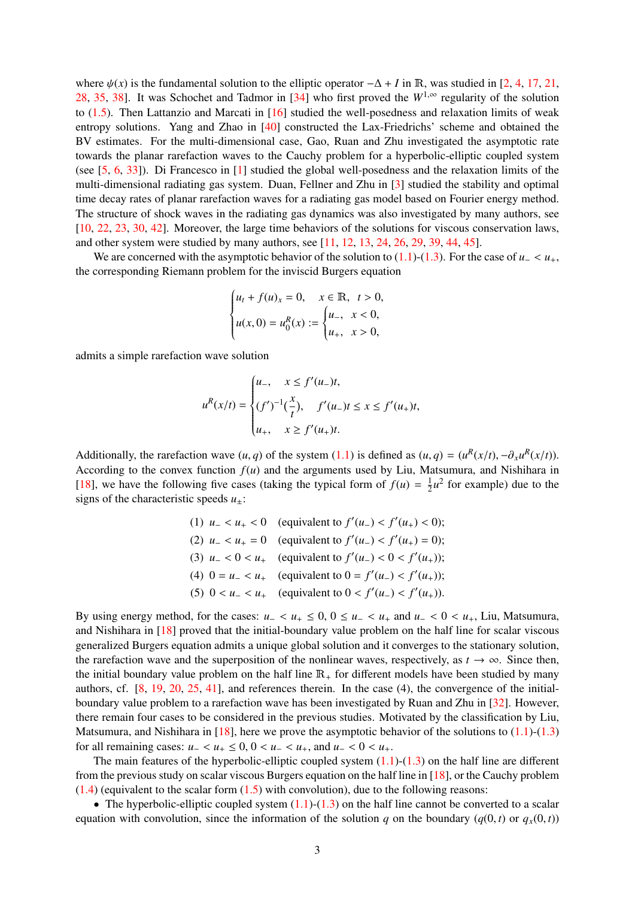where $\psi(x)$ is the fundamental solution to the elliptic operator $-\Delta + I$ in $\mathbb{R}$, was studied in [2, 4, 17, 21, 28, 35, 38]. It was Schochet and Tadmor in [34] who first proved the $W^{1,\infty}$ regularity of the solution to (1.5). Then Lattanzio and Marcati in [16] studied the well-posedness and relaxation limits of weak entropy solutions. Yang and Zhao in [40] constructed the Lax-Friedrichs' scheme and obtained the BV estimates. For the multi-dimensional case, Gao, Ruan and Zhu investigated the asymptotic rate towards the planar rarefaction waves to the Cauchy problem for a hyperbolic-elliptic coupled system (see [5, 6, 33]). Di Francesco in [1] studied the global well-posedness and the relaxation limits of the multi-dimensional radiating gas system. Duan, Fellner and Zhu in [3] studied the stability and optimal time decay rates of planar rarefaction waves for a radiating gas model based on Fourier energy method. The structure of shock waves in the radiating gas dynamics was also investigated by many authors, see [10, 22, 23, 30, 42]. Moreover, the large time behaviors of the solutions for viscous conservation laws, and other system were studied by many authors, see [11, 12, 13, 24, 26, 29, 39, 44, 45].

We are concerned with the asymptotic behavior of the solution to (1.1)-(1.3). For the case of $u_- < u_+$, the corresponding Riemann problem for the inviscid Burgers equation

$$
\begin{cases}
u_t + f(u)_x = 0, & x \in \mathbb{R}, \quad t > 0, \\
u(x,0) = u_0^R(x) := \begin{cases} u_-, & x < 0, \\ u_+, & x > 0, \end{cases}
\end{cases}
$$

admits a simple rarefaction wave solution

$$
u^R(x/t) = \begin{cases}
u_-, & x \le f'(u_-)t, \\
(f')^{-1}(\frac{x}{t}), & f'(u_-)t \le x \le f'(u_+)t, \\
u_+, & x \ge f'(u_+)t.
\end{cases}
$$

Additionally, the rarefaction wave $(u,q)$ of the system (1.1) is defined as $(u,q) = (u^R(x/t), -\partial_x u^R(x/t))$. According to the convex function $f(u)$ and the arguments used by Liu, Matsumura, and Nishihara in [18], we have the following five cases (taking the typical form of $f(u) = \frac{1}{2}u^2$ for example) due to the signs of the characteristic speeds $u_\pm$:

$$
\begin{aligned}
&(1)\ \ u_- < u_+ < 0 \quad (\text{equivalent to } f'(u_-) < f'(u_+) < 0); \\
&(2)\ \ u_- < u_+ = 0 \quad (\text{equivalent to } f'(u_-) < f'(u_+) = 0); \\
&(3)\ \ u_- < 0 < u_+ \quad (\text{equivalent to } f'(u_-) < 0 < f'(u_+)); \\
&(4)\ \ 0 = u_- < u_+ \quad (\text{equivalent to } 0 = f'(u_-) < f'(u_+)); \\
&(5)\ \ 0 < u_- < u_+ \quad (\text{equivalent to } 0 < f'(u_-) < f'(u_+)).
\end{aligned}
$$

By using energy method, for the cases: $u_- < u_+ \le 0$, $0 \le u_- < u_+$ and $u_- < 0 < u_+$, Liu, Matsumura, and Nishihara in [18] proved that the initial-boundary value problem on the half line for scalar viscous generalized Burgers equation admits a unique global solution and it converges to the stationary solution, the rarefaction wave and the superposition of the nonlinear waves, respectively, as $t \to \infty$. Since then, the initial boundary value problem on the half line $\mathbb{R}_+$ for different models have been studied by many authors, cf. [8, 19, 20, 25, 41], and references therein. In the case (4), the convergence of the initial-boundary value problem to a rarefaction wave has been investigated by Ruan and Zhu in [32]. However, there remain four cases to be considered in the previous studies. Motivated by the classification by Liu, Matsumura, and Nishihara in [18], here we prove the asymptotic behavior of the solutions to (1.1)-(1.3) for all remaining cases: $u_- < u_+ \le 0$, $0 < u_- < u_+$, and $u_- < 0 < u_+$.

The main features of the hyperbolic-elliptic coupled system (1.1)-(1.3) on the half line are different from the previous study on scalar viscous Burgers equation on the half line in [18], or the Cauchy problem (1.4) (equivalent to the scalar form (1.5) with convolution), due to the following reasons:

- The hyperbolic-elliptic coupled system (1.1)-(1.3) on the half line cannot be converted to a scalar equation with convolution, since the information of the solution $q$ on the boundary ($q(0,t)$ or $q_x(0,t)$)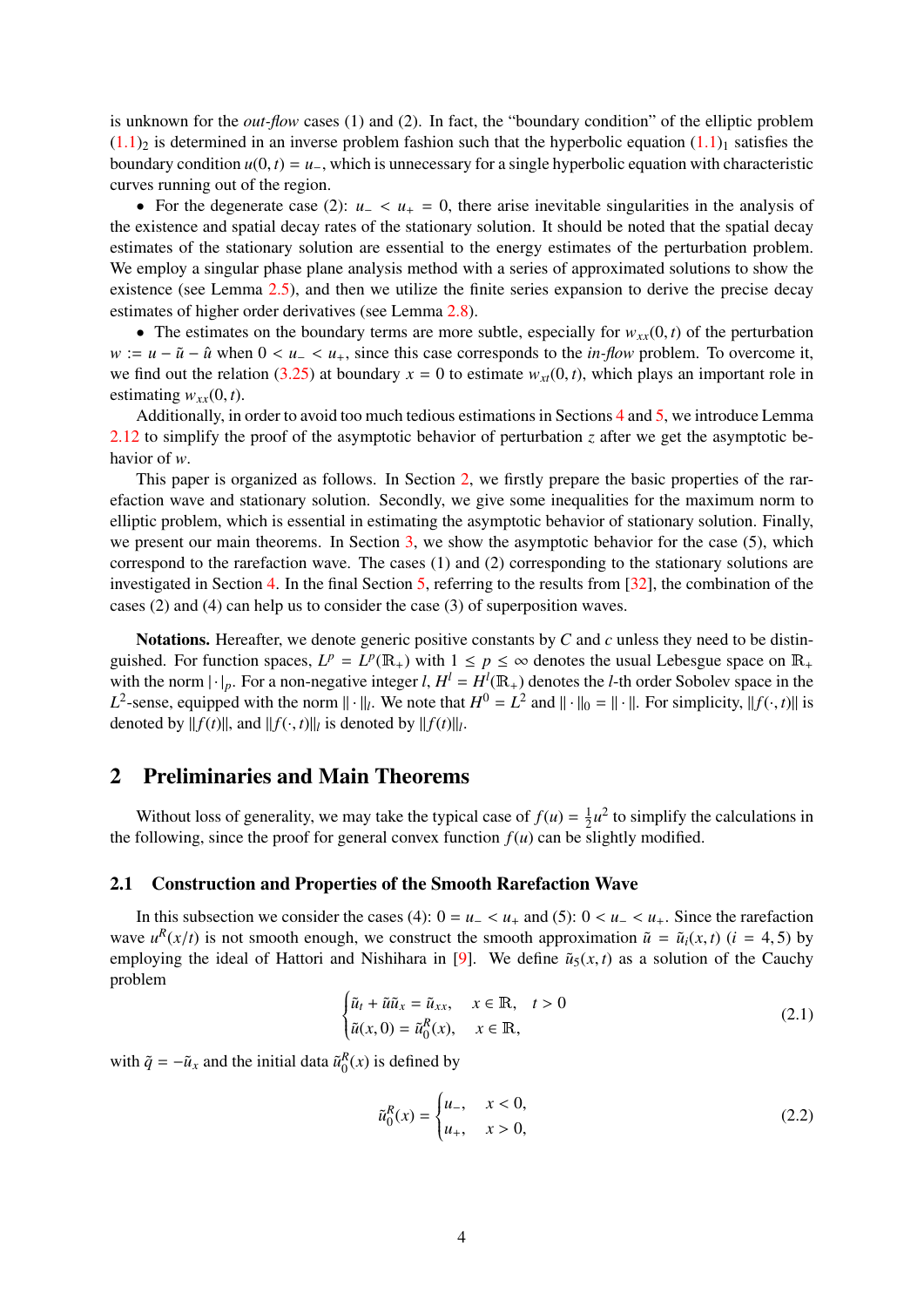is unknown for the *out-flow* cases (1) and (2). In fact, the "boundary condition" of the elliptic problem $(1.1)_2$ is determined in an inverse problem fashion such that the hyperbolic equation $(1.1)_1$ satisfies the boundary condition $u(0,t) = u_-$, which is unnecessary for a single hyperbolic equation with characteristic curves running out of the region.

- For the degenerate case (2): $u_- < u_+ = 0$, there arise inevitable singularities in the analysis of the existence and spatial decay rates of the stationary solution. It should be noted that the spatial decay estimates of the stationary solution are essential to the energy estimates of the perturbation problem. We employ a singular phase plane analysis method with a series of approximated solutions to show the existence (see Lemma 2.5), and then we utilize the finite series expansion to derive the precise decay estimates of higher order derivatives (see Lemma 2.8).
- The estimates on the boundary terms are more subtle, especially for $w_{xx}(0,t)$ of the perturbation $w := u - \tilde{u} - \hat{u}$ when $0 < u_- < u_+$, since this case corresponds to the *in-flow* problem. To overcome it, we find out the relation (3.25) at boundary $x = 0$ to estimate $w_{xt}(0,t)$, which plays an important role in estimating $w_{xx}(0,t)$.

Additionally, in order to avoid too much tedious estimations in Sections 4 and 5, we introduce Lemma 2.12 to simplify the proof of the asymptotic behavior of perturbation $z$ after we get the asymptotic behavior of $w$.

This paper is organized as follows. In Section 2, we firstly prepare the basic properties of the rarefaction wave and stationary solution. Secondly, we give some inequalities for the maximum norm to elliptic problem, which is essential in estimating the asymptotic behavior of stationary solution. Finally, we present our main theorems. In Section 3, we show the asymptotic behavior for the case (5), which correspond to the rarefaction wave. The cases (1) and (2) corresponding to the stationary solutions are investigated in Section 4. In the final Section 5, referring to the results from [32], the combination of the cases (2) and (4) can help us to consider the case (3) of superposition waves.

**Notations.** Hereafter, we denote generic positive constants by $C$ and $c$ unless they need to be distinguished. For function spaces, $L^p = L^p(\mathbb{R}_+)$ with $1 \leq p \leq \infty$ denotes the usual Lebesgue space on $\mathbb{R}_+$ with the norm $|\cdot|_p$. For a non-negative integer $l$, $H^l = H^l(\mathbb{R}_+)$ denotes the $l$-th order Sobolev space in the $L^2$-sense, equipped with the norm $\|\cdot\|_l$. We note that $H^0 = L^2$ and $\|\cdot\|_0 = \|\cdot\|$. For simplicity, $\|f(\cdot,t)\|$ is denoted by $\|f(t)\|$, and $\|f(\cdot,t)\|_l$ is denoted by $\|f(t)\|_l$.

## 2 Preliminaries and Main Theorems

Without loss of generality, we may take the typical case of $f(u) = \frac{1}{2}u^2$ to simplify the calculations in the following, since the proof for general convex function $f(u)$ can be slightly modified.

### 2.1 Construction and Properties of the Smooth Rarefaction Wave

In this subsection we consider the cases (4): $0 = u_- < u_+$ and (5): $0 < u_- < u_+$. Since the rarefaction wave $u^R(x/t)$ is not smooth enough, we construct the smooth approximation $\tilde{u} = \tilde{u}_i(x,t)$ $(i = 4, 5)$ by employing the ideal of Hattori and Nishihara in [9]. We define $\tilde{u}_5(x,t)$ as a solution of the Cauchy problem

$$\begin{cases} \tilde{u}_t + \tilde{u}\tilde{u}_x = \tilde{u}_{xx}, & x \in \mathbb{R}, \quad t > 0 \\ \tilde{u}(x,0) = \tilde{u}_0^R(x), & x \in \mathbb{R}, \end{cases} \tag{2.1}$$

with $\tilde{q} = -\tilde{u}_x$ and the initial data $\tilde{u}_0^R(x)$ is defined by

$$\tilde{u}_0^R(x) = \begin{cases} u_-, & x < 0, \\ u_+, & x > 0, \end{cases} \tag{2.2}$$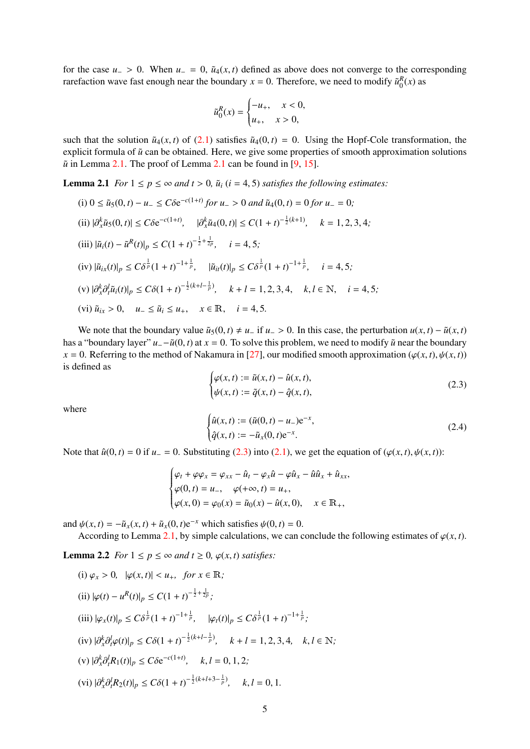for the case $u_- > 0$. When $u_- = 0$, $\tilde{u}_4(x,t)$ defined as above does not converge to the corresponding rarefaction wave fast enough near the boundary $x = 0$. Therefore, we need to modify $\tilde{u}_0^R(x)$ as

$$
\tilde{u}_0^R(x) = \begin{cases} -u_+, & x < 0, \\ u_+, & x > 0, \end{cases}
$$

such that the solution $\tilde{u}_4(x,t)$ of (2.1) satisfies $\tilde{u}_4(0,t) = 0$. Using the Hopf-Cole transformation, the explicit formula of $\tilde{u}$ can be obtained. Here, we give some properties of smooth approximation solutions $\tilde{u}$ in Lemma 2.1. The proof of Lemma 2.1 can be found in [9, 15].

**Lemma 2.1** *For $1 \le p \le \infty$ and $t > 0$, $\tilde{u}_i$ $(i = 4, 5)$ satisfies the following estimates:*

(i) $0 \le \tilde{u}_5(0,t) - u_- \le C\delta e^{-c(1+t)}$ *for* $u_- > 0$ *and* $\tilde{u}_4(0,t) = 0$ *for* $u_- = 0$;

(ii) $|\partial_x^k \tilde{u}_5(0,t)| \le C\delta e^{-c(1+t)}, \quad |\partial_x^k \tilde{u}_4(0,t)| \le C(1+t)^{-\frac{1}{2}(k+1)}, \quad k = 1,2,3,4;$

(iii) $|\tilde{u}_i(t) - \tilde{u}^R(t)|_p \le C(1+t)^{-\frac{1}{2}+\frac{1}{2p}}, \quad i = 4,5;$

(iv) $|\tilde{u}_{ix}(t)|_p \le C\delta^{\frac{1}{p}}(1+t)^{-1+\frac{1}{p}}, \quad |\tilde{u}_{it}(t)|_p \le C\delta^{\frac{1}{p}}(1+t)^{-1+\frac{1}{p}}, \quad i = 4,5;$

(v) $|\partial_x^k \partial_t^l \tilde{u}_i(t)|_p \le C\delta(1+t)^{-\frac{1}{2}(k+l-\frac{1}{p})}, \quad k+l = 1,2,3,4, \quad k,l \in \mathbb{N}, \quad i = 4,5;$

(vi) $\tilde{u}_{ix} > 0, \quad u_- \le \tilde{u}_i \le u_+, \quad x \in \mathbb{R}, \quad i = 4,5.$

We note that the boundary value $\tilde{u}_5(0,t) \ne u_-$ if $u_- > 0$. In this case, the perturbation $u(x,t) - \tilde{u}(x,t)$ has a "boundary layer" $u_- - \tilde{u}(0,t)$ at $x = 0$. To solve this problem, we need to modify $\tilde{u}$ near the boundary $x = 0$. Referring to the method of Nakamura in [27], our modified smooth approximation $(\varphi(x,t), \psi(x,t))$ is defined as

$$
\begin{cases} \varphi(x,t) := \tilde{u}(x,t) - \hat{u}(x,t), \\ \psi(x,t) := \tilde{q}(x,t) - \hat{q}(x,t), \end{cases} \tag{2.3}
$$

where

$$
\begin{cases} \hat{u}(x,t) := (\tilde{u}(0,t) - u_-)e^{-x}, \\ \hat{q}(x,t) := -\tilde{u}_x(0,t)e^{-x}. \end{cases} \tag{2.4}
$$

Note that $\hat{u}(0,t) = 0$ if $u_- = 0$. Substituting (2.3) into (2.1), we get the equation of $(\varphi(x,t), \psi(x,t))$:

$$
\begin{cases} \varphi_t + \varphi\varphi_x = \varphi_{xx} - \hat{u}_t - \varphi_x\hat{u} - \varphi\hat{u}_x - \hat{u}\hat{u}_x + \hat{u}_{xx}, \\ \varphi(0,t) = u_-, \quad \varphi(+\infty,t) = u_+, \\ \varphi(x,0) = \varphi_0(x) = \tilde{u}_0(x) - \hat{u}(x,0), \quad x \in \mathbb{R}_+, \end{cases}
$$

and $\psi(x,t) = -\tilde{u}_x(x,t) + \tilde{u}_x(0,t)e^{-x}$ which satisfies $\psi(0,t) = 0$.

According to Lemma 2.1, by simple calculations, we can conclude the following estimates of $\varphi(x,t)$.

**Lemma 2.2** *For $1 \le p \le \infty$ and $t \ge 0$, $\varphi(x,t)$ satisfies:*

(i) $\varphi_x > 0, \quad |\varphi(x,t)| < u_+, \quad$ *for* $x \in \mathbb{R}$;

(ii) $|\varphi(t) - u^R(t)|_p \le C(1+t)^{-\frac{1}{2}+\frac{1}{2p}}$;

(iii) $|\varphi_x(t)|_p \le C\delta^{\frac{1}{p}}(1+t)^{-1+\frac{1}{p}}, \quad |\varphi_t(t)|_p \le C\delta^{\frac{1}{p}}(1+t)^{-1+\frac{1}{p}}$;

(iv) $|\partial_x^k \partial_t^l \varphi(t)|_p \le C\delta(1+t)^{-\frac{1}{2}(k+l-\frac{1}{p})}, \quad k+l = 1,2,3,4, \quad k,l \in \mathbb{N}$;

(v) $|\partial_x^k \partial_t^l R_1(t)|_p \le C\delta e^{-c(1+t)}, \quad k,l = 0,1,2$;

(vi) $|\partial_x^k \partial_t^l R_2(t)|_p \le C\delta(1+t)^{-\frac{1}{2}(k+l+3-\frac{1}{p})}, \quad k,l = 0,1.$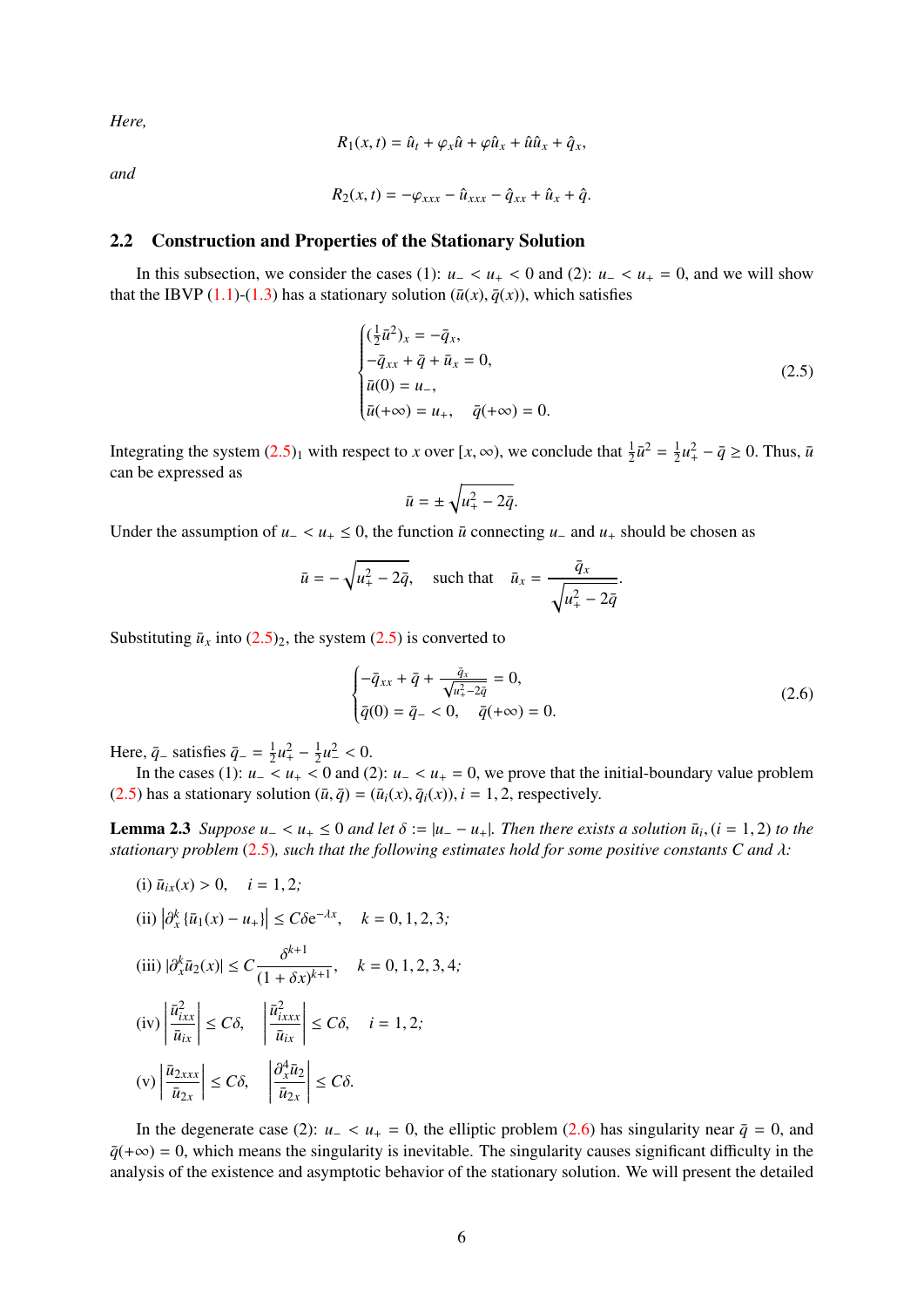*Here,*

$$R_1(x,t) = \hat{u}_t + \varphi_x \hat{u} + \varphi \hat{u}_x + \hat{u}\hat{u}_x + \hat{q}_x,$$

*and*

$$R_2(x,t) = -\varphi_{xxx} - \hat{u}_{xxx} - \hat{q}_{xx} + \hat{u}_x + \hat{q}.$$

## 2.2 Construction and Properties of the Stationary Solution

In this subsection, we consider the cases (1): $u_- < u_+ < 0$ and (2): $u_- < u_+ = 0$, and we will show that the IBVP (1.1)-(1.3) has a stationary solution $(\bar{u}(x), \bar{q}(x))$, which satisfies

$$\begin{cases} (\frac{1}{2}\bar{u}^2)_x = -\bar{q}_x, \\ -\bar{q}_{xx} + \bar{q} + \bar{u}_x = 0, \\ \bar{u}(0) = u_-, \\ \bar{u}(+\infty) = u_+, \quad \bar{q}(+\infty) = 0. \end{cases} \tag{2.5}$$

Integrating the system $(2.5)_1$ with respect to $x$ over $[x, \infty)$, we conclude that $\frac{1}{2}\bar{u}^2 = \frac{1}{2}u_+^2 - \bar{q} \geq 0$. Thus, $\bar{u}$ can be expressed as

$$\bar{u} = \pm\sqrt{u_+^2 - 2\bar{q}}.$$

Under the assumption of $u_- < u_+ \leq 0$, the function $\bar{u}$ connecting $u_-$ and $u_+$ should be chosen as

$$\bar{u} = -\sqrt{u_+^2 - 2\bar{q}}, \quad \text{such that} \quad \bar{u}_x = \frac{\bar{q}_x}{\sqrt{u_+^2 - 2\bar{q}}}.$$

Substituting $\bar{u}_x$ into $(2.5)_2$, the system (2.5) is converted to

$$\begin{cases} -\bar{q}_{xx} + \bar{q} + \frac{\bar{q}_x}{\sqrt{u_+^2 - 2\bar{q}}} = 0, \\ \bar{q}(0) = \bar{q}_- < 0, \quad \bar{q}(+\infty) = 0. \end{cases} \tag{2.6}$$

Here, $\bar{q}_-$ satisfies $\bar{q}_- = \frac{1}{2}u_+^2 - \frac{1}{2}u_-^2 < 0$.

In the cases (1): $u_- < u_+ < 0$ and (2): $u_- < u_+ = 0$, we prove that the initial-boundary value problem (2.5) has a stationary solution $(\bar{u}, \bar{q}) = (\bar{u}_i(x), \bar{q}_i(x)), i = 1, 2$, respectively.

**Lemma 2.3** *Suppose $u_- < u_+ \leq 0$ and let $\delta := |u_- - u_+|$. Then there exists a solution $\bar{u}_i, (i = 1, 2)$ to the stationary problem (2.5), such that the following estimates hold for some positive constants $C$ and $\lambda$:*

(i) $\bar{u}_{ix}(x) > 0, \quad i = 1, 2;$

(ii) $\left|\partial_x^k \{\bar{u}_1(x) - u_+\}\right| \leq C\delta e^{-\lambda x}, \quad k = 0, 1, 2, 3;$

(iii) $|\partial_x^k \bar{u}_2(x)| \leq C\dfrac{\delta^{k+1}}{(1 + \delta x)^{k+1}}, \quad k = 0, 1, 2, 3, 4;$

(iv) $\left|\dfrac{\bar{u}_{ixx}^2}{\bar{u}_{ix}}\right| \leq C\delta, \quad \left|\dfrac{\bar{u}_{ixxx}^2}{\bar{u}_{ix}}\right| \leq C\delta, \quad i = 1, 2;$

(v) $\left|\dfrac{\bar{u}_{2xxx}}{\bar{u}_{2x}}\right| \leq C\delta, \quad \left|\dfrac{\partial_x^4 \bar{u}_2}{\bar{u}_{2x}}\right| \leq C\delta.$

In the degenerate case (2): $u_- < u_+ = 0$, the elliptic problem (2.6) has singularity near $\bar{q} = 0$, and $\bar{q}(+\infty) = 0$, which means the singularity is inevitable. The singularity causes significant difficulty in the analysis of the existence and asymptotic behavior of the stationary solution. We will present the detailed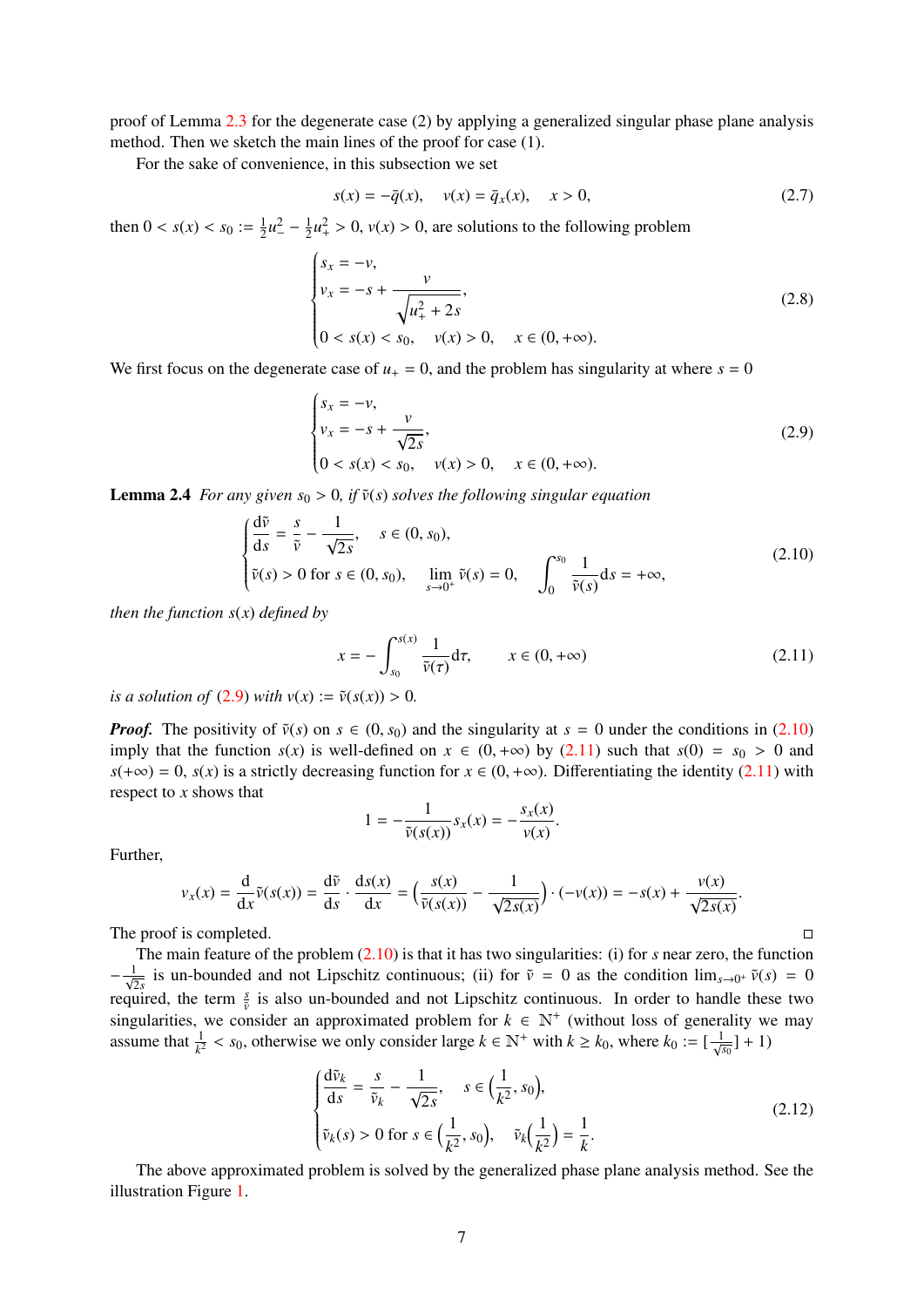proof of Lemma 2.3 for the degenerate case (2) by applying a generalized singular phase plane analysis method. Then we sketch the main lines of the proof for case (1).

For the sake of convenience, in this subsection we set

$$s(x) = -\bar{q}(x), \quad v(x) = \bar{q}_x(x), \quad x > 0, \tag{2.7}$$

then $0 < s(x) < s_0 := \frac{1}{2}u_-^2 - \frac{1}{2}u_+^2 > 0$, $v(x) > 0$, are solutions to the following problem

$$\begin{cases} s_x = -v, \\ v_x = -s + \dfrac{v}{\sqrt{u_+^2 + 2s}}, \\ 0 < s(x) < s_0, \quad v(x) > 0, \quad x \in (0, +\infty). \end{cases} \tag{2.8}$$

We first focus on the degenerate case of $u_+ = 0$, and the problem has singularity at where $s = 0$

$$\begin{cases} s_x = -v, \\ v_x = -s + \dfrac{v}{\sqrt{2s}}, \\ 0 < s(x) < s_0, \quad v(x) > 0, \quad x \in (0, +\infty). \end{cases} \tag{2.9}$$

**Lemma 2.4** *For any given $s_0 > 0$, if $\tilde{v}(s)$ solves the following singular equation*

$$\begin{cases} \dfrac{\mathrm{d}\tilde{v}}{\mathrm{d}s} = \dfrac{s}{\tilde{v}} - \dfrac{1}{\sqrt{2s}}, \quad s \in (0, s_0), \\ \tilde{v}(s) > 0 \text{ for } s \in (0, s_0), \quad \lim\limits_{s \to 0^+} \tilde{v}(s) = 0, \quad \displaystyle\int_0^{s_0} \frac{1}{\tilde{v}(s)} \mathrm{d}s = +\infty, \end{cases} \tag{2.10}$$

*then the function $s(x)$ defined by*

$$x = -\int_{s_0}^{s(x)} \frac{1}{\tilde{v}(\tau)} \mathrm{d}\tau, \qquad x \in (0, +\infty) \tag{2.11}$$

*is a solution of (2.9) with $v(x) := \tilde{v}(s(x)) > 0$.*

***Proof.*** The positivity of $\tilde{v}(s)$ on $s \in (0, s_0)$ and the singularity at $s = 0$ under the conditions in (2.10) imply that the function $s(x)$ is well-defined on $x \in (0, +\infty)$ by (2.11) such that $s(0) = s_0 > 0$ and $s(+\infty) = 0$, $s(x)$ is a strictly decreasing function for $x \in (0, +\infty)$. Differentiating the identity (2.11) with respect to $x$ shows that

$$1 = -\frac{1}{\tilde{v}(s(x))} s_x(x) = -\frac{s_x(x)}{v(x)}.$$

Further,

$$v_x(x) = \frac{\mathrm{d}}{\mathrm{d}x}\tilde{v}(s(x)) = \frac{\mathrm{d}\tilde{v}}{\mathrm{d}s} \cdot \frac{\mathrm{d}s(x)}{\mathrm{d}x} = \Big(\frac{s(x)}{\tilde{v}(s(x))} - \frac{1}{\sqrt{2s(x)}}\Big) \cdot (-v(x)) = -s(x) + \frac{v(x)}{\sqrt{2s(x)}}.$$

The proof is completed. □

The main feature of the problem (2.10) is that it has two singularities: (i) for $s$ near zero, the function $-\frac{1}{\sqrt{2s}}$ is un-bounded and not Lipschitz continuous; (ii) for $\tilde{v} = 0$ as the condition $\lim_{s\to 0^+} \tilde{v}(s) = 0$ required, the term $\frac{s}{\tilde{v}}$ is also un-bounded and not Lipschitz continuous. In order to handle these two singularities, we consider an approximated problem for $k \in \mathbb{N}^+$ (without loss of generality we may assume that $\frac{1}{k^2} < s_0$, otherwise we only consider large $k \in \mathbb{N}^+$ with $k \geq k_0$, where $k_0 := [\frac{1}{\sqrt{s_0}}] + 1$)

$$\begin{cases} \dfrac{\mathrm{d}\tilde{v}_k}{\mathrm{d}s} = \dfrac{s}{\tilde{v}_k} - \dfrac{1}{\sqrt{2s}}, \quad s \in \Big(\dfrac{1}{k^2}, s_0\Big), \\ \tilde{v}_k(s) > 0 \text{ for } s \in \Big(\dfrac{1}{k^2}, s_0\Big), \quad \tilde{v}_k\Big(\dfrac{1}{k^2}\Big) = \dfrac{1}{k}. \end{cases} \tag{2.12}$$

The above approximated problem is solved by the generalized phase plane analysis method. See the illustration Figure 1.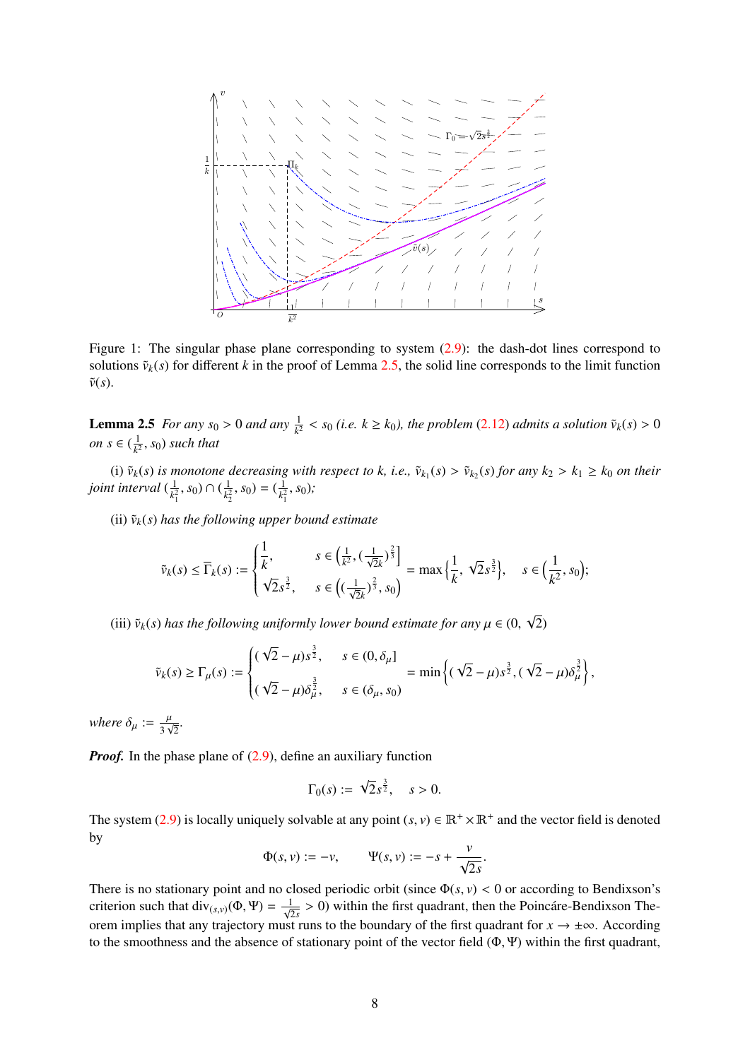Figure 1: The singular phase plane corresponding to system (2.9): the dash-dot lines correspond to solutions $\tilde{v}_k(s)$ for different $k$ in the proof of Lemma 2.5, the solid line corresponds to the limit function $\tilde{v}(s)$.

**Lemma 2.5** *For any $s_0 > 0$ and any $\frac{1}{k^2} < s_0$ (i.e. $k \geq k_0$), the problem (2.12) admits a solution $\tilde{v}_k(s) > 0$ on $s \in (\frac{1}{k^2}, s_0)$ such that*

*(i) $\tilde{v}_k(s)$ is monotone decreasing with respect to $k$, i.e., $\tilde{v}_{k_1}(s) > \tilde{v}_{k_2}(s)$ for any $k_2 > k_1 \geq k_0$ on their joint interval $(\frac{1}{k_1^2}, s_0) \cap (\frac{1}{k_2^2}, s_0) = (\frac{1}{k_1^2}, s_0)$;*

*(ii) $\tilde{v}_k(s)$ has the following upper bound estimate*

$$\tilde{v}_k(s) \leq \overline{\Gamma}_k(s) := \begin{cases} \frac{1}{k}, & s \in \left(\frac{1}{k^2}, (\frac{1}{\sqrt{2}k})^{\frac{2}{3}}\right] \\ \sqrt{2}s^{\frac{3}{2}}, & s \in \left((\frac{1}{\sqrt{2}k})^{\frac{2}{3}}, s_0\right) \end{cases} = \max\left\{\frac{1}{k}, \sqrt{2}s^{\frac{3}{2}}\right\}, \quad s \in \left(\frac{1}{k^2}, s_0\right);$$

*(iii) $\tilde{v}_k(s)$ has the following uniformly lower bound estimate for any $\mu \in (0, \sqrt{2})$*

$$\tilde{v}_k(s) \geq \Gamma_\mu(s) := \begin{cases} (\sqrt{2}-\mu)s^{\frac{3}{2}}, & s \in (0, \delta_\mu] \\ (\sqrt{2}-\mu)\delta_\mu^{\frac{3}{2}}, & s \in (\delta_\mu, s_0) \end{cases} = \min\left\{(\sqrt{2}-\mu)s^{\frac{3}{2}}, (\sqrt{2}-\mu)\delta_\mu^{\frac{3}{2}}\right\},$$

*where $\delta_\mu := \frac{\mu}{3\sqrt{2}}$.*

***Proof.*** In the phase plane of (2.9), define an auxiliary function

$$\Gamma_0(s) := \sqrt{2}s^{\frac{3}{2}}, \quad s > 0.$$

The system (2.9) is locally uniquely solvable at any point $(s, v) \in \mathbb{R}^+ \times \mathbb{R}^+$ and the vector field is denoted by

$$\Phi(s, v) := -v, \qquad \Psi(s, v) := -s + \frac{v}{\sqrt{2s}}.$$

There is no stationary point and no closed periodic orbit (since $\Phi(s, v) < 0$ or according to Bendixson's criterion such that $\mathrm{div}_{(s,v)}(\Phi, \Psi) = \frac{1}{\sqrt{2s}} > 0$) within the first quadrant, then the Poincáre-Bendixson Theorem implies that any trajectory must runs to the boundary of the first quadrant for $x \to \pm\infty$. According to the smoothness and the absence of stationary point of the vector field $(\Phi, \Psi)$ within the first quadrant,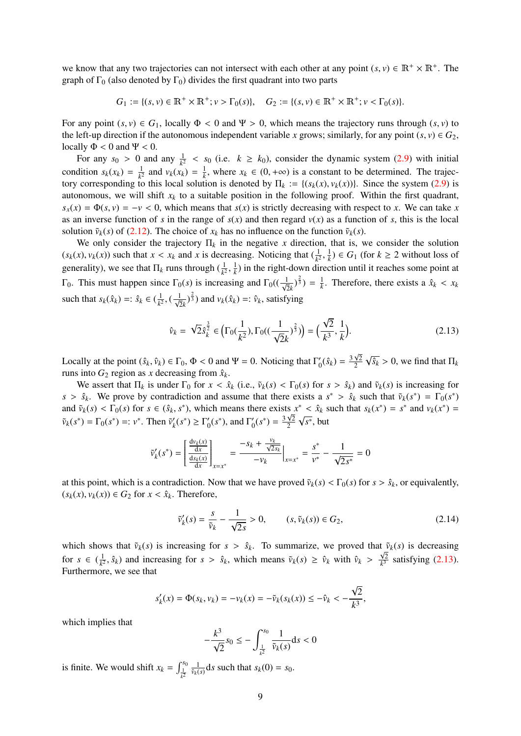we know that any two trajectories can not intersect with each other at any point $(s, v) \in \mathbb{R}^+ \times \mathbb{R}^+$. The graph of $\Gamma_0$ (also denoted by $\Gamma_0$) divides the first quadrant into two parts

$$G_1 := \{(s, v) \in \mathbb{R}^+ \times \mathbb{R}^+; v > \Gamma_0(s)\}, \quad G_2 := \{(s, v) \in \mathbb{R}^+ \times \mathbb{R}^+; v < \Gamma_0(s)\}.$$

For any point $(s, v) \in G_1$, locally $\Phi < 0$ and $\Psi > 0$, which means the trajectory runs through $(s, v)$ to the left-up direction if the autonomous independent variable $x$ grows; similarly, for any point $(s, v) \in G_2$, locally $\Phi < 0$ and $\Psi < 0$.

For any $s_0 > 0$ and any $\frac{1}{k^2} < s_0$ (i.e. $k \geq k_0$), consider the dynamic system (2.9) with initial condition $s_k(x_k) = \frac{1}{k^2}$ and $v_k(x_k) = \frac{1}{k}$, where $x_k \in (0, +\infty)$ is a constant to be determined. The trajectory corresponding to this local solution is denoted by $\Pi_k := \{(s_k(x), v_k(x))\}$. Since the system (2.9) is autonomous, we will shift $x_k$ to a suitable position in the following proof. Within the first quadrant, $s_x(x) = \Phi(s, v) = -v < 0$, which means that $s(x)$ is strictly decreasing with respect to $x$. We can take $x$ as an inverse function of $s$ in the range of $s(x)$ and then regard $v(x)$ as a function of $s$, this is the local solution $\tilde{v}_k(s)$ of (2.12). The choice of $x_k$ has no influence on the function $\tilde{v}_k(s)$.

We only consider the trajectory $\Pi_k$ in the negative $x$ direction, that is, we consider the solution $(s_k(x), v_k(x))$ such that $x < x_k$ and $x$ is decreasing. Noticing that $(\frac{1}{k^2}, \frac{1}{k}) \in G_1$ (for $k \geq 2$ without loss of generality), we see that $\Pi_k$ runs through $(\frac{1}{k^2}, \frac{1}{k})$ in the right-down direction until it reaches some point at $\Gamma_0$. This must happen since $\Gamma_0(s)$ is increasing and $\Gamma_0((\frac{1}{\sqrt{2}k})^{\frac{2}{3}}) = \frac{1}{k}$. Therefore, there exists a $\hat{x}_k < x_k$ such that $s_k(\hat{x}_k) =: \hat{s}_k \in (\frac{1}{k^2}, (\frac{1}{\sqrt{2}k})^{\frac{2}{3}})$ and $v_k(\hat{x}_k) =: \hat{v}_k$, satisfying

$$\hat{v}_k = \sqrt{2}\hat{s}_k^{\frac{3}{2}} \in \Big(\Gamma_0(\frac{1}{k^2}), \Gamma_0((\frac{1}{\sqrt{2}k})^{\frac{2}{3}})\Big) = \Big(\frac{\sqrt{2}}{k^3}, \frac{1}{k}\Big). \tag{2.13}$$

Locally at the point $(\hat{s}_k, \hat{v}_k) \in \Gamma_0$, $\Phi < 0$ and $\Psi = 0$. Noticing that $\Gamma_0'(\hat{s}_k) = \frac{3\sqrt{2}}{2}\sqrt{\hat{s}_k} > 0$, we find that $\Pi_k$ runs into $G_2$ region as $x$ decreasing from $\hat{x}_k$.

We assert that $\Pi_k$ is under $\Gamma_0$ for $x < \hat{x}_k$ (i.e., $\tilde{v}_k(s) < \Gamma_0(s)$ for $s > \hat{s}_k$) and $\tilde{v}_k(s)$ is increasing for $s > \hat{s}_k$. We prove by contradiction and assume that there exists a $s^* > \hat{s}_k$ such that $\tilde{v}_k(s^*) = \Gamma_0(s^*)$ and $\tilde{v}_k(s) < \Gamma_0(s)$ for $s \in (\hat{s}_k, s^*)$, which means there exists $x^* < \hat{x}_k$ such that $s_k(x^*) = s^*$ and $v_k(x^*) = \tilde{v}_k(s^*) = \Gamma_0(s^*) =: v^*$. Then $\tilde{v}_k'(s^*) \geq \Gamma_0'(s^*)$, and $\Gamma_0'(s^*) = \frac{3\sqrt{2}}{2}\sqrt{s^*}$, but

$$\tilde{v}_k'(s^*) = \left[\frac{\frac{\mathrm{d}v_k(x)}{\mathrm{d}x}}{\frac{\mathrm{d}s_k(x)}{\mathrm{d}x}}\right]_{x=x^*} = \frac{-s_k + \frac{v_k}{\sqrt{2s_k}}}{-v_k}\Big|_{x=x^*} = \frac{s^*}{v^*} - \frac{1}{\sqrt{2s^*}} = 0$$

at this point, which is a contradiction. Now that we have proved $\tilde{v}_k(s) < \Gamma_0(s)$ for $s > \hat{s}_k$, or equivalently, $(s_k(x), v_k(x)) \in G_2$ for $x < \hat{x}_k$. Therefore,

$$\tilde{v}_k'(s) = \frac{s}{\tilde{v}_k} - \frac{1}{\sqrt{2s}} > 0, \qquad (s, \tilde{v}_k(s)) \in G_2, \tag{2.14}$$

which shows that $\tilde{v}_k(s)$ is increasing for $s > \hat{s}_k$. To summarize, we proved that $\tilde{v}_k(s)$ is decreasing for $s \in (\frac{1}{k^2}, \hat{s}_k)$ and increasing for $s > \hat{s}_k$, which means $\tilde{v}_k(s) \geq \hat{v}_k$ with $\hat{v}_k > \frac{\sqrt{2}}{k^3}$ satisfying (2.13). Furthermore, we see that

$$s_k'(x) = \Phi(s_k, v_k) = -v_k(x) = -\tilde{v}_k(s_k(x)) \leq -\hat{v}_k < -\frac{\sqrt{2}}{k^3},$$

which implies that

$$-\frac{k^3}{\sqrt{2}}s_0 \leq -\int_{\frac{1}{k^2}}^{s_0} \frac{1}{\tilde{v}_k(s)}\mathrm{d}s < 0$$

is finite. We would shift $x_k = \int_{\frac{1}{k^2}}^{s_0} \frac{1}{\tilde{v}_k(s)}\mathrm{d}s$ such that $s_k(0) = s_0$.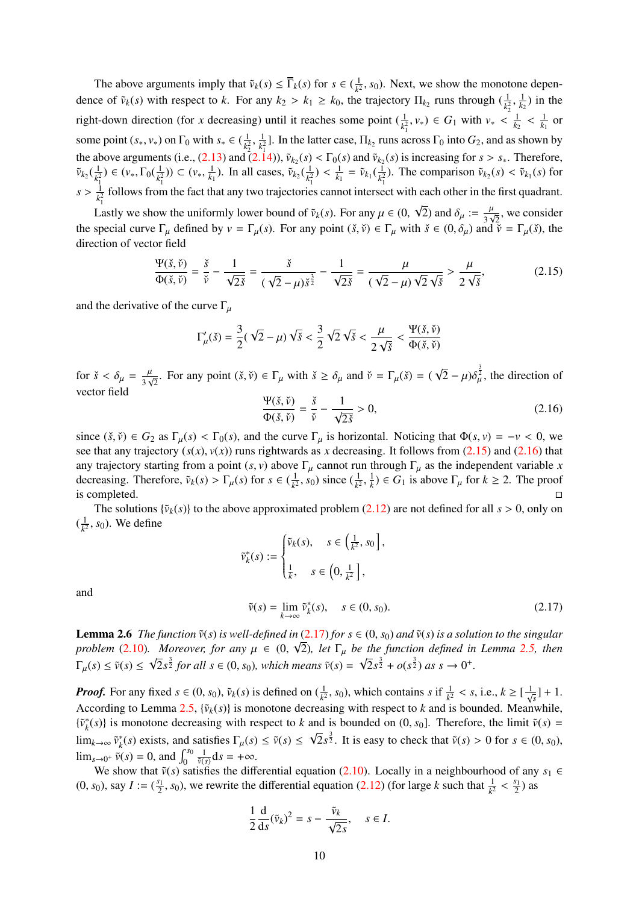The above arguments imply that $\tilde{v}_k(s) \le \overline{\Gamma}_k(s)$ for $s \in (\frac{1}{k^2}, s_0)$. Next, we show the monotone dependence of $\tilde{v}_k(s)$ with respect to $k$. For any $k_2 > k_1 \ge k_0$, the trajectory $\Pi_{k_2}$ runs through $(\frac{1}{k_2^2}, \frac{1}{k_2})$ in the right-down direction (for $x$ decreasing) until it reaches some point $(\frac{1}{k_1^2}, v_*) \in G_1$ with $v_* < \frac{1}{k_2} < \frac{1}{k_1}$ or some point $(s_*, v_*)$ on $\Gamma_0$ with $s_* \in (\frac{1}{k_2^2}, \frac{1}{k_1^2}]$. In the latter case, $\Pi_{k_2}$ runs across $\Gamma_0$ into $G_2$, and as shown by the above arguments (i.e., (2.13) and (2.14)), $\tilde{v}_{k_2}(s) < \Gamma_0(s)$ and $\tilde{v}_{k_2}(s)$ is increasing for $s > s_*$. Therefore, $\tilde{v}_{k_2}(\frac{1}{k_1^2}) \in (v_*, \Gamma_0(\frac{1}{k_1^2})) \subset (v_*, \frac{1}{k_1})$. In all cases, $\tilde{v}_{k_2}(\frac{1}{k_1^2}) < \frac{1}{k_1} = \tilde{v}_{k_1}(\frac{1}{k_1^2})$. The comparison $\tilde{v}_{k_2}(s) < \tilde{v}_{k_1}(s)$ for $s > \frac{1}{k_1^2}$ follows from the fact that any two trajectories cannot intersect with each other in the first quadrant.

Lastly we show the uniformly lower bound of $\tilde{v}_k(s)$. For any $\mu \in (0, \sqrt{2})$ and $\delta_\mu := \frac{\mu}{3\sqrt{2}}$, we consider the special curve $\Gamma_\mu$ defined by $v = \Gamma_\mu(s)$. For any point $(\check{s}, \check{v}) \in \Gamma_\mu$ with $\check{s} \in (0, \delta_\mu)$ and $\check{v} = \Gamma_\mu(\check{s})$, the direction of vector field

$$
\frac{\Psi(\check{s},\check{v})}{\Phi(\check{s},\check{v})} = \frac{\check{s}}{\check{v}} - \frac{1}{\sqrt{2\check{s}}} = \frac{\check{s}}{(\sqrt{2}-\mu)\check{s}^{\frac{3}{2}}} - \frac{1}{\sqrt{2\check{s}}} = \frac{\mu}{(\sqrt{2}-\mu)\sqrt{2}\sqrt{\check{s}}} > \frac{\mu}{2\sqrt{\check{s}}}, \tag{2.15}
$$

and the derivative of the curve $\Gamma_\mu$

$$
\Gamma_\mu'(\check{s}) = \frac{3}{2}(\sqrt{2}-\mu)\sqrt{\check{s}} < \frac{3}{2}\sqrt{2}\sqrt{\check{s}} < \frac{\mu}{2\sqrt{\check{s}}} < \frac{\Psi(\check{s},\check{v})}{\Phi(\check{s},\check{v})}
$$

for $\check{s} < \delta_\mu = \frac{\mu}{3\sqrt{2}}$. For any point $(\check{s}, \check{v}) \in \Gamma_\mu$ with $\check{s} \ge \delta_\mu$ and $\check{v} = \Gamma_\mu(\check{s}) = (\sqrt{2}-\mu)\delta_\mu^{\frac{3}{2}}$, the direction of vector field

$$
\frac{\Psi(\check{s},\check{v})}{\Phi(\check{s},\check{v})} = \frac{\check{s}}{\check{v}} - \frac{1}{\sqrt{2\check{s}}} > 0, \tag{2.16}
$$

since $(\check{s}, \check{v}) \in G_2$ as $\Gamma_\mu(s) < \Gamma_0(s)$, and the curve $\Gamma_\mu$ is horizontal. Noticing that $\Phi(s, v) = -v < 0$, we see that any trajectory $(s(x), v(x))$ runs rightwards as $x$ decreasing. It follows from (2.15) and (2.16) that any trajectory starting from a point $(s, v)$ above $\Gamma_\mu$ cannot run through $\Gamma_\mu$ as the independent variable $x$ decreasing. Therefore, $\tilde{v}_k(s) > \Gamma_\mu(s)$ for $s \in (\frac{1}{k^2}, s_0)$ since $(\frac{1}{k^2}, \frac{1}{k}) \in G_1$ is above $\Gamma_\mu$ for $k \ge 2$. The proof is completed. ◻

The solutions $\{\tilde{v}_k(s)\}$ to the above approximated problem (2.12) are not defined for all $s > 0$, only on $(\frac{1}{k^2}, s_0)$. We define

$$
\tilde{v}_k^*(s) := \begin{cases} \tilde{v}_k(s), & s \in \left(\frac{1}{k^2}, s_0\right], \\[1ex] \frac{1}{k}, & s \in \left(0, \frac{1}{k^2}\right], \end{cases}
$$

and

$$
\tilde{v}(s) = \lim_{k\to\infty} \tilde{v}_k^*(s), \quad s \in (0, s_0). \tag{2.17}
$$

**Lemma 2.6** *The function $\tilde{v}(s)$ is well-defined in (2.17) for $s \in (0, s_0)$ and $\tilde{v}(s)$ is a solution to the singular problem (2.10). Moreover, for any $\mu \in (0, \sqrt{2})$, let $\Gamma_\mu$ be the function defined in Lemma 2.5, then $\Gamma_\mu(s) \le \tilde{v}(s) \le \sqrt{2}s^{\frac{3}{2}}$ for all $s \in (0, s_0)$, which means $\tilde{v}(s) = \sqrt{2}s^{\frac{3}{2}} + o(s^{\frac{3}{2}})$ as $s \to 0^+$.*

***Proof.*** For any fixed $s \in (0, s_0)$, $\tilde{v}_k(s)$ is defined on $(\frac{1}{k^2}, s_0)$, which contains $s$ if $\frac{1}{k^2} < s$, i.e., $k \ge [\frac{1}{\sqrt{s}}] + 1$. According to Lemma 2.5, $\{\tilde{v}_k(s)\}$ is monotone decreasing with respect to $k$ and is bounded. Meanwhile, $\{\tilde{v}_k^*(s)\}$ is monotone decreasing with respect to $k$ and is bounded on $(0, s_0]$. Therefore, the limit $\tilde{v}(s) = \lim_{k\to\infty} \tilde{v}_k^*(s)$ exists, and satisfies $\Gamma_\mu(s) \le \tilde{v}(s) \le \sqrt{2}s^{\frac{3}{2}}$. It is easy to check that $\tilde{v}(s) > 0$ for $s \in (0, s_0)$, $\lim_{s\to 0^+} \tilde{v}(s) = 0$, and $\int_0^{s_0} \frac{1}{\tilde{v}(s)} ds = +\infty$.

We show that $\tilde{v}(s)$ satisfies the differential equation (2.10). Locally in a neighbourhood of any $s_1 \in (0, s_0)$, say $I := (\frac{s_1}{2}, s_0)$, we rewrite the differential equation (2.12) (for large $k$ such that $\frac{1}{k^2} < \frac{s_1}{2}$) as

$$
\frac{1}{2}\frac{d}{ds}(\tilde{v}_k)^2 = s - \frac{\tilde{v}_k}{\sqrt{2s}}, \quad s \in I.
$$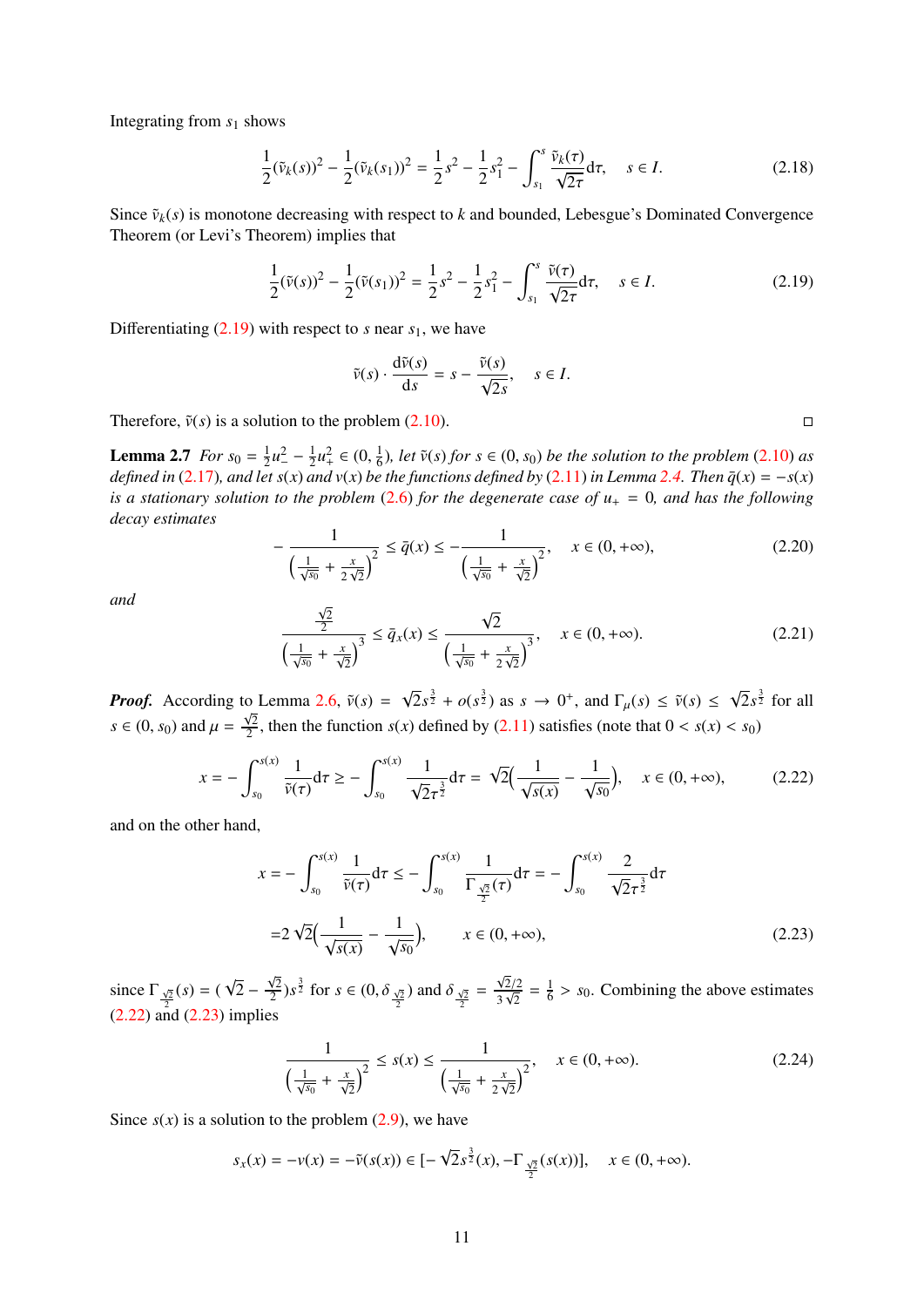Integrating from $s_1$ shows

$$\frac{1}{2}(\tilde{v}_k(s))^2 - \frac{1}{2}(\tilde{v}_k(s_1))^2 = \frac{1}{2}s^2 - \frac{1}{2}s_1^2 - \int_{s_1}^{s} \frac{\tilde{v}_k(\tau)}{\sqrt{2\tau}}\mathrm{d}\tau, \quad s \in I. \tag{2.18}$$

Since $\tilde{v}_k(s)$ is monotone decreasing with respect to $k$ and bounded, Lebesgue's Dominated Convergence Theorem (or Levi's Theorem) implies that

$$\frac{1}{2}(\tilde{v}(s))^2 - \frac{1}{2}(\tilde{v}(s_1))^2 = \frac{1}{2}s^2 - \frac{1}{2}s_1^2 - \int_{s_1}^{s} \frac{\tilde{v}(\tau)}{\sqrt{2\tau}}\mathrm{d}\tau, \quad s \in I. \tag{2.19}$$

Differentiating (2.19) with respect to $s$ near $s_1$, we have

$$\tilde{v}(s) \cdot \frac{\mathrm{d}\tilde{v}(s)}{\mathrm{d}s} = s - \frac{\tilde{v}(s)}{\sqrt{2s}}, \quad s \in I.$$

Therefore, $\tilde{v}(s)$ is a solution to the problem (2.10). $\square$

**Lemma 2.7** *For $s_0 = \frac{1}{2}u_-^2 - \frac{1}{2}u_+^2 \in (0, \frac{1}{6})$, let $\tilde{v}(s)$ for $s \in (0, s_0)$ be the solution to the problem (2.10) as defined in (2.17), and let $s(x)$ and $v(x)$ be the functions defined by (2.11) in Lemma 2.4. Then $\bar{q}(x) = -s(x)$ is a stationary solution to the problem (2.6) for the degenerate case of $u_+ = 0$, and has the following decay estimates*

$$-\frac{1}{\left(\frac{1}{\sqrt{s_0}} + \frac{x}{2\sqrt{2}}\right)^2} \le \bar{q}(x) \le -\frac{1}{\left(\frac{1}{\sqrt{s_0}} + \frac{x}{\sqrt{2}}\right)^2}, \quad x \in (0, +\infty), \tag{2.20}$$

*and*

$$\frac{\frac{\sqrt{2}}{2}}{\left(\frac{1}{\sqrt{s_0}} + \frac{x}{\sqrt{2}}\right)^3} \le \bar{q}_x(x) \le \frac{\sqrt{2}}{\left(\frac{1}{\sqrt{s_0}} + \frac{x}{2\sqrt{2}}\right)^3}, \quad x \in (0, +\infty). \tag{2.21}$$

***Proof.*** According to Lemma 2.6, $\tilde{v}(s) = \sqrt{2}s^{\frac{3}{2}} + o(s^{\frac{3}{2}})$ as $s \to 0^+$, and $\Gamma_\mu(s) \le \tilde{v}(s) \le \sqrt{2}s^{\frac{3}{2}}$ for all $s \in (0, s_0)$ and $\mu = \frac{\sqrt{2}}{2}$, then the function $s(x)$ defined by (2.11) satisfies (note that $0 < s(x) < s_0$)

$$x = -\int_{s_0}^{s(x)} \frac{1}{\tilde{v}(\tau)}\mathrm{d}\tau \ge -\int_{s_0}^{s(x)} \frac{1}{\sqrt{2}\tau^{\frac{3}{2}}}\mathrm{d}\tau = \sqrt{2}\Big(\frac{1}{\sqrt{s(x)}} - \frac{1}{\sqrt{s_0}}\Big), \quad x \in (0, +\infty), \tag{2.22}$$

and on the other hand,

$$\begin{aligned} x = &-\int_{s_0}^{s(x)} \frac{1}{\tilde{v}(\tau)}\mathrm{d}\tau \le -\int_{s_0}^{s(x)} \frac{1}{\Gamma_{\frac{\sqrt{2}}{2}}(\tau)}\mathrm{d}\tau = -\int_{s_0}^{s(x)} \frac{2}{\sqrt{2}\tau^{\frac{3}{2}}}\mathrm{d}\tau \\ =&2\sqrt{2}\Big(\frac{1}{\sqrt{s(x)}} - \frac{1}{\sqrt{s_0}}\Big), \quad x \in (0, +\infty), \end{aligned} \tag{2.23}$$

since $\Gamma_{\frac{\sqrt{2}}{2}}(s) = (\sqrt{2} - \frac{\sqrt{2}}{2})s^{\frac{3}{2}}$ for $s \in (0, \delta_{\frac{\sqrt{2}}{2}})$ and $\delta_{\frac{\sqrt{2}}{2}} = \frac{\sqrt{2}/2}{3\sqrt{2}} = \frac{1}{6} > s_0$. Combining the above estimates (2.22) and (2.23) implies

$$\frac{1}{\left(\frac{1}{\sqrt{s_0}} + \frac{x}{\sqrt{2}}\right)^2} \le s(x) \le \frac{1}{\left(\frac{1}{\sqrt{s_0}} + \frac{x}{2\sqrt{2}}\right)^2}, \quad x \in (0, +\infty). \tag{2.24}$$

Since $s(x)$ is a solution to the problem (2.9), we have

$$s_x(x) = -v(x) = -\tilde{v}(s(x)) \in [-\sqrt{2}s^{\frac{3}{2}}(x), -\Gamma_{\frac{\sqrt{2}}{2}}(s(x))], \quad x \in (0, +\infty).$$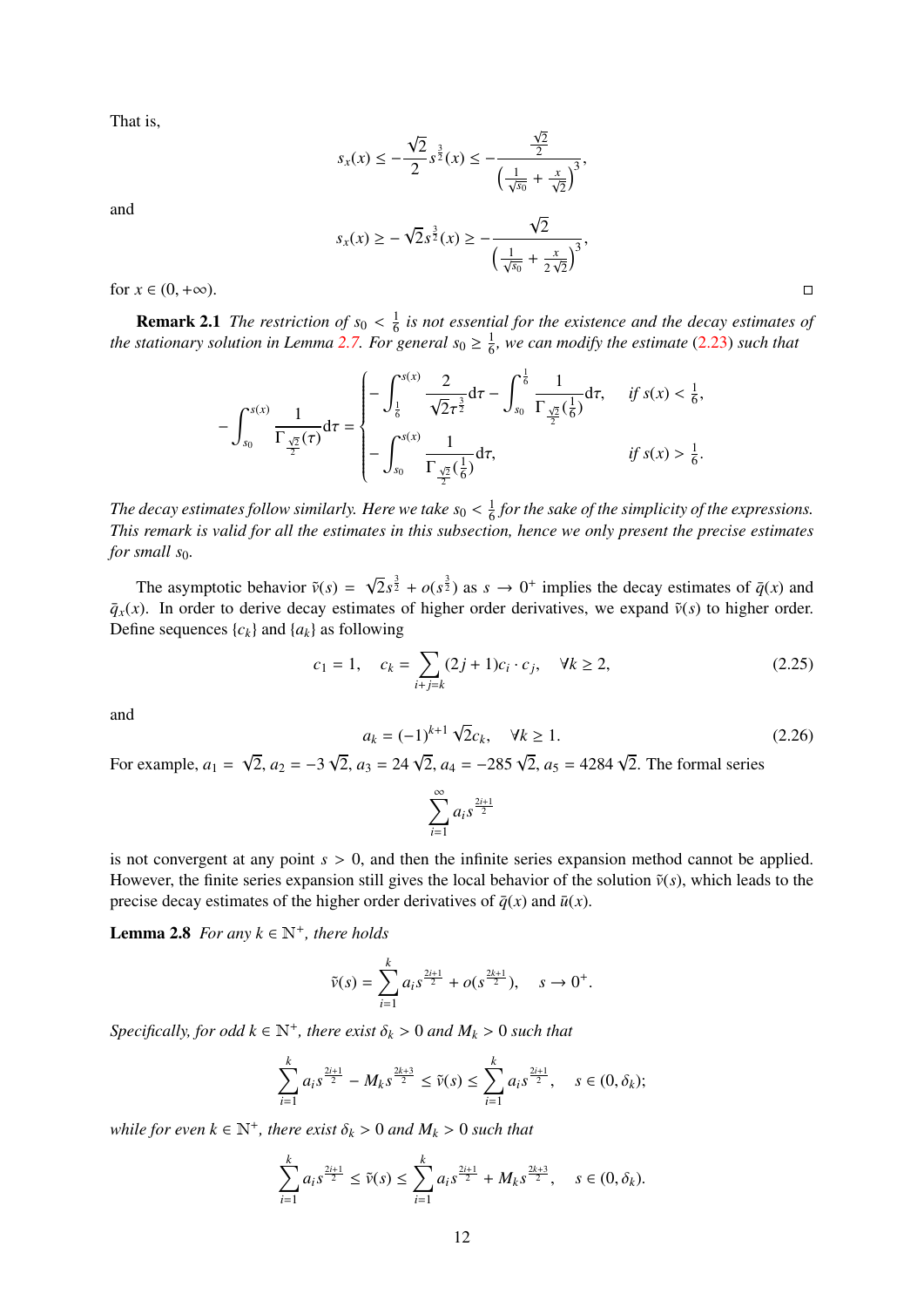That is,

$$s_x(x) \le -\frac{\sqrt{2}}{2} s^{\frac{3}{2}}(x) \le -\frac{\frac{\sqrt{2}}{2}}{\left(\frac{1}{\sqrt{s_0}} + \frac{x}{\sqrt{2}}\right)^3},$$

and

$$s_x(x) \ge -\sqrt{2} s^{\frac{3}{2}}(x) \ge -\frac{\sqrt{2}}{\left(\frac{1}{\sqrt{s_0}} + \frac{x}{2\sqrt{2}}\right)^3},$$

for $x \in (0, +\infty)$. ◻

**Remark 2.1** *The restriction of $s_0 < \frac{1}{6}$ is not essential for the existence and the decay estimates of the stationary solution in Lemma 2.7. For general $s_0 \ge \frac{1}{6}$, we can modify the estimate (2.23) such that*

$$-\int_{s_0}^{s(x)} \frac{1}{\Gamma_{\frac{\sqrt{2}}{2}}(\tau)} \mathrm{d}\tau = \begin{cases} -\displaystyle\int_{\frac{1}{6}}^{s(x)} \frac{2}{\sqrt{2}\tau^{\frac{3}{2}}} \mathrm{d}\tau - \int_{s_0}^{\frac{1}{6}} \frac{1}{\Gamma_{\frac{\sqrt{2}}{2}}(\frac{1}{6})} \mathrm{d}\tau, & \text{if } s(x) < \frac{1}{6}, \\ -\displaystyle\int_{s_0}^{s(x)} \frac{1}{\Gamma_{\frac{\sqrt{2}}{2}}(\frac{1}{6})} \mathrm{d}\tau, & \text{if } s(x) > \frac{1}{6}. \end{cases}$$

*The decay estimates follow similarly. Here we take $s_0 < \frac{1}{6}$ for the sake of the simplicity of the expressions. This remark is valid for all the estimates in this subsection, hence we only present the precise estimates for small $s_0$.*

The asymptotic behavior $\tilde{v}(s) = \sqrt{2}s^{\frac{3}{2}} + o(s^{\frac{3}{2}})$ as $s \to 0^+$ implies the decay estimates of $\bar{q}(x)$ and $\bar{q}_x(x)$. In order to derive decay estimates of higher order derivatives, we expand $\tilde{v}(s)$ to higher order. Define sequences $\{c_k\}$ and $\{a_k\}$ as following

$$c_1 = 1, \quad c_k = \sum_{i+j=k} (2j+1)c_i \cdot c_j, \quad \forall k \ge 2, \tag{2.25}$$

and

$$a_k = (-1)^{k+1} \sqrt{2} c_k, \quad \forall k \ge 1. \tag{2.26}$$

For example, $a_1 = \sqrt{2}$, $a_2 = -3\sqrt{2}$, $a_3 = 24\sqrt{2}$, $a_4 = -285\sqrt{2}$, $a_5 = 4284\sqrt{2}$. The formal series

$$\sum_{i=1}^{\infty} a_i s^{\frac{2i+1}{2}}$$

is not convergent at any point $s > 0$, and then the infinite series expansion method cannot be applied. However, the finite series expansion still gives the local behavior of the solution $\tilde{v}(s)$, which leads to the precise decay estimates of the higher order derivatives of $\bar{q}(x)$ and $\bar{u}(x)$.

**Lemma 2.8** *For any $k \in \mathbb{N}^+$, there holds*

$$\tilde{v}(s) = \sum_{i=1}^{k} a_i s^{\frac{2i+1}{2}} + o(s^{\frac{2k+1}{2}}), \quad s \to 0^+.$$

*Specifically, for odd $k \in \mathbb{N}^+$, there exist $\delta_k > 0$ and $M_k > 0$ such that*

$$\sum_{i=1}^{k} a_i s^{\frac{2i+1}{2}} - M_k s^{\frac{2k+3}{2}} \le \tilde{v}(s) \le \sum_{i=1}^{k} a_i s^{\frac{2i+1}{2}}, \quad s \in (0, \delta_k);$$

*while for even $k \in \mathbb{N}^+$, there exist $\delta_k > 0$ and $M_k > 0$ such that*

$$\sum_{i=1}^{k} a_i s^{\frac{2i+1}{2}} \le \tilde{v}(s) \le \sum_{i=1}^{k} a_i s^{\frac{2i+1}{2}} + M_k s^{\frac{2k+3}{2}}, \quad s \in (0, \delta_k).$$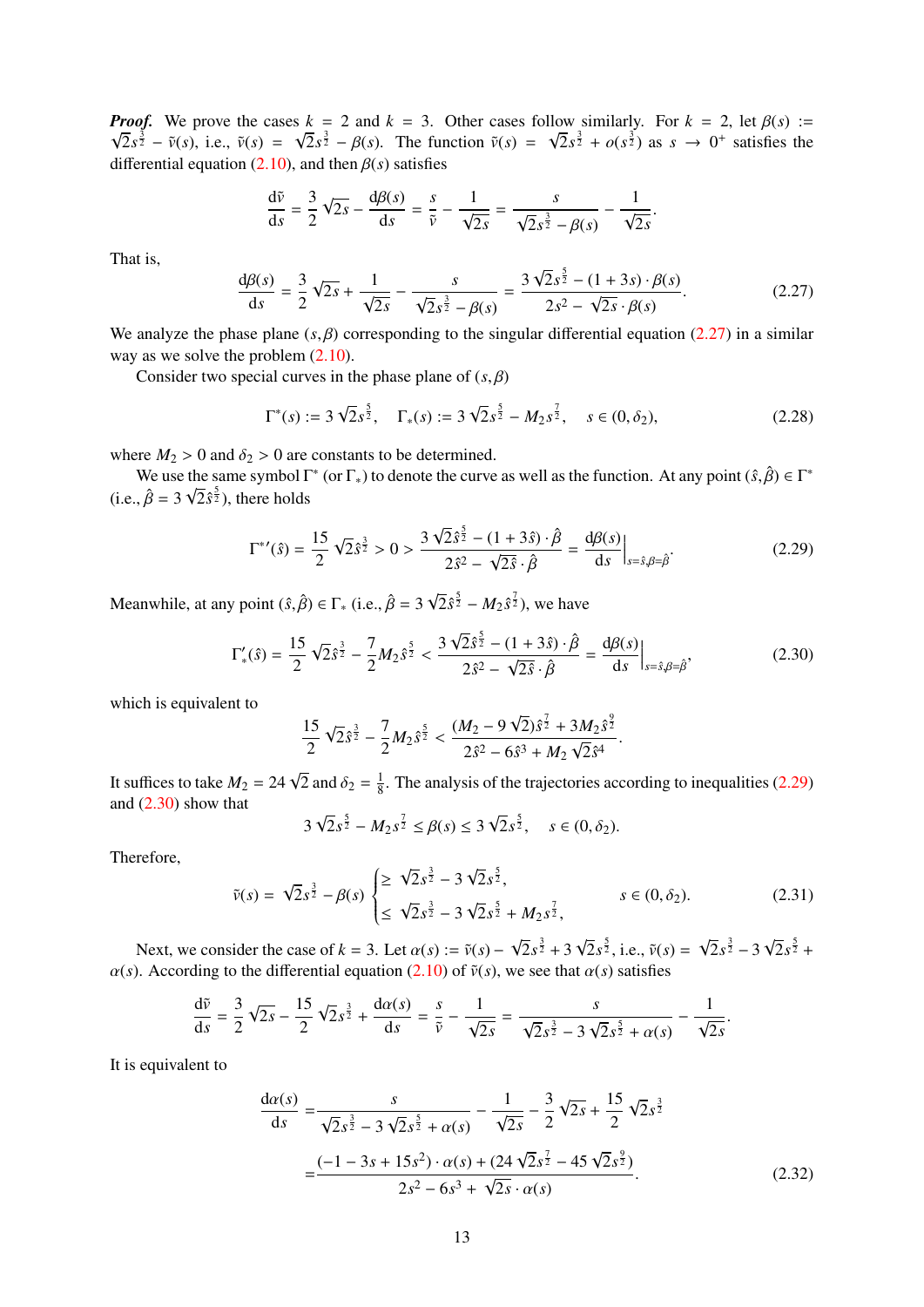***Proof.*** We prove the cases $k = 2$ and $k = 3$. Other cases follow similarly. For $k = 2$, let $\beta(s) := \sqrt{2}s^{\frac{3}{2}} - \tilde{v}(s)$, i.e., $\tilde{v}(s) = \sqrt{2}s^{\frac{3}{2}} - \beta(s)$. The function $\tilde{v}(s) = \sqrt{2}s^{\frac{3}{2}} + o(s^{\frac{3}{2}})$ as $s \to 0^+$ satisfies the differential equation (2.10), and then $\beta(s)$ satisfies

$$\frac{\mathrm{d}\tilde{v}}{\mathrm{d}s} = \frac{3}{2}\sqrt{2s} - \frac{\mathrm{d}\beta(s)}{\mathrm{d}s} = \frac{s}{\tilde{v}} - \frac{1}{\sqrt{2s}} = \frac{s}{\sqrt{2}s^{\frac{3}{2}} - \beta(s)} - \frac{1}{\sqrt{2s}}.$$

That is,

$$\frac{\mathrm{d}\beta(s)}{\mathrm{d}s} = \frac{3}{2}\sqrt{2s} + \frac{1}{\sqrt{2s}} - \frac{s}{\sqrt{2}s^{\frac{3}{2}} - \beta(s)} = \frac{3\sqrt{2}s^{\frac{5}{2}} - (1+3s)\cdot\beta(s)}{2s^2 - \sqrt{2s}\cdot\beta(s)}. \tag{2.27}$$

We analyze the phase plane $(s, \beta)$ corresponding to the singular differential equation (2.27) in a similar way as we solve the problem (2.10).

Consider two special curves in the phase plane of $(s, \beta)$

$$\Gamma^*(s) := 3\sqrt{2}s^{\frac{5}{2}}, \quad \Gamma_*(s) := 3\sqrt{2}s^{\frac{5}{2}} - M_2 s^{\frac{7}{2}}, \quad s \in (0, \delta_2), \tag{2.28}$$

where $M_2 > 0$ and $\delta_2 > 0$ are constants to be determined.

We use the same symbol $\Gamma^*$ (or $\Gamma_*$) to denote the curve as well as the function. At any point $(\hat{s}, \hat{\beta}) \in \Gamma^*$ (i.e., $\hat{\beta} = 3\sqrt{2}\hat{s}^{\frac{5}{2}}$), there holds

$$\Gamma^{*\prime}(\hat{s}) = \frac{15}{2}\sqrt{2}\hat{s}^{\frac{3}{2}} > 0 > \frac{3\sqrt{2}\hat{s}^{\frac{5}{2}} - (1+3\hat{s})\cdot\hat{\beta}}{2\hat{s}^2 - \sqrt{2\hat{s}}\cdot\hat{\beta}} = \frac{\mathrm{d}\beta(s)}{\mathrm{d}s}\Big|_{s=\hat{s},\beta=\hat{\beta}}. \tag{2.29}$$

Meanwhile, at any point $(\hat{s}, \hat{\beta}) \in \Gamma_*$ (i.e., $\hat{\beta} = 3\sqrt{2}\hat{s}^{\frac{5}{2}} - M_2\hat{s}^{\frac{7}{2}}$), we have

$$\Gamma_*'(\hat{s}) = \frac{15}{2}\sqrt{2}\hat{s}^{\frac{3}{2}} - \frac{7}{2}M_2\hat{s}^{\frac{5}{2}} < \frac{3\sqrt{2}\hat{s}^{\frac{5}{2}} - (1+3\hat{s})\cdot\hat{\beta}}{2\hat{s}^2 - \sqrt{2\hat{s}}\cdot\hat{\beta}} = \frac{\mathrm{d}\beta(s)}{\mathrm{d}s}\Big|_{s=\hat{s},\beta=\hat{\beta}}, \tag{2.30}$$

which is equivalent to

$$\frac{15}{2}\sqrt{2}\hat{s}^{\frac{3}{2}} - \frac{7}{2}M_2\hat{s}^{\frac{5}{2}} < \frac{(M_2 - 9\sqrt{2})\hat{s}^{\frac{7}{2}} + 3M_2\hat{s}^{\frac{9}{2}}}{2\hat{s}^2 - 6\hat{s}^3 + M_2\sqrt{2}\hat{s}^4}.$$

It suffices to take $M_2 = 24\sqrt{2}$ and $\delta_2 = \frac{1}{8}$. The analysis of the trajectories according to inequalities (2.29) and (2.30) show that

$$3\sqrt{2}s^{\frac{5}{2}} - M_2 s^{\frac{7}{2}} \le \beta(s) \le 3\sqrt{2}s^{\frac{5}{2}}, \quad s \in (0, \delta_2).$$

Therefore,

$$\tilde{v}(s) = \sqrt{2}s^{\frac{3}{2}} - \beta(s)\begin{cases} \ge \sqrt{2}s^{\frac{3}{2}} - 3\sqrt{2}s^{\frac{5}{2}}, \\ \le \sqrt{2}s^{\frac{3}{2}} - 3\sqrt{2}s^{\frac{5}{2}} + M_2 s^{\frac{7}{2}}, \end{cases} \quad s \in (0, \delta_2). \tag{2.31}$$

Next, we consider the case of $k = 3$. Let $\alpha(s) := \tilde{v}(s) - \sqrt{2}s^{\frac{3}{2}} + 3\sqrt{2}s^{\frac{5}{2}}$, i.e., $\tilde{v}(s) = \sqrt{2}s^{\frac{3}{2}} - 3\sqrt{2}s^{\frac{5}{2}} + \alpha(s)$. According to the differential equation (2.10) of $\tilde{v}(s)$, we see that $\alpha(s)$ satisfies

$$\frac{\mathrm{d}\tilde{v}}{\mathrm{d}s} = \frac{3}{2}\sqrt{2s} - \frac{15}{2}\sqrt{2}s^{\frac{3}{2}} + \frac{\mathrm{d}\alpha(s)}{\mathrm{d}s} = \frac{s}{\tilde{v}} - \frac{1}{\sqrt{2s}} = \frac{s}{\sqrt{2}s^{\frac{3}{2}} - 3\sqrt{2}s^{\frac{5}{2}} + \alpha(s)} - \frac{1}{\sqrt{2s}}.$$

It is equivalent to

$$\begin{aligned}\frac{\mathrm{d}\alpha(s)}{\mathrm{d}s} &= \frac{s}{\sqrt{2}s^{\frac{3}{2}} - 3\sqrt{2}s^{\frac{5}{2}} + \alpha(s)} - \frac{1}{\sqrt{2s}} - \frac{3}{2}\sqrt{2s} + \frac{15}{2}\sqrt{2}s^{\frac{3}{2}} \\ &= \frac{(-1 - 3s + 15s^2)\cdot\alpha(s) + (24\sqrt{2}s^{\frac{7}{2}} - 45\sqrt{2}s^{\frac{9}{2}})}{2s^2 - 6s^3 + \sqrt{2s}\cdot\alpha(s)}.\end{aligned} \tag{2.32}$$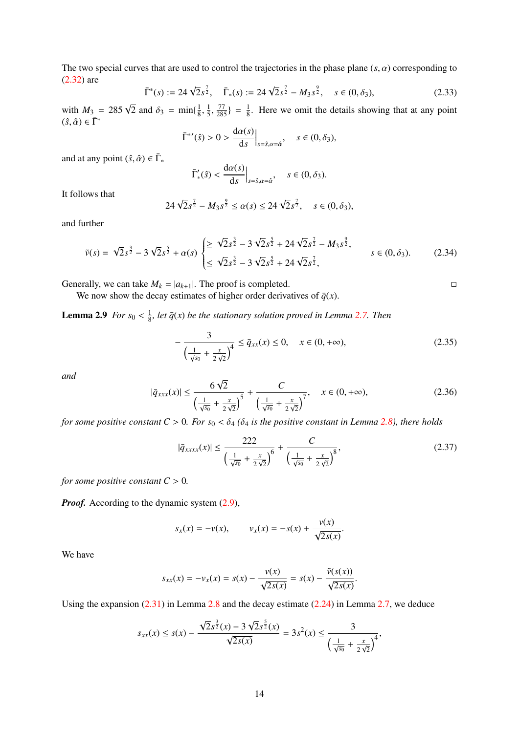The two special curves that are used to control the trajectories in the phase plane $(s, \alpha)$ corresponding to (2.32) are

$$\bar{\Gamma}^*(s) := 24\sqrt{2}s^{\frac{7}{2}}, \quad \bar{\Gamma}_*(s) := 24\sqrt{2}s^{\frac{7}{2}} - M_3 s^{\frac{9}{2}}, \quad s \in (0, \delta_3), \tag{2.33}$$

with $M_3 = 285\sqrt{2}$ and $\delta_3 = \min\{\frac{1}{8}, \frac{1}{5}, \frac{77}{285}\} = \frac{1}{8}$. Here we omit the details showing that at any point $(\hat{s}, \hat{\alpha}) \in \bar{\Gamma}^*$

$$\bar{\Gamma}^{*\prime}(\hat{s}) > 0 > \frac{\mathrm{d}\alpha(s)}{\mathrm{d}s}\Big|_{s=\hat{s}, \alpha=\hat{\alpha}}, \quad s \in (0, \delta_3),$$

and at any point $(\hat{s}, \hat{\alpha}) \in \bar{\Gamma}_*$

$$\bar{\Gamma}_*'(\hat{s}) < \frac{\mathrm{d}\alpha(s)}{\mathrm{d}s}\Big|_{s=\hat{s}, \alpha=\hat{\alpha}}, \quad s \in (0, \delta_3).$$

It follows that

$$24\sqrt{2}s^{\frac{7}{2}} - M_3 s^{\frac{9}{2}} \le \alpha(s) \le 24\sqrt{2}s^{\frac{7}{2}}, \quad s \in (0, \delta_3),$$

and further

$$\tilde{v}(s) = \sqrt{2}s^{\frac{3}{2}} - 3\sqrt{2}s^{\frac{5}{2}} + \alpha(s) \begin{cases} \ge \sqrt{2}s^{\frac{3}{2}} - 3\sqrt{2}s^{\frac{5}{2}} + 24\sqrt{2}s^{\frac{7}{2}} - M_3 s^{\frac{9}{2}}, \\ \le \sqrt{2}s^{\frac{3}{2}} - 3\sqrt{2}s^{\frac{5}{2}} + 24\sqrt{2}s^{\frac{7}{2}}, \end{cases} \quad s \in (0, \delta_3). \tag{2.34}$$

Generally, we can take $M_k = |a_{k+1}|$. The proof is completed. □

We now show the decay estimates of higher order derivatives of $\bar{q}(x)$.

**Lemma 2.9** *For $s_0 < \frac{1}{8}$, let $\bar{q}(x)$ be the stationary solution proved in Lemma 2.7. Then*

$$-\frac{3}{\left(\frac{1}{\sqrt{s_0}} + \frac{x}{2\sqrt{2}}\right)^4} \le \bar{q}_{xx}(x) \le 0, \quad x \in (0, +\infty), \tag{2.35}$$

*and*

$$|\bar{q}_{xxx}(x)| \le \frac{6\sqrt{2}}{\left(\frac{1}{\sqrt{s_0}} + \frac{x}{2\sqrt{2}}\right)^5} + \frac{C}{\left(\frac{1}{\sqrt{s_0}} + \frac{x}{2\sqrt{2}}\right)^7}, \quad x \in (0, +\infty), \tag{2.36}$$

*for some positive constant $C > 0$. For $s_0 < \delta_4$ ($\delta_4$ is the positive constant in Lemma 2.8), there holds*

$$|\bar{q}_{xxxx}(x)| \le \frac{222}{\left(\frac{1}{\sqrt{s_0}} + \frac{x}{2\sqrt{2}}\right)^6} + \frac{C}{\left(\frac{1}{\sqrt{s_0}} + \frac{x}{2\sqrt{2}}\right)^8}, \tag{2.37}$$

*for some positive constant $C > 0$.*

***Proof.*** According to the dynamic system (2.9),

$$s_x(x) = -v(x), \qquad v_x(x) = -s(x) + \frac{v(x)}{\sqrt{2s(x)}}.$$

We have

$$s_{xx}(x) = -v_x(x) = s(x) - \frac{v(x)}{\sqrt{2s(x)}} = s(x) - \frac{\tilde{v}(s(x))}{\sqrt{2s(x)}}.$$

Using the expansion (2.31) in Lemma 2.8 and the decay estimate (2.24) in Lemma 2.7, we deduce

$$s_{xx}(x) \le s(x) - \frac{\sqrt{2}s^{\frac{3}{2}}(x) - 3\sqrt{2}s^{\frac{5}{2}}(x)}{\sqrt{2s(x)}} = 3s^2(x) \le \frac{3}{\left(\frac{1}{\sqrt{s_0}} + \frac{x}{2\sqrt{2}}\right)^4},$$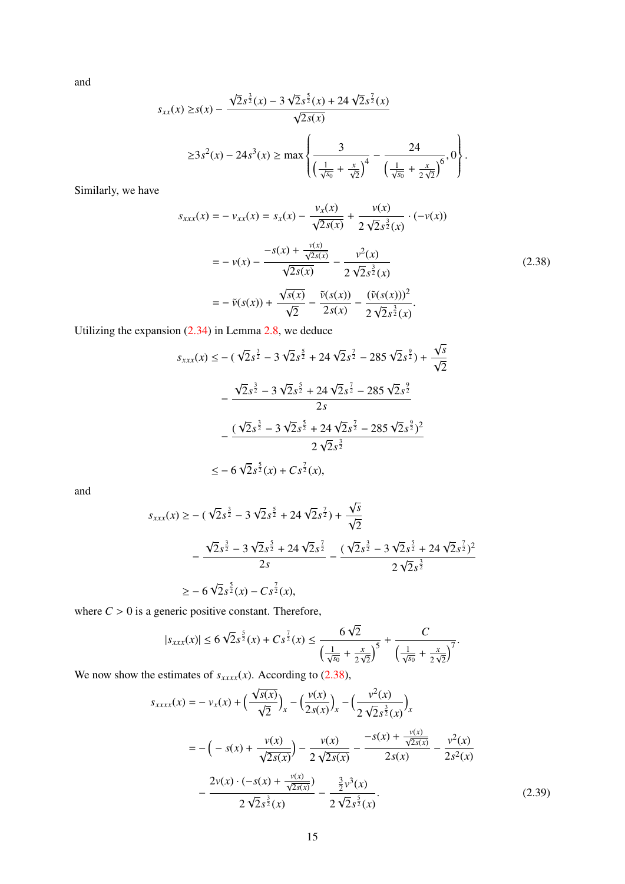and

$$
\begin{aligned}
s_{xx}(x) \geq & s(x) - \frac{\sqrt{2}s^{\frac{3}{2}}(x) - 3\sqrt{2}s^{\frac{5}{2}}(x) + 24\sqrt{2}s^{\frac{7}{2}}(x)}{\sqrt{2s(x)}} \\
\geq & 3s^2(x) - 24s^3(x) \geq \max\left\{ \frac{3}{\left(\frac{1}{\sqrt{s_0}} + \frac{x}{\sqrt{2}}\right)^4} - \frac{24}{\left(\frac{1}{\sqrt{s_0}} + \frac{x}{2\sqrt{2}}\right)^6}, 0 \right\}.
\end{aligned}
$$

Similarly, we have

$$
\begin{aligned}
s_{xxx}(x) = & -v_{xx}(x) = s_x(x) - \frac{v_x(x)}{\sqrt{2s(x)}} + \frac{v(x)}{2\sqrt{2}s^{\frac{3}{2}}(x)} \cdot (-v(x)) \\
= & -v(x) - \frac{-s(x) + \frac{v(x)}{\sqrt{2s(x)}}}{\sqrt{2s(x)}} - \frac{v^2(x)}{2\sqrt{2}s^{\frac{3}{2}}(x)} \\
= & -\tilde{v}(s(x)) + \frac{\sqrt{s(x)}}{\sqrt{2}} - \frac{\tilde{v}(s(x))}{2s(x)} - \frac{(\tilde{v}(s(x)))^2}{2\sqrt{2}s^{\frac{3}{2}}(x)}.
\end{aligned} \tag{2.38}
$$

Utilizing the expansion (2.34) in Lemma 2.8, we deduce

$$
\begin{aligned}
s_{xxx}(x) \leq & -(\sqrt{2}s^{\frac{3}{2}} - 3\sqrt{2}s^{\frac{5}{2}} + 24\sqrt{2}s^{\frac{7}{2}} - 285\sqrt{2}s^{\frac{9}{2}}) + \frac{\sqrt{s}}{\sqrt{2}} \\
& - \frac{\sqrt{2}s^{\frac{3}{2}} - 3\sqrt{2}s^{\frac{5}{2}} + 24\sqrt{2}s^{\frac{7}{2}} - 285\sqrt{2}s^{\frac{9}{2}}}{2s} \\
& - \frac{(\sqrt{2}s^{\frac{3}{2}} - 3\sqrt{2}s^{\frac{5}{2}} + 24\sqrt{2}s^{\frac{7}{2}} - 285\sqrt{2}s^{\frac{9}{2}})^2}{2\sqrt{2}s^{\frac{3}{2}}} \\
\leq & -6\sqrt{2}s^{\frac{5}{2}}(x) + Cs^{\frac{7}{2}}(x),
\end{aligned}
$$

and

$$
\begin{aligned}
s_{xxx}(x) \geq & -(\sqrt{2}s^{\frac{3}{2}} - 3\sqrt{2}s^{\frac{5}{2}} + 24\sqrt{2}s^{\frac{7}{2}}) + \frac{\sqrt{s}}{\sqrt{2}} \\
& - \frac{\sqrt{2}s^{\frac{3}{2}} - 3\sqrt{2}s^{\frac{5}{2}} + 24\sqrt{2}s^{\frac{7}{2}}}{2s} - \frac{(\sqrt{2}s^{\frac{3}{2}} - 3\sqrt{2}s^{\frac{5}{2}} + 24\sqrt{2}s^{\frac{7}{2}})^2}{2\sqrt{2}s^{\frac{3}{2}}} \\
\geq & -6\sqrt{2}s^{\frac{5}{2}}(x) - Cs^{\frac{7}{2}}(x),
\end{aligned}
$$

where $C > 0$ is a generic positive constant. Therefore,

$$
|s_{xxx}(x)| \leq 6\sqrt{2}s^{\frac{5}{2}}(x) + Cs^{\frac{7}{2}}(x) \leq \frac{6\sqrt{2}}{\left(\frac{1}{\sqrt{s_0}} + \frac{x}{2\sqrt{2}}\right)^5} + \frac{C}{\left(\frac{1}{\sqrt{s_0}} + \frac{x}{2\sqrt{2}}\right)^7}.
$$

We now show the estimates of $s_{xxxx}(x)$. According to (2.38),

$$
\begin{aligned}
s_{xxxx}(x) = & -v_x(x) + \Big(\frac{\sqrt{s(x)}}{\sqrt{2}}\Big)_x - \Big(\frac{v(x)}{2s(x)}\Big)_x - \Big(\frac{v^2(x)}{2\sqrt{2}s^{\frac{3}{2}}(x)}\Big)_x \\
= & -\Big(-s(x) + \frac{v(x)}{\sqrt{2s(x)}}\Big) - \frac{v(x)}{2\sqrt{2s(x)}} - \frac{-s(x) + \frac{v(x)}{\sqrt{2s(x)}}}{2s(x)} - \frac{v^2(x)}{2s^2(x)} \\
& - \frac{2v(x)\cdot(-s(x) + \frac{v(x)}{\sqrt{2s(x)}})}{2\sqrt{2}s^{\frac{3}{2}}(x)} - \frac{\frac{3}{2}v^3(x)}{2\sqrt{2}s^{\frac{5}{2}}(x)}.
\end{aligned} \tag{2.39}
$$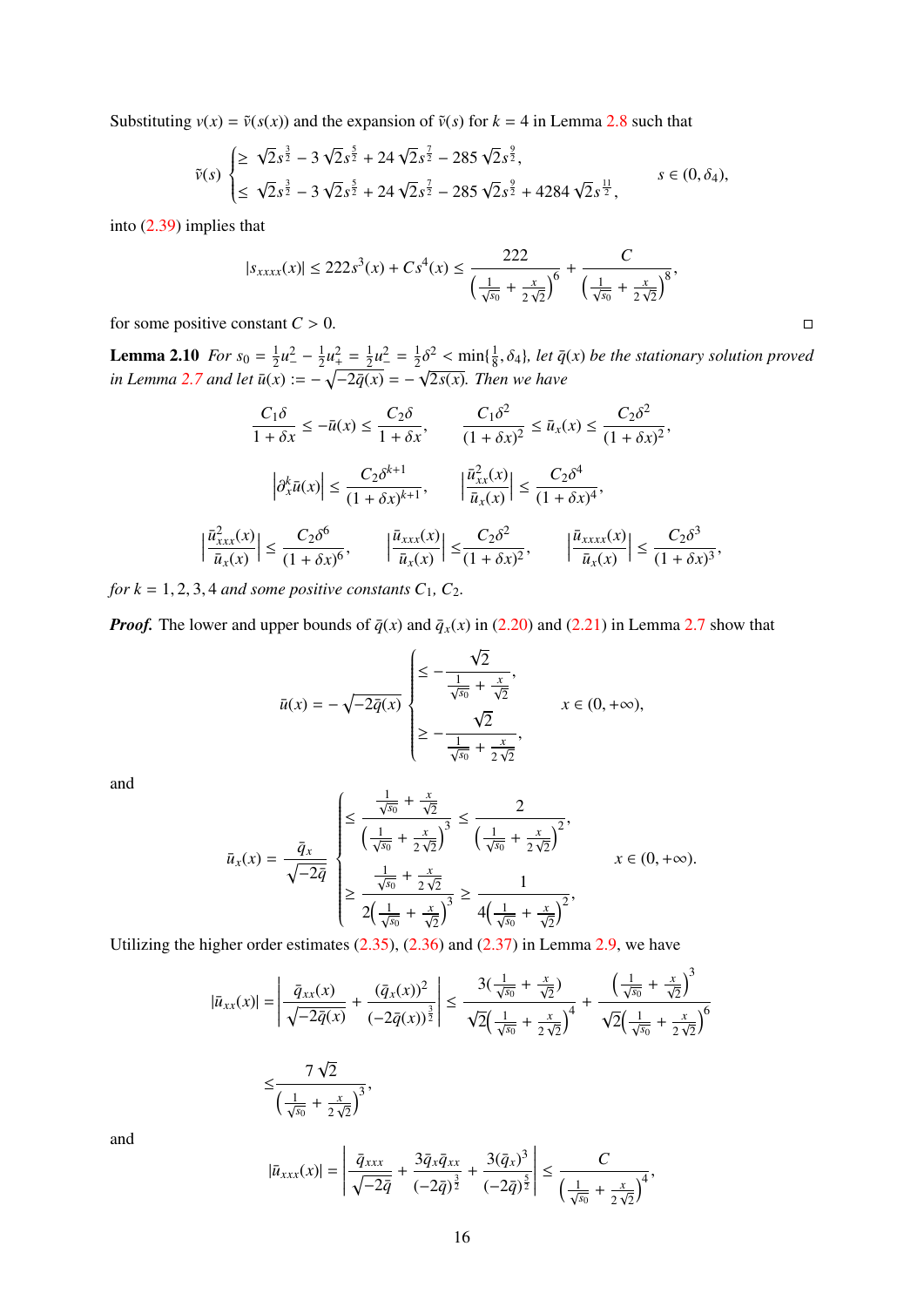Substituting $v(x) = \tilde{v}(s(x))$ and the expansion of $\tilde{v}(s)$ for $k = 4$ in Lemma 2.8 such that

$$
\tilde{v}(s) \begin{cases} \geq \sqrt{2}s^{\frac{3}{2}} - 3\sqrt{2}s^{\frac{5}{2}} + 24\sqrt{2}s^{\frac{7}{2}} - 285\sqrt{2}s^{\frac{9}{2}}, \\ \leq \sqrt{2}s^{\frac{3}{2}} - 3\sqrt{2}s^{\frac{5}{2}} + 24\sqrt{2}s^{\frac{7}{2}} - 285\sqrt{2}s^{\frac{9}{2}} + 4284\sqrt{2}s^{\frac{11}{2}}, \end{cases} \qquad s \in (0, \delta_4),
$$

into (2.39) implies that

$$
|s_{xxxx}(x)| \leq 222 s^3(x) + C s^4(x) \leq \frac{222}{\left(\frac{1}{\sqrt{s_0}} + \frac{x}{2\sqrt{2}}\right)^6} + \frac{C}{\left(\frac{1}{\sqrt{s_0}} + \frac{x}{2\sqrt{2}}\right)^8},
$$

for some positive constant $C > 0$. □

**Lemma 2.10** *For $s_0 = \frac{1}{2}u_-^2 - \frac{1}{2}u_+^2 = \frac{1}{2}u_-^2 = \frac{1}{2}\delta^2 < \min\{\frac{1}{8}, \delta_4\}$, let $\bar{q}(x)$ be the stationary solution proved in Lemma 2.7 and let $\bar{u}(x) := -\sqrt{-2\bar{q}(x)} = -\sqrt{2s(x)}$. Then we have*

$$
\frac{C_1\delta}{1+\delta x} \leq -\bar{u}(x) \leq \frac{C_2\delta}{1+\delta x}, \qquad \frac{C_1\delta^2}{(1+\delta x)^2} \leq \bar{u}_x(x) \leq \frac{C_2\delta^2}{(1+\delta x)^2},
$$

$$
\left|\partial_x^k \bar{u}(x)\right| \leq \frac{C_2\delta^{k+1}}{(1+\delta x)^{k+1}}, \qquad \left|\frac{\bar{u}_{xx}^2(x)}{\bar{u}_x(x)}\right| \leq \frac{C_2\delta^4}{(1+\delta x)^4},
$$

$$
\left|\frac{\bar{u}_{xxx}^2(x)}{\bar{u}_x(x)}\right| \leq \frac{C_2\delta^6}{(1+\delta x)^6}, \qquad \left|\frac{\bar{u}_{xxx}(x)}{\bar{u}_x(x)}\right| \leq \frac{C_2\delta^2}{(1+\delta x)^2}, \qquad \left|\frac{\bar{u}_{xxxx}(x)}{\bar{u}_x(x)}\right| \leq \frac{C_2\delta^3}{(1+\delta x)^3},
$$

*for $k = 1, 2, 3, 4$ and some positive constants $C_1$, $C_2$.*

***Proof.*** The lower and upper bounds of $\bar{q}(x)$ and $\bar{q}_x(x)$ in (2.20) and (2.21) in Lemma 2.7 show that

$$
\bar{u}(x) = -\sqrt{-2\bar{q}(x)} \begin{cases} \leq -\dfrac{\sqrt{2}}{\frac{1}{\sqrt{s_0}} + \frac{x}{\sqrt{2}}}, \\[2ex] \geq -\dfrac{\sqrt{2}}{\frac{1}{\sqrt{s_0}} + \frac{x}{2\sqrt{2}}}, \end{cases} \qquad x \in (0, +\infty),
$$

and

$$
\bar{u}_x(x) = \frac{\bar{q}_x}{\sqrt{-2\bar{q}}} \begin{cases} \leq \dfrac{\frac{1}{\sqrt{s_0}} + \frac{x}{\sqrt{2}}}{\left(\frac{1}{\sqrt{s_0}} + \frac{x}{2\sqrt{2}}\right)^3} \leq \dfrac{2}{\left(\frac{1}{\sqrt{s_0}} + \frac{x}{2\sqrt{2}}\right)^2}, \\[3ex] \geq \dfrac{\frac{1}{\sqrt{s_0}} + \frac{x}{2\sqrt{2}}}{2\left(\frac{1}{\sqrt{s_0}} + \frac{x}{\sqrt{2}}\right)^3} \geq \dfrac{1}{4\left(\frac{1}{\sqrt{s_0}} + \frac{x}{\sqrt{2}}\right)^2}, \end{cases} \qquad x \in (0, +\infty).
$$

Utilizing the higher order estimates (2.35), (2.36) and (2.37) in Lemma 2.9, we have

$$
\begin{aligned}
|\bar{u}_{xx}(x)| &= \left|\frac{\bar{q}_{xx}(x)}{\sqrt{-2\bar{q}(x)}} + \frac{(\bar{q}_x(x))^2}{(-2\bar{q}(x))^{\frac{3}{2}}}\right| \leq \frac{3\left(\frac{1}{\sqrt{s_0}} + \frac{x}{\sqrt{2}}\right)}{\sqrt{2}\left(\frac{1}{\sqrt{s_0}} + \frac{x}{2\sqrt{2}}\right)^4} + \frac{\left(\frac{1}{\sqrt{s_0}} + \frac{x}{\sqrt{2}}\right)^3}{\sqrt{2}\left(\frac{1}{\sqrt{s_0}} + \frac{x}{2\sqrt{2}}\right)^6} \\
&\leq \frac{7\sqrt{2}}{\left(\frac{1}{\sqrt{s_0}} + \frac{x}{2\sqrt{2}}\right)^3},
\end{aligned}
$$

and

$$
|\bar{u}_{xxx}(x)| = \left|\frac{\bar{q}_{xxx}}{\sqrt{-2\bar{q}}} + \frac{3\bar{q}_x\bar{q}_{xx}}{(-2\bar{q})^{\frac{3}{2}}} + \frac{3(\bar{q}_x)^3}{(-2\bar{q})^{\frac{5}{2}}}\right| \leq \frac{C}{\left(\frac{1}{\sqrt{s_0}} + \frac{x}{2\sqrt{2}}\right)^4},
$$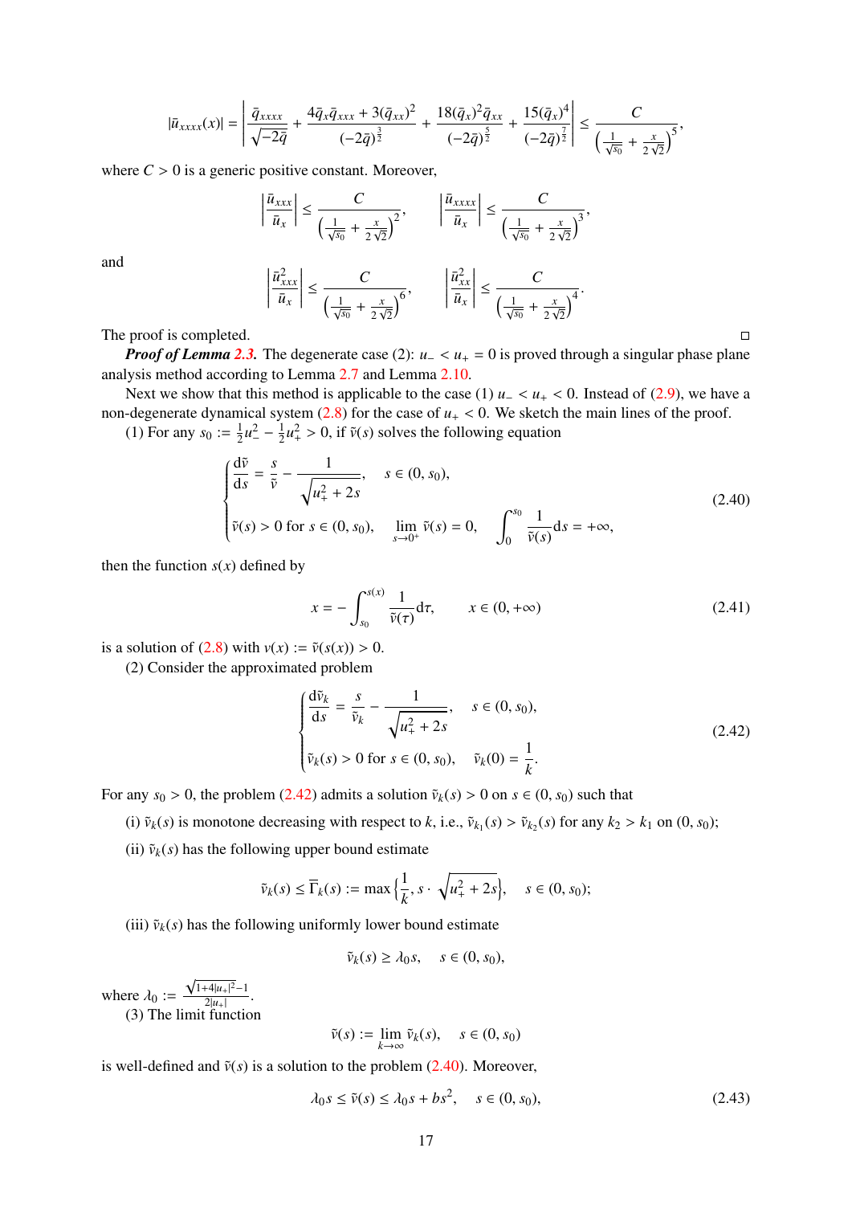$$|\bar{u}_{xxxx}(x)| = \left| \frac{\bar{q}_{xxxx}}{\sqrt{-2\bar{q}}} + \frac{4\bar{q}_x\bar{q}_{xxx} + 3(\bar{q}_{xx})^2}{(-2\bar{q})^{\frac{3}{2}}} + \frac{18(\bar{q}_x)^2\bar{q}_{xx}}{(-2\bar{q})^{\frac{5}{2}}} + \frac{15(\bar{q}_x)^4}{(-2\bar{q})^{\frac{7}{2}}} \right| \le \frac{C}{\left(\frac{1}{\sqrt{s_0}} + \frac{x}{2\sqrt{2}}\right)^5},$$

where $C > 0$ is a generic positive constant. Moreover,

$$\left|\frac{\bar{u}_{xxx}}{\bar{u}_x}\right| \le \frac{C}{\left(\frac{1}{\sqrt{s_0}} + \frac{x}{2\sqrt{2}}\right)^2}, \qquad \left|\frac{\bar{u}_{xxxx}}{\bar{u}_x}\right| \le \frac{C}{\left(\frac{1}{\sqrt{s_0}} + \frac{x}{2\sqrt{2}}\right)^3},$$

and

$$\left|\frac{\bar{u}_{xxx}^2}{\bar{u}_x}\right| \le \frac{C}{\left(\frac{1}{\sqrt{s_0}} + \frac{x}{2\sqrt{2}}\right)^6}, \qquad \left|\frac{\bar{u}_{xx}^2}{\bar{u}_x}\right| \le \frac{C}{\left(\frac{1}{\sqrt{s_0}} + \frac{x}{2\sqrt{2}}\right)^4}.$$

The proof is completed. □

***Proof of Lemma 2.3.*** The degenerate case (2): $u_- < u_+ = 0$ is proved through a singular phase plane analysis method according to Lemma 2.7 and Lemma 2.10.

Next we show that this method is applicable to the case (1) $u_- < u_+ < 0$. Instead of (2.9), we have a non-degenerate dynamical system (2.8) for the case of $u_+ < 0$. We sketch the main lines of the proof.

(1) For any $s_0 := \frac{1}{2}u_-^2 - \frac{1}{2}u_+^2 > 0$, if $\tilde{v}(s)$ solves the following equation

$$\begin{cases} \dfrac{\mathrm{d}\tilde{v}}{\mathrm{d}s} = \dfrac{s}{\tilde{v}} - \dfrac{1}{\sqrt{u_+^2 + 2s}}, & s \in (0, s_0), \\ \tilde{v}(s) > 0 \text{ for } s \in (0, s_0), \quad \lim\limits_{s \to 0^+} \tilde{v}(s) = 0, & \displaystyle\int_0^{s_0} \frac{1}{\tilde{v}(s)}\mathrm{d}s = +\infty, \end{cases} \tag{2.40}$$

then the function $s(x)$ defined by

$$x = -\int_{s_0}^{s(x)} \frac{1}{\tilde{v}(\tau)}\mathrm{d}\tau, \qquad x \in (0, +\infty) \tag{2.41}$$

is a solution of (2.8) with $v(x) := \tilde{v}(s(x)) > 0$.

(2) Consider the approximated problem

$$\begin{cases} \dfrac{\mathrm{d}\tilde{v}_k}{\mathrm{d}s} = \dfrac{s}{\tilde{v}_k} - \dfrac{1}{\sqrt{u_+^2 + 2s}}, & s \in (0, s_0), \\ \tilde{v}_k(s) > 0 \text{ for } s \in (0, s_0), \quad \tilde{v}_k(0) = \dfrac{1}{k}. \end{cases} \tag{2.42}$$

For any $s_0 > 0$, the problem (2.42) admits a solution $\tilde{v}_k(s) > 0$ on $s \in (0, s_0)$ such that

(i) $\tilde{v}_k(s)$ is monotone decreasing with respect to $k$, i.e., $\tilde{v}_{k_1}(s) > \tilde{v}_{k_2}(s)$ for any $k_2 > k_1$ on $(0, s_0)$;

(ii) $\tilde{v}_k(s)$ has the following upper bound estimate

$$\tilde{v}_k(s) \le \overline{\Gamma}_k(s) := \max\left\{\frac{1}{k}, s \cdot \sqrt{u_+^2 + 2s}\right\}, \qquad s \in (0, s_0);$$

(iii) $\tilde{v}_k(s)$ has the following uniformly lower bound estimate

$$\tilde{v}_k(s) \ge \lambda_0 s, \qquad s \in (0, s_0),$$

where $\lambda_0 := \frac{\sqrt{1+4|u_+|^2}-1}{2|u_+|}$.

(3) The limit function

$$\tilde{v}(s) := \lim_{k \to \infty} \tilde{v}_k(s), \qquad s \in (0, s_0)$$

is well-defined and $\tilde{v}(s)$ is a solution to the problem (2.40). Moreover,

$$\lambda_0 s \le \tilde{v}(s) \le \lambda_0 s + bs^2, \qquad s \in (0, s_0), \tag{2.43}$$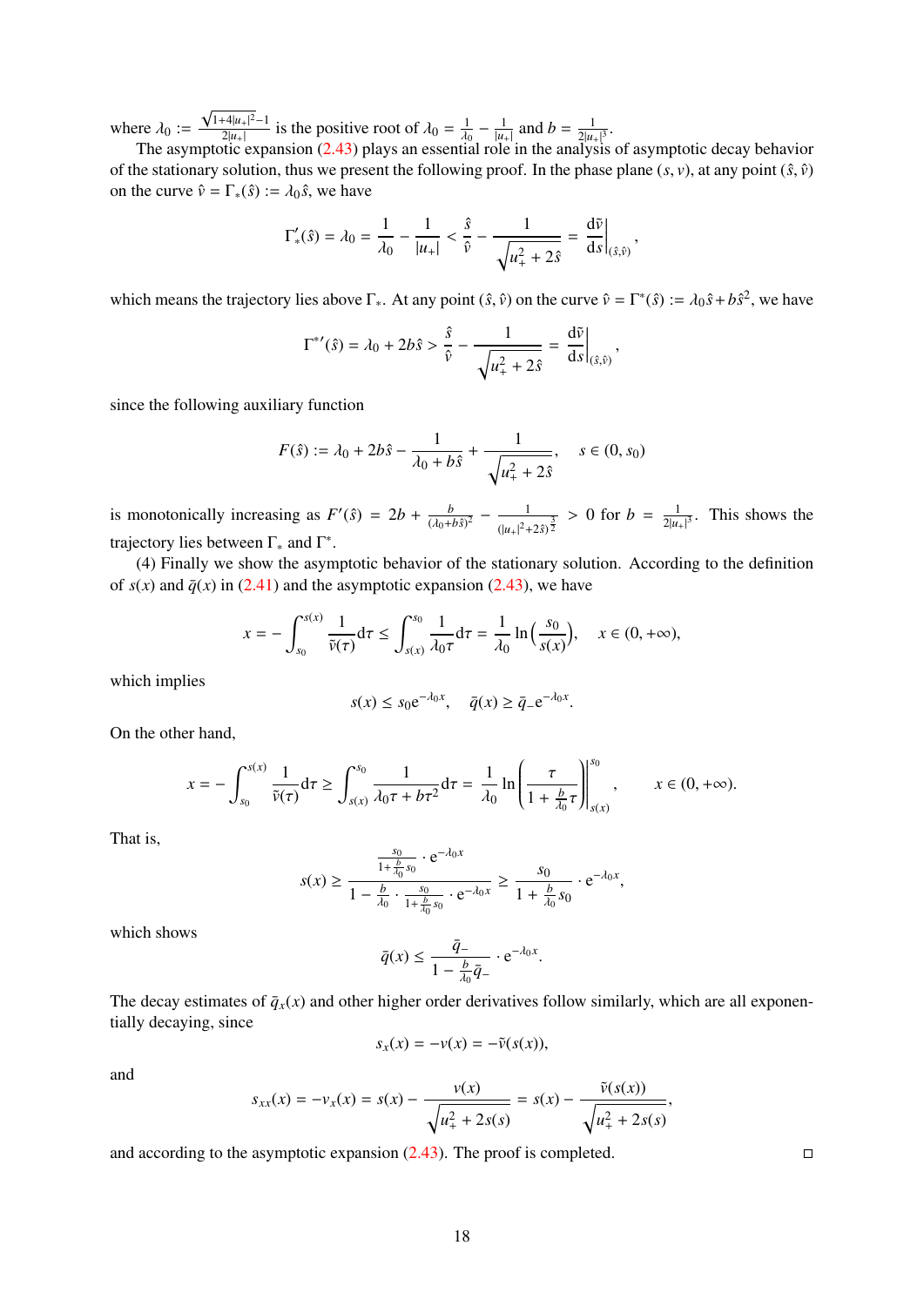where $\lambda_0 := \frac{\sqrt{1+4|u_+|^2}-1}{2|u_+|}$ is the positive root of $\lambda_0 = \frac{1}{\lambda_0} - \frac{1}{|u_+|}$ and $b = \frac{1}{2|u_+|^3}$.

The asymptotic expansion (2.43) plays an essential role in the analysis of asymptotic decay behavior of the stationary solution, thus we present the following proof. In the phase plane $(s, v)$, at any point $(\hat{s}, \hat{v})$ on the curve $\hat{v} = \Gamma_*(\hat{s}) := \lambda_0 \hat{s}$, we have

$$\Gamma_*'(\hat{s}) = \lambda_0 = \frac{1}{\lambda_0} - \frac{1}{|u_+|} < \frac{\hat{s}}{\hat{v}} - \frac{1}{\sqrt{u_+^2 + 2\hat{s}}} = \frac{\mathrm{d}\tilde{v}}{\mathrm{d}s}\bigg|_{(\hat{s},\hat{v})},$$

which means the trajectory lies above $\Gamma_*$. At any point $(\hat{s}, \hat{v})$ on the curve $\hat{v} = \Gamma^*(\hat{s}) := \lambda_0 \hat{s} + b\hat{s}^2$, we have

$$\Gamma^{*\prime}(\hat{s}) = \lambda_0 + 2b\hat{s} > \frac{\hat{s}}{\hat{v}} - \frac{1}{\sqrt{u_+^2 + 2\hat{s}}} = \frac{\mathrm{d}\tilde{v}}{\mathrm{d}s}\bigg|_{(\hat{s},\hat{v})},$$

since the following auxiliary function

$$F(\hat{s}) := \lambda_0 + 2b\hat{s} - \frac{1}{\lambda_0 + b\hat{s}} + \frac{1}{\sqrt{u_+^2 + 2\hat{s}}}, \quad s \in (0, s_0)$$

is monotonically increasing as $F'(\hat{s}) = 2b + \frac{b}{(\lambda_0 + b\hat{s})^2} - \frac{1}{(|u_+|^2 + 2\hat{s})^{\frac{3}{2}}} > 0$ for $b = \frac{1}{2|u_+|^3}$. This shows the trajectory lies between $\Gamma_*$ and $\Gamma^*$.

(4) Finally we show the asymptotic behavior of the stationary solution. According to the definition of $s(x)$ and $\bar{q}(x)$ in (2.41) and the asymptotic expansion (2.43), we have

$$x = -\int_{s_0}^{s(x)} \frac{1}{\tilde{v}(\tau)} \mathrm{d}\tau \le \int_{s(x)}^{s_0} \frac{1}{\lambda_0 \tau} \mathrm{d}\tau = \frac{1}{\lambda_0} \ln\Big(\frac{s_0}{s(x)}\Big), \quad x \in (0, +\infty),$$

which implies

$$s(x) \le s_0 \mathrm{e}^{-\lambda_0 x}, \quad \bar{q}(x) \ge \bar{q}_- \mathrm{e}^{-\lambda_0 x}.$$

On the other hand,

$$x = -\int_{s_0}^{s(x)} \frac{1}{\tilde{v}(\tau)} \mathrm{d}\tau \ge \int_{s(x)}^{s_0} \frac{1}{\lambda_0 \tau + b\tau^2} \mathrm{d}\tau = \frac{1}{\lambda_0} \ln\left(\frac{\tau}{1 + \frac{b}{\lambda_0}\tau}\right)\Bigg|_{s(x)}^{s_0}, \qquad x \in (0, +\infty).$$

That is,

$$s(x) \ge \frac{\frac{s_0}{1+\frac{b}{\lambda_0}s_0} \cdot \mathrm{e}^{-\lambda_0 x}}{1 - \frac{b}{\lambda_0} \cdot \frac{s_0}{1+\frac{b}{\lambda_0}s_0} \cdot \mathrm{e}^{-\lambda_0 x}} \ge \frac{s_0}{1 + \frac{b}{\lambda_0}s_0} \cdot \mathrm{e}^{-\lambda_0 x},$$

which shows

$$\bar{q}(x) \le \frac{\bar{q}_-}{1 - \frac{b}{\lambda_0}\bar{q}_-} \cdot \mathrm{e}^{-\lambda_0 x}.$$

The decay estimates of $\bar{q}_x(x)$ and other higher order derivatives follow similarly, which are all exponentially decaying, since

$$s_x(x) = -v(x) = -\tilde{v}(s(x)),$$

and

$$s_{xx}(x) = -v_x(x) = s(x) - \frac{v(x)}{\sqrt{u_+^2 + 2s(x)}} = s(x) - \frac{\tilde{v}(s(x))}{\sqrt{u_+^2 + 2s(s)}},$$

and according to the asymptotic expansion (2.43). The proof is completed. □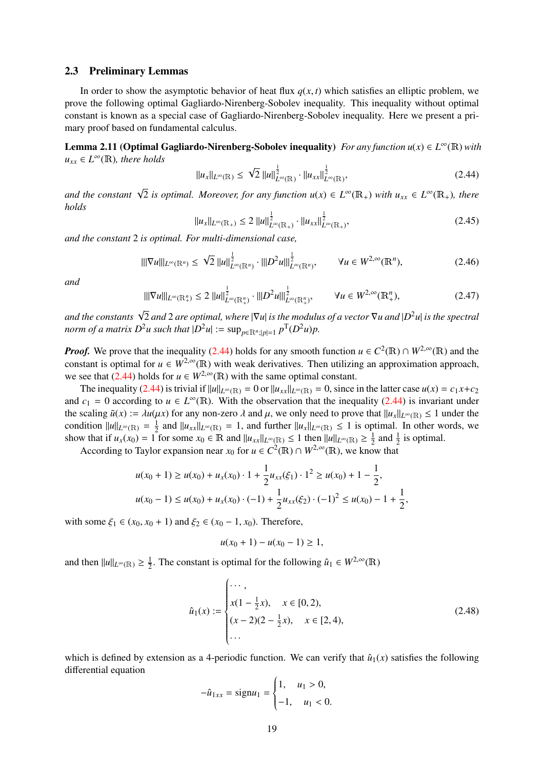### 2.3 Preliminary Lemmas

In order to show the asymptotic behavior of heat flux $q(x,t)$ which satisfies an elliptic problem, we prove the following optimal Gagliardo-Nirenberg-Sobolev inequality. This inequality without optimal constant is known as a special case of Gagliardo-Nirenberg-Sobolev inequality. Here we present a primary proof based on fundamental calculus.

**Lemma 2.11 (Optimal Gagliardo-Nirenberg-Sobolev inequality)** *For any function $u(x) \in L^\infty(\mathbb{R})$ with $u_{xx} \in L^\infty(\mathbb{R})$, there holds*

$$\|u_x\|_{L^\infty(\mathbb{R})} \le \sqrt{2}\, \|u\|^{\frac{1}{2}}_{L^\infty(\mathbb{R})} \cdot \|u_{xx}\|^{\frac{1}{2}}_{L^\infty(\mathbb{R})}, \tag{2.44}$$

*and the constant $\sqrt{2}$ is optimal. Moreover, for any function $u(x) \in L^\infty(\mathbb{R}_+)$ with $u_{xx} \in L^\infty(\mathbb{R}_+)$, there holds*

$$\|u_x\|_{L^\infty(\mathbb{R}_+)} \le 2\, \|u\|^{\frac{1}{2}}_{L^\infty(\mathbb{R}_+)} \cdot \|u_{xx}\|^{\frac{1}{2}}_{L^\infty(\mathbb{R}_+)}, \tag{2.45}$$

*and the constant 2 is optimal. For multi-dimensional case,*

$$\||\nabla u|\|_{L^\infty(\mathbb{R}^n)} \le \sqrt{2}\, \|u\|^{\frac{1}{2}}_{L^\infty(\mathbb{R}^n)} \cdot \||D^2 u|\|^{\frac{1}{2}}_{L^\infty(\mathbb{R}^n)}, \qquad \forall u \in W^{2,\infty}(\mathbb{R}^n), \tag{2.46}$$

*and*

$$\||\nabla u|\|_{L^\infty(\mathbb{R}^n_+)} \le 2\, \|u\|^{\frac{1}{2}}_{L^\infty(\mathbb{R}^n_+)} \cdot \||D^2 u|\|^{\frac{1}{2}}_{L^\infty(\mathbb{R}^n_+)}, \qquad \forall u \in W^{2,\infty}(\mathbb{R}^n_+), \tag{2.47}$$

*and the constants $\sqrt{2}$ and 2 are optimal, where $|\nabla u|$ is the modulus of a vector $\nabla u$ and $|D^2 u|$ is the spectral norm of a matrix $D^2 u$ such that $|D^2 u| := \sup_{p\in\mathbb{R}^n; |p|=1} p^{\mathrm{T}}(D^2 u)p$.*

***Proof.*** We prove that the inequality (2.44) holds for any smooth function $u \in C^2(\mathbb{R}) \cap W^{2,\infty}(\mathbb{R})$ and the constant is optimal for $u \in W^{2,\infty}(\mathbb{R})$ with weak derivatives. Then utilizing an approximation approach, we see that (2.44) holds for $u \in W^{2,\infty}(\mathbb{R})$ with the same optimal constant.

The inequality (2.44) is trivial if $\|u\|_{L^\infty(\mathbb{R})} = 0$ or $\|u_{xx}\|_{L^\infty(\mathbb{R})} = 0$, since in the latter case $u(x) = c_1 x + c_2$ and $c_1 = 0$ according to $u \in L^\infty(\mathbb{R})$. With the observation that the inequality (2.44) is invariant under the scaling $\tilde{u}(x) := \lambda u(\mu x)$ for any non-zero $\lambda$ and $\mu$, we only need to prove that $\|u_x\|_{L^\infty(\mathbb{R})} \le 1$ under the condition $\|u\|_{L^\infty(\mathbb{R})} = \frac{1}{2}$ and $\|u_{xx}\|_{L^\infty(\mathbb{R})} = 1$, and further $\|u_x\|_{L^\infty(\mathbb{R})} \le 1$ is optimal. In other words, we show that if $u_x(x_0) = 1$ for some $x_0 \in \mathbb{R}$ and $\|u_{xx}\|_{L^\infty(\mathbb{R})} \le 1$ then $\|u\|_{L^\infty(\mathbb{R})} \ge \frac{1}{2}$ and $\frac{1}{2}$ is optimal.

According to Taylor expansion near $x_0$ for $u \in C^2(\mathbb{R}) \cap W^{2,\infty}(\mathbb{R})$, we know that

$$u(x_0+1) \ge u(x_0) + u_x(x_0) \cdot 1 + \frac{1}{2} u_{xx}(\xi_1) \cdot 1^2 \ge u(x_0) + 1 - \frac{1}{2},$$
$$u(x_0-1) \le u(x_0) + u_x(x_0) \cdot (-1) + \frac{1}{2} u_{xx}(\xi_2) \cdot (-1)^2 \le u(x_0) - 1 + \frac{1}{2},$$

with some $\xi_1 \in (x_0, x_0+1)$ and $\xi_2 \in (x_0 - 1, x_0)$. Therefore,

$$u(x_0+1) - u(x_0-1) \ge 1,$$

and then $\|u\|_{L^\infty(\mathbb{R})} \ge \frac{1}{2}$. The constant is optimal for the following $\hat{u}_1 \in W^{2,\infty}(\mathbb{R})$

$$\hat{u}_1(x) := \begin{cases} \cdots, \\ x(1 - \frac{1}{2}x), \quad x \in [0,2), \\ (x-2)(2 - \frac{1}{2}x), \quad x \in [2,4), \\ \cdots \end{cases} \tag{2.48}$$

which is defined by extension as a 4-periodic function. We can verify that $\hat{u}_1(x)$ satisfies the following differential equation

$$-\hat{u}_{1xx} = \mathrm{sign} u_1 = \begin{cases} 1, \quad u_1 > 0, \\ -1, \quad u_1 < 0. \end{cases}$$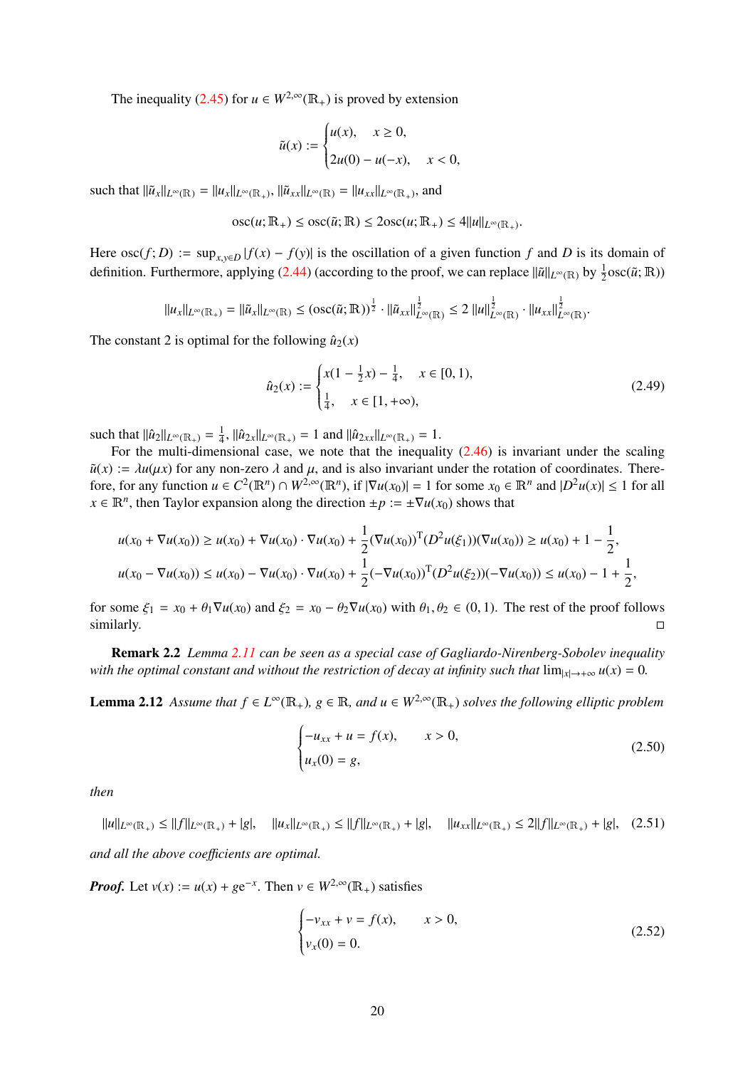The inequality (2.45) for $u \in W^{2,\infty}(\mathbb{R}_+)$ is proved by extension

$$\tilde{u}(x) := \begin{cases} u(x), & x \geq 0, \\ 2u(0) - u(-x), & x < 0, \end{cases}$$

such that $\|\tilde{u}_x\|_{L^\infty(\mathbb{R})} = \|u_x\|_{L^\infty(\mathbb{R}_+)}$, $\|\tilde{u}_{xx}\|_{L^\infty(\mathbb{R})} = \|u_{xx}\|_{L^\infty(\mathbb{R}_+)}$, and

$$\mathrm{osc}(u; \mathbb{R}_+) \leq \mathrm{osc}(\tilde{u}; \mathbb{R}) \leq 2\mathrm{osc}(u; \mathbb{R}_+) \leq 4\|u\|_{L^\infty(\mathbb{R}_+)}.$$

Here $\mathrm{osc}(f; D) := \sup_{x,y\in D} |f(x) - f(y)|$ is the oscillation of a given function $f$ and $D$ is its domain of definition. Furthermore, applying (2.44) (according to the proof, we can replace $\|\tilde{u}\|_{L^\infty(\mathbb{R})}$ by $\frac{1}{2}\mathrm{osc}(\tilde{u}; \mathbb{R})$)

$$\|u_x\|_{L^\infty(\mathbb{R}_+)} = \|\tilde{u}_x\|_{L^\infty(\mathbb{R})} \leq (\mathrm{osc}(\tilde{u}; \mathbb{R}))^{\frac{1}{2}} \cdot \|\tilde{u}_{xx}\|^{\frac{1}{2}}_{L^\infty(\mathbb{R})} \leq 2\,\|u\|^{\frac{1}{2}}_{L^\infty(\mathbb{R})} \cdot \|u_{xx}\|^{\frac{1}{2}}_{L^\infty(\mathbb{R})}.$$

The constant 2 is optimal for the following $\hat{u}_2(x)$

$$\hat{u}_2(x) := \begin{cases} x(1 - \frac{1}{2}x) - \frac{1}{4}, & x \in [0, 1), \\ \frac{1}{4}, & x \in [1, +\infty), \end{cases} \tag{2.49}$$

such that $\|\hat{u}_2\|_{L^\infty(\mathbb{R}_+)} = \frac{1}{4}$, $\|\hat{u}_{2x}\|_{L^\infty(\mathbb{R}_+)} = 1$ and $\|\hat{u}_{2xx}\|_{L^\infty(\mathbb{R}_+)} = 1$.

For the multi-dimensional case, we note that the inequality (2.46) is invariant under the scaling $\tilde{u}(x) := \lambda u(\mu x)$ for any non-zero $\lambda$ and $\mu$, and is also invariant under the rotation of coordinates. Therefore, for any function $u \in C^2(\mathbb{R}^n) \cap W^{2,\infty}(\mathbb{R}^n)$, if $|\nabla u(x_0)| = 1$ for some $x_0 \in \mathbb{R}^n$ and $|D^2 u(x)| \leq 1$ for all $x \in \mathbb{R}^n$, then Taylor expansion along the direction $\pm p := \pm\nabla u(x_0)$ shows that

$$u(x_0 + \nabla u(x_0)) \geq u(x_0) + \nabla u(x_0) \cdot \nabla u(x_0) + \frac{1}{2}(\nabla u(x_0))^{\mathrm{T}}(D^2 u(\xi_1))(\nabla u(x_0)) \geq u(x_0) + 1 - \frac{1}{2},$$
$$u(x_0 - \nabla u(x_0)) \leq u(x_0) - \nabla u(x_0) \cdot \nabla u(x_0) + \frac{1}{2}(-\nabla u(x_0))^{\mathrm{T}}(D^2 u(\xi_2))(-\nabla u(x_0)) \leq u(x_0) - 1 + \frac{1}{2},$$

for some $\xi_1 = x_0 + \theta_1 \nabla u(x_0)$ and $\xi_2 = x_0 - \theta_2 \nabla u(x_0)$ with $\theta_1, \theta_2 \in (0, 1)$. The rest of the proof follows similarly. □

**Remark 2.2** *Lemma 2.11 can be seen as a special case of Gagliardo-Nirenberg-Sobolev inequality with the optimal constant and without the restriction of decay at infinity such that* $\lim_{|x|\to+\infty} u(x) = 0$.

**Lemma 2.12** *Assume that $f \in L^\infty(\mathbb{R}_+)$, $g \in \mathbb{R}$, and $u \in W^{2,\infty}(\mathbb{R}_+)$ solves the following elliptic problem*

$$\begin{cases} -u_{xx} + u = f(x), & x > 0, \\ u_x(0) = g, \end{cases} \tag{2.50}$$

*then*

$$\|u\|_{L^\infty(\mathbb{R}_+)} \leq \|f\|_{L^\infty(\mathbb{R}_+)} + |g|, \quad \|u_x\|_{L^\infty(\mathbb{R}_+)} \leq \|f\|_{L^\infty(\mathbb{R}_+)} + |g|, \quad \|u_{xx}\|_{L^\infty(\mathbb{R}_+)} \leq 2\|f\|_{L^\infty(\mathbb{R}_+)} + |g|, \tag{2.51}$$

*and all the above coefficients are optimal.*

***Proof.*** Let $v(x) := u(x) + ge^{-x}$. Then $v \in W^{2,\infty}(\mathbb{R}_+)$ satisfies

$$\begin{cases} -v_{xx} + v = f(x), & x > 0, \\ v_x(0) = 0. \end{cases} \tag{2.52}$$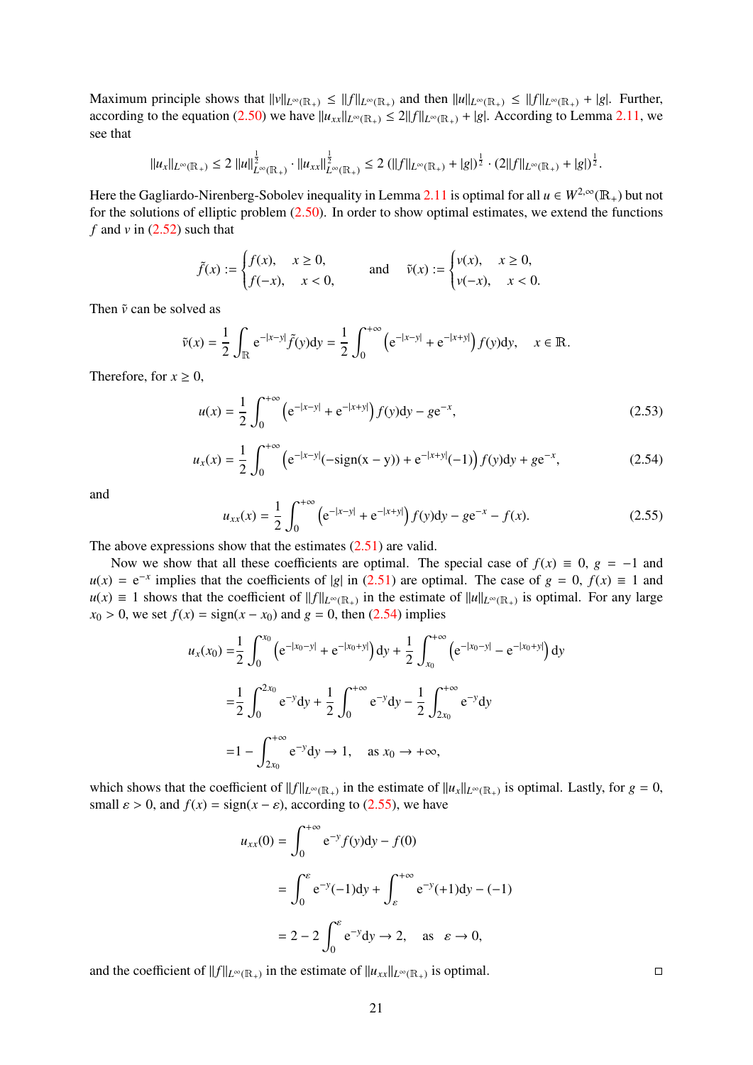Maximum principle shows that $\|v\|_{L^\infty(\mathbb{R}_+)} \le \|f\|_{L^\infty(\mathbb{R}_+)}$ and then $\|u\|_{L^\infty(\mathbb{R}_+)} \le \|f\|_{L^\infty(\mathbb{R}_+)} + |g|$. Further, according to the equation (2.50) we have $\|u_{xx}\|_{L^\infty(\mathbb{R}_+)} \le 2\|f\|_{L^\infty(\mathbb{R}_+)} + |g|$. According to Lemma 2.11, we see that

$$\|u_x\|_{L^\infty(\mathbb{R}_+)} \le 2\,\|u\|^{\frac12}_{L^\infty(\mathbb{R}_+)} \cdot \|u_{xx}\|^{\frac12}_{L^\infty(\mathbb{R}_+)} \le 2\left(\|f\|_{L^\infty(\mathbb{R}_+)} + |g|\right)^{\frac12} \cdot \left(2\|f\|_{L^\infty(\mathbb{R}_+)} + |g|\right)^{\frac12}.$$

Here the Gagliardo-Nirenberg-Sobolev inequality in Lemma 2.11 is optimal for all $u \in W^{2,\infty}(\mathbb{R}_+)$ but not for the solutions of elliptic problem (2.50). In order to show optimal estimates, we extend the functions $f$ and $v$ in (2.52) such that

$$\tilde{f}(x) := \begin{cases} f(x), & x \ge 0, \\ f(-x), & x < 0, \end{cases} \qquad \text{and} \qquad \tilde{v}(x) := \begin{cases} v(x), & x \ge 0, \\ v(-x), & x < 0. \end{cases}$$

Then $\tilde{v}$ can be solved as

$$\tilde{v}(x) = \frac12 \int_{\mathbb{R}} \mathrm{e}^{-|x-y|} \tilde{f}(y)\mathrm{d}y = \frac12 \int_0^{+\infty} \left(\mathrm{e}^{-|x-y|} + \mathrm{e}^{-|x+y|}\right) f(y)\mathrm{d}y, \quad x \in \mathbb{R}.$$

Therefore, for $x \ge 0$,

$$u(x) = \frac12 \int_0^{+\infty} \left(\mathrm{e}^{-|x-y|} + \mathrm{e}^{-|x+y|}\right) f(y)\mathrm{d}y - g\mathrm{e}^{-x}, \tag{2.53}$$

$$u_x(x) = \frac12 \int_0^{+\infty} \left(\mathrm{e}^{-|x-y|}(-\mathrm{sign}(x-y)) + \mathrm{e}^{-|x+y|}(-1)\right) f(y)\mathrm{d}y + g\mathrm{e}^{-x}, \tag{2.54}$$

and

$$u_{xx}(x) = \frac12 \int_0^{+\infty} \left(\mathrm{e}^{-|x-y|} + \mathrm{e}^{-|x+y|}\right) f(y)\mathrm{d}y - g\mathrm{e}^{-x} - f(x). \tag{2.55}$$

The above expressions show that the estimates (2.51) are valid.

Now we show that all these coefficients are optimal. The special case of $f(x) \equiv 0$, $g = -1$ and $u(x) = \mathrm{e}^{-x}$ implies that the coefficients of $|g|$ in (2.51) are optimal. The case of $g = 0$, $f(x) \equiv 1$ and $u(x) \equiv 1$ shows that the coefficient of $\|f\|_{L^\infty(\mathbb{R}_+)}$ in the estimate of $\|u\|_{L^\infty(\mathbb{R}_+)}$ is optimal. For any large $x_0 > 0$, we set $f(x) = \mathrm{sign}(x - x_0)$ and $g = 0$, then (2.54) implies

$$\begin{aligned}
u_x(x_0) =& \frac12 \int_0^{x_0} \left(\mathrm{e}^{-|x_0-y|} + \mathrm{e}^{-|x_0+y|}\right) \mathrm{d}y + \frac12 \int_{x_0}^{+\infty} \left(\mathrm{e}^{-|x_0-y|} - \mathrm{e}^{-|x_0+y|}\right) \mathrm{d}y \\
=& \frac12 \int_0^{2x_0} \mathrm{e}^{-y}\mathrm{d}y + \frac12 \int_0^{+\infty} \mathrm{e}^{-y}\mathrm{d}y - \frac12 \int_{2x_0}^{+\infty} \mathrm{e}^{-y}\mathrm{d}y \\
=& 1 - \int_{2x_0}^{+\infty} \mathrm{e}^{-y}\mathrm{d}y \to 1, \quad \text{as } x_0 \to +\infty,
\end{aligned}$$

which shows that the coefficient of $\|f\|_{L^\infty(\mathbb{R}_+)}$ in the estimate of $\|u_x\|_{L^\infty(\mathbb{R}_+)}$ is optimal. Lastly, for $g = 0$, small $\varepsilon > 0$, and $f(x) = \mathrm{sign}(x - \varepsilon)$, according to (2.55), we have

$$\begin{aligned}
u_{xx}(0) &= \int_0^{+\infty} \mathrm{e}^{-y} f(y)\mathrm{d}y - f(0) \\
&= \int_0^{\varepsilon} \mathrm{e}^{-y}(-1)\mathrm{d}y + \int_{\varepsilon}^{+\infty} \mathrm{e}^{-y}(+1)\mathrm{d}y - (-1) \\
&= 2 - 2\int_0^{\varepsilon} \mathrm{e}^{-y}\mathrm{d}y \to 2, \quad \text{as} \quad \varepsilon \to 0,
\end{aligned}$$

and the coefficient of $\|f\|_{L^\infty(\mathbb{R}_+)}$ in the estimate of $\|u_{xx}\|_{L^\infty(\mathbb{R}_+)}$ is optimal. □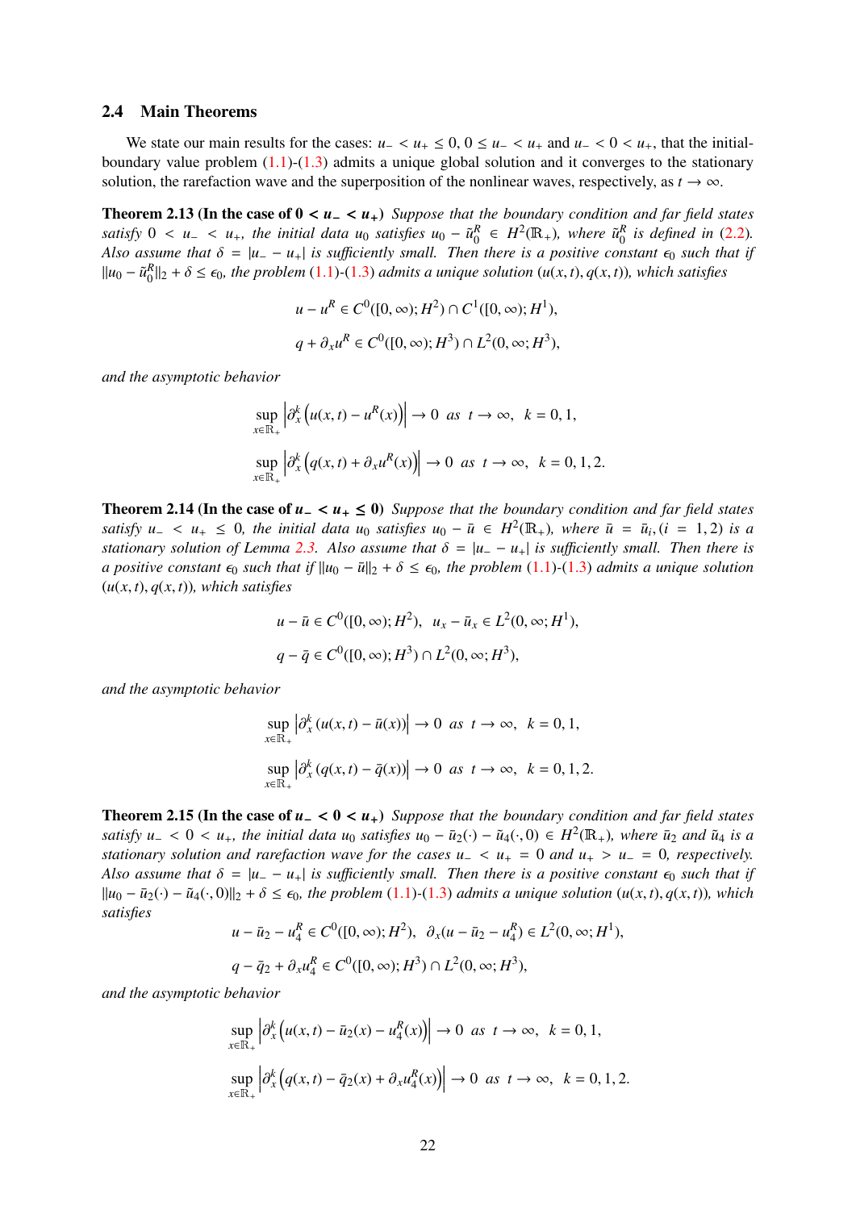### 2.4 Main Theorems

We state our main results for the cases: $u_- < u_+ \le 0$, $0 \le u_- < u_+$ and $u_- < 0 < u_+$, that the initial-boundary value problem (1.1)-(1.3) admits a unique global solution and it converges to the stationary solution, the rarefaction wave and the superposition of the nonlinear waves, respectively, as $t \to \infty$.

**Theorem 2.13 (In the case of $0 < u_- < u_+$)** *Suppose that the boundary condition and far field states satisfy $0 < u_- < u_+$, the initial data $u_0$ satisfies $u_0 - \tilde{u}_0^R \in H^2(\mathbb{R}_+)$, where $\tilde{u}_0^R$ is defined in (2.2). Also assume that $\delta = |u_- - u_+|$ is sufficiently small. Then there is a positive constant $\epsilon_0$ such that if $\|u_0 - \tilde{u}_0^R\|_2 + \delta \le \epsilon_0$, the problem (1.1)-(1.3) admits a unique solution $(u(x,t), q(x,t))$, which satisfies*

$$
u - u^R \in C^0([0,\infty); H^2) \cap C^1([0,\infty); H^1),
$$

$$
q + \partial_x u^R \in C^0([0,\infty); H^3) \cap L^2(0,\infty; H^3),
$$

*and the asymptotic behavior*

$$
\sup_{x\in\mathbb{R}_+} \left|\partial_x^k \left(u(x,t) - u^R(x)\right)\right| \to 0 \ \text{ as } \ t \to \infty, \ \ k = 0, 1,
$$

$$
\sup_{x\in\mathbb{R}_+} \left|\partial_x^k \left(q(x,t) + \partial_x u^R(x)\right)\right| \to 0 \ \text{ as } \ t \to \infty, \ \ k = 0, 1, 2.
$$

**Theorem 2.14 (In the case of $u_- < u_+ \le 0$)** *Suppose that the boundary condition and far field states satisfy $u_- < u_+ \le 0$, the initial data $u_0$ satisfies $u_0 - \bar{u} \in H^2(\mathbb{R}_+)$, where $\bar{u} = \bar{u}_i, (i = 1, 2)$ is a stationary solution of Lemma 2.3. Also assume that $\delta = |u_- - u_+|$ is sufficiently small. Then there is a positive constant $\epsilon_0$ such that if $\|u_0 - \bar{u}\|_2 + \delta \le \epsilon_0$, the problem (1.1)-(1.3) admits a unique solution $(u(x,t), q(x,t))$, which satisfies*

$$
u - \bar{u} \in C^0([0,\infty); H^2), \ \ u_x - \bar{u}_x \in L^2(0,\infty; H^1),
$$

$$
q - \bar{q} \in C^0([0,\infty); H^3) \cap L^2(0,\infty; H^3),
$$

*and the asymptotic behavior*

$$
\sup_{x\in\mathbb{R}_+} \left|\partial_x^k \left(u(x,t) - \bar{u}(x)\right)\right| \to 0 \ \text{ as } \ t \to \infty, \ \ k = 0, 1,
$$

$$
\sup_{x\in\mathbb{R}_+} \left|\partial_x^k \left(q(x,t) - \bar{q}(x)\right)\right| \to 0 \ \text{ as } \ t \to \infty, \ \ k = 0, 1, 2.
$$

**Theorem 2.15 (In the case of $u_- < 0 < u_+$)** *Suppose that the boundary condition and far field states satisfy $u_- < 0 < u_+$, the initial data $u_0$ satisfies $u_0 - \bar{u}_2(\cdot) - \tilde{u}_4(\cdot, 0) \in H^2(\mathbb{R}_+)$, where $\bar{u}_2$ and $\tilde{u}_4$ is a stationary solution and rarefaction wave for the cases $u_- < u_+ = 0$ and $u_+ > u_- = 0$, respectively. Also assume that $\delta = |u_- - u_+|$ is sufficiently small. Then there is a positive constant $\epsilon_0$ such that if $\|u_0 - \bar{u}_2(\cdot) - \tilde{u}_4(\cdot, 0)\|_2 + \delta \le \epsilon_0$, the problem (1.1)-(1.3) admits a unique solution $(u(x,t), q(x,t))$, which satisfies*

$$
u - \bar{u}_2 - u_4^R \in C^0([0,\infty); H^2), \ \ \partial_x(u - \bar{u}_2 - u_4^R) \in L^2(0,\infty; H^1),
$$

$$
q - \bar{q}_2 + \partial_x u_4^R \in C^0([0,\infty); H^3) \cap L^2(0,\infty; H^3),
$$

*and the asymptotic behavior*

$$
\sup_{x\in\mathbb{R}_+} \left|\partial_x^k \left(u(x,t) - \bar{u}_2(x) - u_4^R(x)\right)\right| \to 0 \ \text{ as } \ t \to \infty, \ \ k = 0, 1,
$$

$$
\sup_{x\in\mathbb{R}_+} \left|\partial_x^k \left(q(x,t) - \bar{q}_2(x) + \partial_x u_4^R(x)\right)\right| \to 0 \ \text{ as } \ t \to \infty, \ \ k = 0, 1, 2.
$$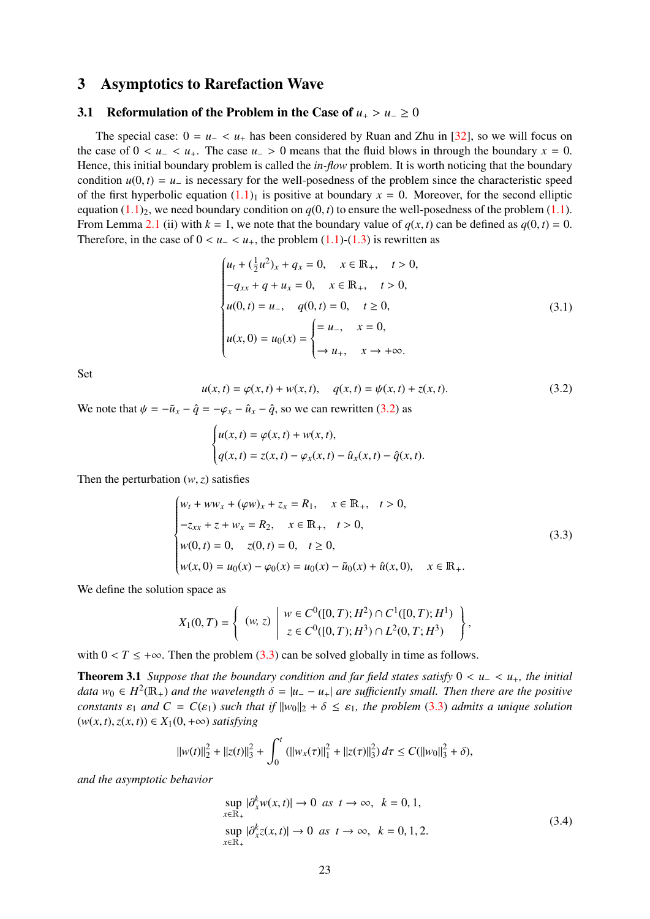# 3 Asymptotics to Rarefaction Wave

## 3.1 Reformulation of the Problem in the Case of $u_+ > u_- \geq 0$

The special case: $0 = u_- < u_+$ has been considered by Ruan and Zhu in [32], so we will focus on the case of $0 < u_- < u_+$. The case $u_- > 0$ means that the fluid blows in through the boundary $x = 0$. Hence, this initial boundary problem is called the *in-flow* problem. It is worth noticing that the boundary condition $u(0,t) = u_-$ is necessary for the well-posedness of the problem since the characteristic speed of the first hyperbolic equation $(1.1)_1$ is positive at boundary $x = 0$. Moreover, for the second elliptic equation $(1.1)_2$, we need boundary condition on $q(0,t)$ to ensure the well-posedness of the problem (1.1). From Lemma 2.1 (ii) with $k = 1$, we note that the boundary value of $q(x,t)$ can be defined as $q(0,t) = 0$. Therefore, in the case of $0 < u_- < u_+$, the problem (1.1)-(1.3) is rewritten as

$$
\begin{cases}
u_t + (\frac{1}{2}u^2)_x + q_x = 0, \quad x \in \mathbb{R}_+, \quad t > 0, \\
-q_{xx} + q + u_x = 0, \quad x \in \mathbb{R}_+, \quad t > 0, \\
u(0,t) = u_-, \quad q(0,t) = 0, \quad t \geq 0, \\
u(x,0) = u_0(x) = \begin{cases} = u_-, \quad x = 0, \\ \to u_+, \quad x \to +\infty. \end{cases}
\end{cases}
\tag{3.1}
$$

Set

$$
u(x,t) = \varphi(x,t) + w(x,t), \quad q(x,t) = \psi(x,t) + z(x,t). \tag{3.2}
$$

We note that $\psi = -\tilde{u}_x - \hat{q} = -\varphi_x - \hat{u}_x - \hat{q}$, so we can rewritten (3.2) as

$$
\begin{cases}
u(x,t) = \varphi(x,t) + w(x,t), \\
q(x,t) = z(x,t) - \varphi_x(x,t) - \hat{u}_x(x,t) - \hat{q}(x,t).
\end{cases}
$$

Then the perturbation $(w, z)$ satisfies

$$
\begin{cases}
w_t + ww_x + (\varphi w)_x + z_x = R_1, \quad x \in \mathbb{R}_+, \quad t > 0, \\
-z_{xx} + z + w_x = R_2, \quad x \in \mathbb{R}_+, \quad t > 0, \\
w(0,t) = 0, \quad z(0,t) = 0, \quad t \geq 0, \\
w(x,0) = u_0(x) - \varphi_0(x) = u_0(x) - \tilde{u}_0(x) + \hat{u}(x,0), \quad x \in \mathbb{R}_+.
\end{cases}
\tag{3.3}
$$

We define the solution space as

$$
X_1(0,T) = \left\{ (w, z) \;\middle|\; \begin{array}{l} w \in C^0([0,T); H^2) \cap C^1([0,T); H^1) \\ z \in C^0([0,T); H^3) \cap L^2(0,T; H^3) \end{array} \right\},
$$

with $0 < T \leq +\infty$. Then the problem (3.3) can be solved globally in time as follows.

**Theorem 3.1** *Suppose that the boundary condition and far field states satisfy $0 < u_- < u_+$, the initial data $w_0 \in H^2(\mathbb{R}_+)$ and the wavelength $\delta = |u_- - u_+|$ are sufficiently small. Then there are the positive constants $\varepsilon_1$ and $C = C(\varepsilon_1)$ such that if $\|w_0\|_2 + \delta \leq \varepsilon_1$, the problem (3.3) admits a unique solution $(w(x,t), z(x,t)) \in X_1(0, +\infty)$ satisfying*

$$
\|w(t)\|_2^2 + \|z(t)\|_3^2 + \int_0^t (\|w_x(\tau)\|_1^2 + \|z(\tau)\|_3^2)\, d\tau \leq C(\|w_0\|_3^2 + \delta),
$$

*and the asymptotic behavior*

$$
\begin{aligned}
&\sup_{x \in \mathbb{R}_+} |\partial_x^k w(x,t)| \to 0 \;\; as \;\; t \to \infty, \quad k = 0, 1, \\
&\sup_{x \in \mathbb{R}_+} |\partial_x^k z(x,t)| \to 0 \;\; as \;\; t \to \infty, \quad k = 0, 1, 2.
\end{aligned}
\tag{3.4}
$$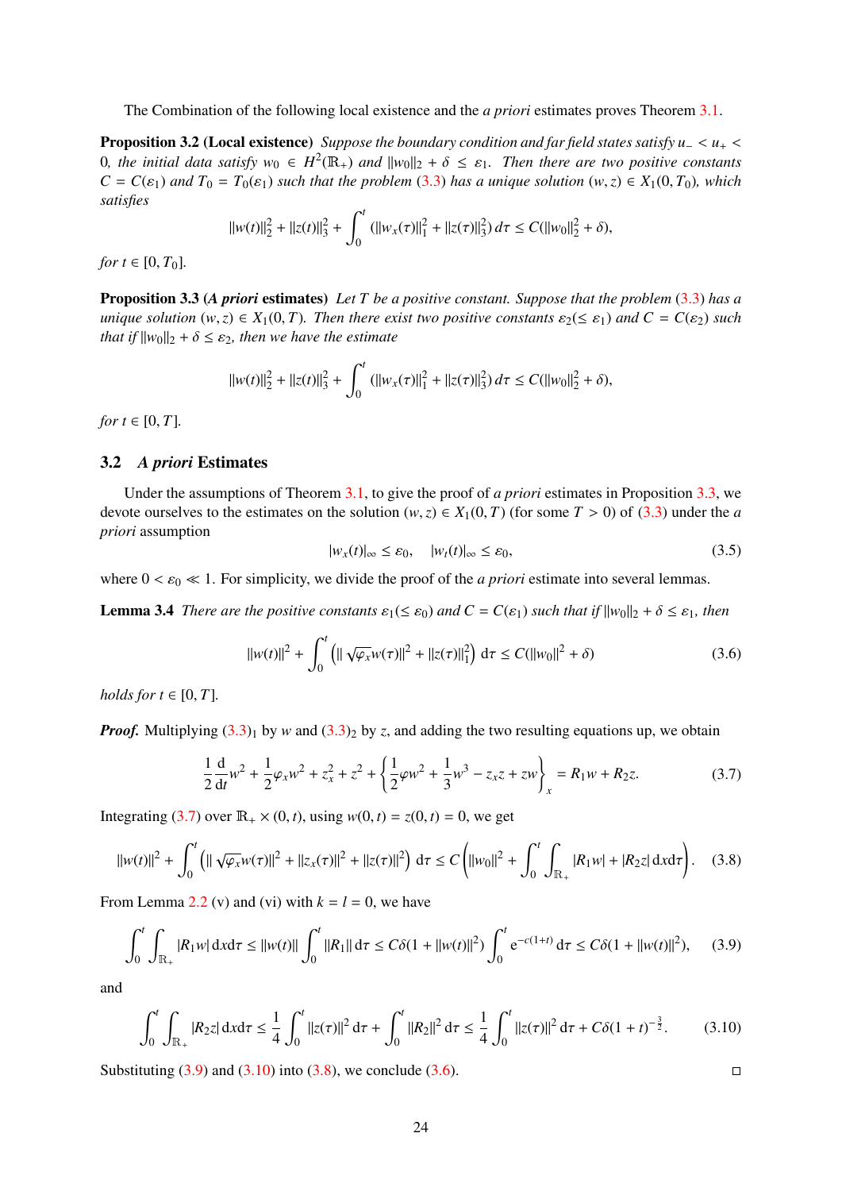The Combination of the following local existence and the *a priori* estimates proves Theorem 3.1.

**Proposition 3.2 (Local existence)** *Suppose the boundary condition and far field states satisfy $u_- < u_+ < 0$, the initial data satisfy $w_0 \in H^2(\mathbb{R}_+)$ and $\|w_0\|_2 + \delta \le \varepsilon_1$. Then there are two positive constants $C = C(\varepsilon_1)$ and $T_0 = T_0(\varepsilon_1)$ such that the problem (3.3) has a unique solution $(w, z) \in X_1(0, T_0)$, which satisfies*

$$\|w(t)\|_2^2 + \|z(t)\|_3^2 + \int_0^t (\|w_x(\tau)\|_1^2 + \|z(\tau)\|_3^2)\, d\tau \le C(\|w_0\|_2^2 + \delta),$$

*for $t \in [0, T_0]$.*

**Proposition 3.3 (*A priori* estimates)** *Let $T$ be a positive constant. Suppose that the problem (3.3) has a unique solution $(w, z) \in X_1(0, T)$. Then there exist two positive constants $\varepsilon_2 (\le \varepsilon_1)$ and $C = C(\varepsilon_2)$ such that if $\|w_0\|_2 + \delta \le \varepsilon_2$, then we have the estimate*

$$\|w(t)\|_2^2 + \|z(t)\|_3^2 + \int_0^t (\|w_x(\tau)\|_1^2 + \|z(\tau)\|_3^2)\, d\tau \le C(\|w_0\|_2^2 + \delta),$$

*for $t \in [0, T]$.*

### 3.2 *A priori* Estimates

Under the assumptions of Theorem 3.1, to give the proof of *a priori* estimates in Proposition 3.3, we devote ourselves to the estimates on the solution $(w, z) \in X_1(0, T)$ (for some $T > 0$) of (3.3) under the *a priori* assumption

$$|w_x(t)|_\infty \le \varepsilon_0, \quad |w_t(t)|_\infty \le \varepsilon_0, \tag{3.5}$$

where $0 < \varepsilon_0 \ll 1$. For simplicity, we divide the proof of the *a priori* estimate into several lemmas.

**Lemma 3.4** *There are the positive constants $\varepsilon_1 (\le \varepsilon_0)$ and $C = C(\varepsilon_1)$ such that if $\|w_0\|_2 + \delta \le \varepsilon_1$, then*

$$\|w(t)\|^2 + \int_0^t \left(\|\sqrt{\varphi_x} w(\tau)\|^2 + \|z(\tau)\|_1^2\right) \mathrm{d}\tau \le C(\|w_0\|^2 + \delta) \tag{3.6}$$

*holds for $t \in [0, T]$.*

***Proof.*** Multiplying $(3.3)_1$ by $w$ and $(3.3)_2$ by $z$, and adding the two resulting equations up, we obtain

$$\frac{1}{2}\frac{\mathrm{d}}{\mathrm{d}t} w^2 + \frac{1}{2}\varphi_x w^2 + z_x^2 + z^2 + \left\{\frac{1}{2}\varphi w^2 + \frac{1}{3} w^3 - z_x z + z w\right\}_x = R_1 w + R_2 z. \tag{3.7}$$

Integrating (3.7) over $\mathbb{R}_+ \times (0, t)$, using $w(0, t) = z(0, t) = 0$, we get

$$\|w(t)\|^2 + \int_0^t \left(\|\sqrt{\varphi_x} w(\tau)\|^2 + \|z_x(\tau)\|^2 + \|z(\tau)\|^2\right) \mathrm{d}\tau \le C\left(\|w_0\|^2 + \int_0^t \int_{\mathbb{R}_+} |R_1 w| + |R_2 z| \, \mathrm{d}x\mathrm{d}\tau\right). \tag{3.8}$$

From Lemma 2.2 (v) and (vi) with $k = l = 0$, we have

$$\int_0^t \int_{\mathbb{R}_+} |R_1 w| \, \mathrm{d}x\mathrm{d}\tau \le \|w(t)\| \int_0^t \|R_1\| \, \mathrm{d}\tau \le C\delta(1 + \|w(t)\|^2) \int_0^t \mathrm{e}^{-c(1+t)} \, \mathrm{d}\tau \le C\delta(1 + \|w(t)\|^2), \tag{3.9}$$

and

$$\int_0^t \int_{\mathbb{R}_+} |R_2 z| \, \mathrm{d}x\mathrm{d}\tau \le \frac{1}{4} \int_0^t \|z(\tau)\|^2 \, \mathrm{d}\tau + \int_0^t \|R_2\|^2 \, \mathrm{d}\tau \le \frac{1}{4} \int_0^t \|z(\tau)\|^2 \, \mathrm{d}\tau + C\delta(1 + t)^{-\frac{3}{2}}. \tag{3.10}$$

Substituting (3.9) and (3.10) into (3.8), we conclude (3.6). ◻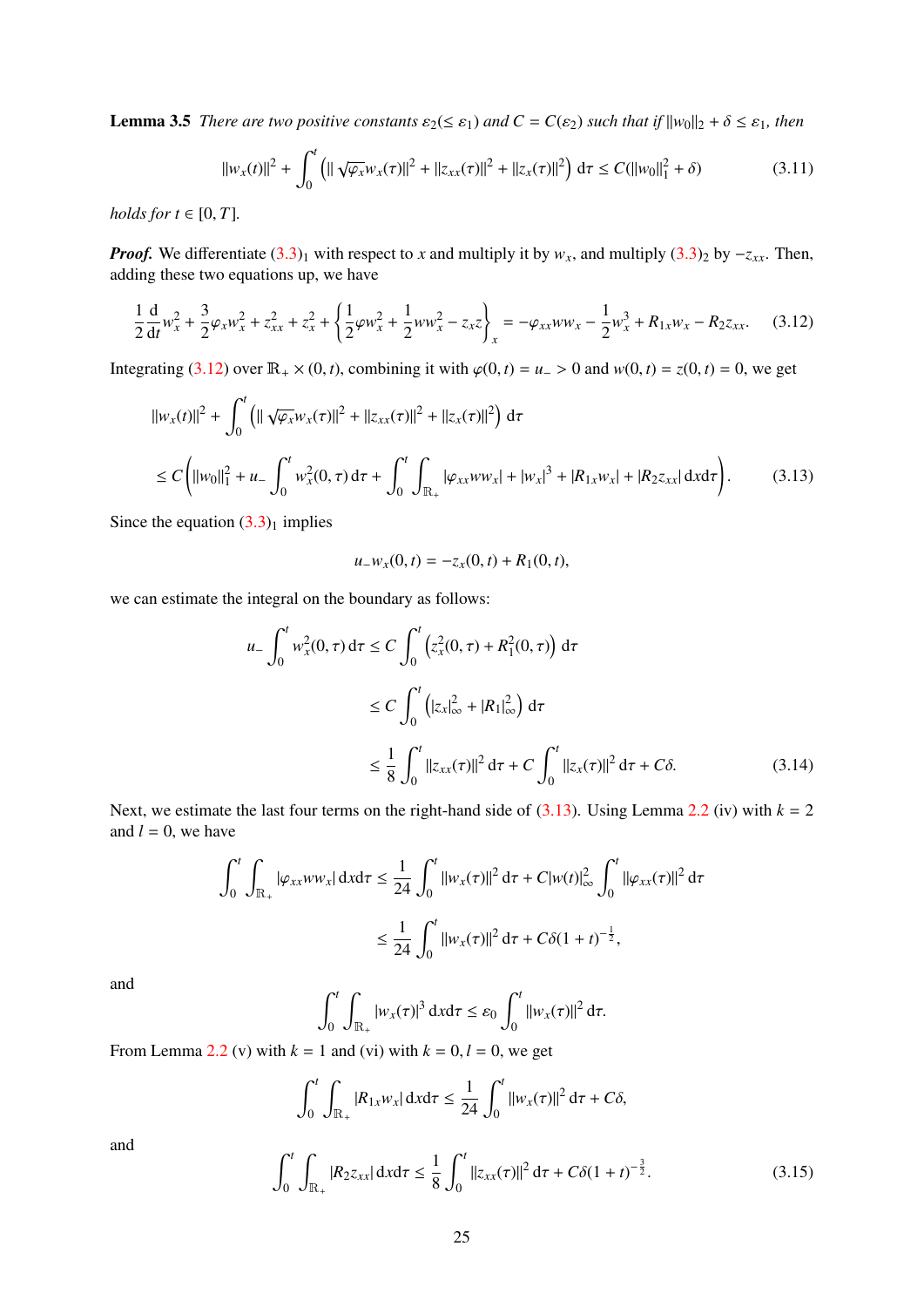**Lemma 3.5** *There are two positive constants $\varepsilon_2(\leq \varepsilon_1)$ and $C = C(\varepsilon_2)$ such that if $\|w_0\|_2 + \delta \leq \varepsilon_1$, then*

$$
\|w_x(t)\|^2 + \int_0^t \left( \|\sqrt{\varphi_x} w_x(\tau)\|^2 + \|z_{xx}(\tau)\|^2 + \|z_x(\tau)\|^2 \right) \mathrm{d}\tau \leq C(\|w_0\|_1^2 + \delta) \tag{3.11}
$$

*holds for $t \in [0, T]$.*

***Proof.*** We differentiate $(3.3)_1$ with respect to $x$ and multiply it by $w_x$, and multiply $(3.3)_2$ by $-z_{xx}$. Then, adding these two equations up, we have

$$
\frac{1}{2}\frac{\mathrm{d}}{\mathrm{d}t} w_x^2 + \frac{3}{2}\varphi_x w_x^2 + z_{xx}^2 + z_x^2 + \left\{ \frac{1}{2}\varphi w_x^2 + \frac{1}{2} w w_x^2 - z_x z \right\}_x = -\varphi_{xx} w w_x - \frac{1}{2} w_x^3 + R_{1x} w_x - R_2 z_{xx}. \tag{3.12}
$$

Integrating (3.12) over $\mathbb{R}_+ \times (0, t)$, combining it with $\varphi(0, t) = u_- > 0$ and $w(0, t) = z(0, t) = 0$, we get

$$
\begin{aligned}
&\|w_x(t)\|^2 + \int_0^t \left( \|\sqrt{\varphi_x} w_x(\tau)\|^2 + \|z_{xx}(\tau)\|^2 + \|z_x(\tau)\|^2 \right) \mathrm{d}\tau \\
&\leq C\left( \|w_0\|_1^2 + u_- \int_0^t w_x^2(0, \tau)\,\mathrm{d}\tau + \int_0^t \int_{\mathbb{R}_+} |\varphi_{xx} w w_x| + |w_x|^3 + |R_{1x} w_x| + |R_2 z_{xx}|\,\mathrm{d}x\mathrm{d}\tau \right).
\end{aligned} \tag{3.13}
$$

Since the equation $(3.3)_1$ implies

$$
u_- w_x(0, t) = -z_x(0, t) + R_1(0, t),
$$

we can estimate the integral on the boundary as follows:

$$
\begin{aligned}
u_- \int_0^t w_x^2(0, \tau)\,\mathrm{d}\tau &\leq C \int_0^t \left( z_x^2(0, \tau) + R_1^2(0, \tau) \right) \mathrm{d}\tau \\
&\leq C \int_0^t \left( |z_x|_\infty^2 + |R_1|_\infty^2 \right) \mathrm{d}\tau \\
&\leq \frac{1}{8} \int_0^t \|z_{xx}(\tau)\|^2\,\mathrm{d}\tau + C \int_0^t \|z_x(\tau)\|^2\,\mathrm{d}\tau + C\delta.
\end{aligned} \tag{3.14}
$$

Next, we estimate the last four terms on the right-hand side of (3.13). Using Lemma 2.2 (iv) with $k = 2$ and $l = 0$, we have

$$
\begin{aligned}
\int_0^t \int_{\mathbb{R}_+} |\varphi_{xx} w w_x|\,\mathrm{d}x\mathrm{d}\tau &\leq \frac{1}{24} \int_0^t \|w_x(\tau)\|^2\,\mathrm{d}\tau + C|w(t)|_\infty^2 \int_0^t \|\varphi_{xx}(\tau)\|^2\,\mathrm{d}\tau \\
&\leq \frac{1}{24} \int_0^t \|w_x(\tau)\|^2\,\mathrm{d}\tau + C\delta(1+t)^{-\frac{1}{2}},
\end{aligned}
$$

and

$$
\int_0^t \int_{\mathbb{R}_+} |w_x(\tau)|^3\,\mathrm{d}x\mathrm{d}\tau \leq \varepsilon_0 \int_0^t \|w_x(\tau)\|^2\,\mathrm{d}\tau.
$$

From Lemma 2.2 (v) with $k = 1$ and (vi) with $k = 0, l = 0$, we get

$$
\int_0^t \int_{\mathbb{R}_+} |R_{1x} w_x|\,\mathrm{d}x\mathrm{d}\tau \leq \frac{1}{24} \int_0^t \|w_x(\tau)\|^2\,\mathrm{d}\tau + C\delta,
$$

and

$$
\int_0^t \int_{\mathbb{R}_+} |R_2 z_{xx}|\,\mathrm{d}x\mathrm{d}\tau \leq \frac{1}{8} \int_0^t \|z_{xx}(\tau)\|^2\,\mathrm{d}\tau + C\delta(1+t)^{-\frac{3}{2}}. \tag{3.15}
$$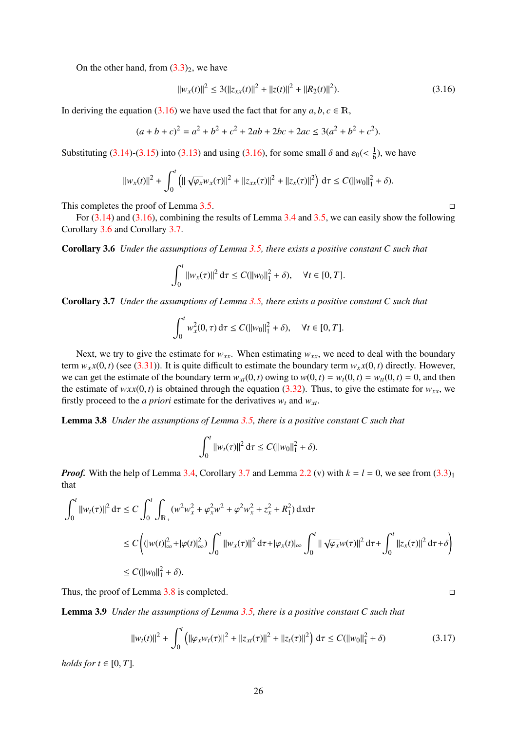On the other hand, from $(3.3)_2$, we have

$$
\|w_x(t)\|^2 \le 3(\|z_{xx}(t)\|^2 + \|z(t)\|^2 + \|R_2(t)\|^2). \tag{3.16}
$$

In deriving the equation (3.16) we have used the fact that for any $a, b, c \in \mathbb{R}$,

$$
(a+b+c)^2 = a^2 + b^2 + c^2 + 2ab + 2bc + 2ac \le 3(a^2 + b^2 + c^2).
$$

Substituting (3.14)-(3.15) into (3.13) and using (3.16), for some small $\delta$ and $\varepsilon_0 (< \frac{1}{6})$, we have

$$
\|w_x(t)\|^2 + \int_0^t \left(\| \sqrt{\varphi_x} w_x(\tau)\|^2 + \|z_{xx}(\tau)\|^2 + \|z_x(\tau)\|^2\right) \mathrm{d}\tau \le C(\|w_0\|_1^2 + \delta).
$$

This completes the proof of Lemma 3.5. $\square$

For (3.14) and (3.16), combining the results of Lemma 3.4 and 3.5, we can easily show the following Corollary 3.6 and Corollary 3.7.

**Corollary 3.6** *Under the assumptions of Lemma 3.5, there exists a positive constant $C$ such that*

$$
\int_0^t \|w_x(\tau)\|^2 \,\mathrm{d}\tau \le C(\|w_0\|_1^2 + \delta), \quad \forall t \in [0, T].
$$

**Corollary 3.7** *Under the assumptions of Lemma 3.5, there exists a positive constant $C$ such that*

$$
\int_0^t w_x^2(0,\tau) \,\mathrm{d}\tau \le C(\|w_0\|_1^2 + \delta), \quad \forall t \in [0, T].
$$

Next, we try to give the estimate for $w_{xx}$. When estimating $w_{xx}$, we need to deal with the boundary term $w_x x(0,t)$ (see (3.31)). It is quite difficult to estimate the boundary term $w_x x(0,t)$ directly. However, we can get the estimate of the boundary term $w_{xt}(0,t)$ owing to $w(0,t) = w_t(0,t) = w_{tt}(0,t) = 0$, and then the estimate of $wxx(0,t)$ is obtained through the equation (3.32). Thus, to give the estimate for $w_{xx}$, we firstly proceed to the *a priori* estimate for the derivatives $w_t$ and $w_{xt}$.

**Lemma 3.8** *Under the assumptions of Lemma 3.5, there is a positive constant $C$ such that*

$$
\int_0^t \|w_t(\tau)\|^2 \,\mathrm{d}\tau \le C(\|w_0\|_1^2 + \delta).
$$

***Proof.*** With the help of Lemma 3.4, Corollary 3.7 and Lemma 2.2 (v) with $k = l = 0$, we see from $(3.3)_1$ that

$$
\begin{aligned}
\int_0^t \|w_t(\tau)\|^2 \,\mathrm{d}\tau &\le C \int_0^t \int_{\mathbb{R}_+} (w^2 w_x^2 + \varphi_x^2 w^2 + \varphi^2 w_x^2 + z_x^2 + R_1^2) \,\mathrm{d}x\mathrm{d}\tau \\
&\le C\left( (|w(t)|_\infty^2 + |\varphi(t)|_\infty^2) \int_0^t \|w_x(\tau)\|^2 \,\mathrm{d}\tau + |\varphi_x(t)|_\infty \int_0^t \| \sqrt{\varphi_x} w(\tau)\|^2 \,\mathrm{d}\tau + \int_0^t \|z_x(\tau)\|^2 \,\mathrm{d}\tau + \delta \right) \\
&\le C(\|w_0\|_1^2 + \delta).
\end{aligned}
$$

Thus, the proof of Lemma 3.8 is completed. $\square$

**Lemma 3.9** *Under the assumptions of Lemma 3.5, there is a positive constant $C$ such that*

$$
\|w_t(t)\|^2 + \int_0^t \left(\|\varphi_x w_t(\tau)\|^2 + \|z_{xt}(\tau)\|^2 + \|z_t(\tau)\|^2\right) \mathrm{d}\tau \le C(\|w_0\|_1^2 + \delta) \tag{3.17}
$$

*holds for $t \in [0, T]$.*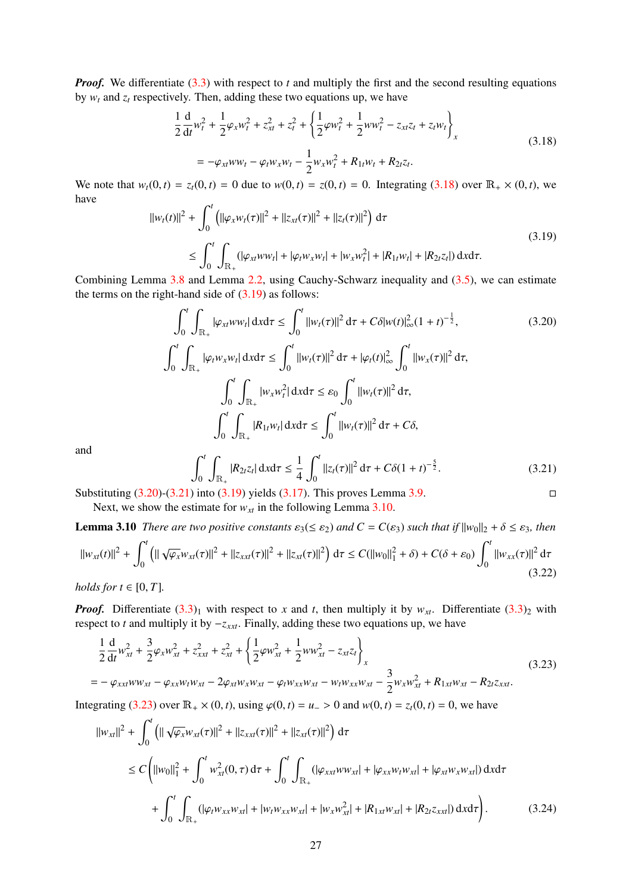***Proof.*** We differentiate (3.3) with respect to $t$ and multiply the first and the second resulting equations by $w_t$ and $z_t$ respectively. Then, adding these two equations up, we have

$$
\begin{aligned}
&\frac{1}{2}\frac{\mathrm{d}}{\mathrm{d}t}w_t^2 + \frac{1}{2}\varphi_x w_t^2 + z_{xt}^2 + z_t^2 + \left\{\frac{1}{2}\varphi w_t^2 + \frac{1}{2}w w_t^2 - z_{xt}z_t + z_t w_t\right\}_x \\
&\qquad = -\varphi_{xt} w w_t - \varphi_t w_x w_t - \frac{1}{2}w_x w_t^2 + R_{1t}w_t + R_{2t}z_t.
\end{aligned}
\tag{3.18}
$$

We note that $w_t(0,t) = z_t(0,t) = 0$ due to $w(0,t) = z(0,t) = 0$. Integrating (3.18) over $\mathbb{R}_+ \times (0,t)$, we have

$$
\begin{aligned}
&\|w_t(t)\|^2 + \int_0^t \left(\|\varphi_x w_t(\tau)\|^2 + \|z_{xt}(\tau)\|^2 + \|z_t(\tau)\|^2\right) \mathrm{d}\tau \\
&\qquad \le \int_0^t \int_{\mathbb{R}_+} \left(|\varphi_{xt} w w_t| + |\varphi_t w_x w_t| + |w_x w_t^2| + |R_{1t} w_t| + |R_{2t} z_t|\right) \mathrm{d}x\mathrm{d}\tau.
\end{aligned}
\tag{3.19}
$$

Combining Lemma 3.8 and Lemma 2.2, using Cauchy-Schwarz inequality and (3.5), we can estimate the terms on the right-hand side of (3.19) as follows:

$$
\begin{aligned}
&\int_0^t \int_{\mathbb{R}_+} |\varphi_{xt} w w_t| \,\mathrm{d}x\mathrm{d}\tau \le \int_0^t \|w_t(\tau)\|^2 \,\mathrm{d}\tau + C\delta |w(t)|_\infty^2 (1+t)^{-\frac{1}{2}}, \\
&\int_0^t \int_{\mathbb{R}_+} |\varphi_t w_x w_t| \,\mathrm{d}x\mathrm{d}\tau \le \int_0^t \|w_t(\tau)\|^2 \,\mathrm{d}\tau + |\varphi_t(t)|_\infty^2 \int_0^t \|w_x(\tau)\|^2 \,\mathrm{d}\tau, \\
&\int_0^t \int_{\mathbb{R}_+} |w_x w_t^2| \,\mathrm{d}x\mathrm{d}\tau \le \varepsilon_0 \int_0^t \|w_t(\tau)\|^2 \,\mathrm{d}\tau, \\
&\int_0^t \int_{\mathbb{R}_+} |R_{1t} w_t| \,\mathrm{d}x\mathrm{d}\tau \le \int_0^t \|w_t(\tau)\|^2 \,\mathrm{d}\tau + C\delta,
\end{aligned}
\tag{3.20}
$$

and

$$
\int_0^t \int_{\mathbb{R}_+} |R_{2t} z_t| \,\mathrm{d}x\mathrm{d}\tau \le \frac{1}{4}\int_0^t \|z_t(\tau)\|^2 \,\mathrm{d}\tau + C\delta (1+t)^{-\frac{5}{2}}.
\tag{3.21}
$$

Substituting (3.20)-(3.21) into (3.19) yields (3.17). This proves Lemma 3.9. □

Next, we show the estimate for $w_{xt}$ in the following Lemma 3.10.

**Lemma 3.10** *There are two positive constants $\varepsilon_3 (\le \varepsilon_2)$ and $C = C(\varepsilon_3)$ such that if $\|w_0\|_2 + \delta \le \varepsilon_3$, then*

$$
\|w_{xt}(t)\|^2 + \int_0^t \left(\|\sqrt{\varphi_x} w_{xt}(\tau)\|^2 + \|z_{xxt}(\tau)\|^2 + \|z_{xt}(\tau)\|^2\right) \mathrm{d}\tau \le C(\|w_0\|_1^2 + \delta) + C(\delta + \varepsilon_0)\int_0^t \|w_{xx}(\tau)\|^2 \,\mathrm{d}\tau
\tag{3.22}
$$

*holds for $t \in [0, T]$.*

***Proof.*** Differentiate $(3.3)_1$ with respect to $x$ and $t$, then multiply it by $w_{xt}$. Differentiate $(3.3)_2$ with respect to $t$ and multiply it by $-z_{xxt}$. Finally, adding these two equations up, we have

$$
\begin{aligned}
&\frac{1}{2}\frac{\mathrm{d}}{\mathrm{d}t}w_{xt}^2 + \frac{3}{2}\varphi_x w_{xt}^2 + z_{xxt}^2 + z_{xt}^2 + \left\{\frac{1}{2}\varphi w_{xt}^2 + \frac{1}{2}w w_{xt}^2 - z_{xt}z_t\right\}_x \\
&= -\varphi_{xxt} w w_{xt} - \varphi_{xx} w_t w_{xt} - 2\varphi_{xt} w_x w_{xt} - \varphi_t w_{xx} w_{xt} - w_t w_{xx} w_{xt} - \frac{3}{2} w_x w_{xt}^2 + R_{1xt} w_{xt} - R_{2t} z_{xxt}.
\end{aligned}
\tag{3.23}
$$

Integrating (3.23) over $\mathbb{R}_+ \times (0,t)$, using $\varphi(0,t) = u_- > 0$ and $w(0,t) = z_t(0,t) = 0$, we have

$$
\begin{aligned}
&\|w_{xt}\|^2 + \int_0^t \left(\|\sqrt{\varphi_x} w_{xt}(\tau)\|^2 + \|z_{xxt}(\tau)\|^2 + \|z_{xt}(\tau)\|^2\right) \mathrm{d}\tau \\
&\le C\bigg(\|w_0\|_1^2 + \int_0^t w_{xt}^2(0,\tau)\,\mathrm{d}\tau + \int_0^t \int_{\mathbb{R}_+} \left(|\varphi_{xxt} w w_{xt}| + |\varphi_{xx} w_t w_{xt}| + |\varphi_{xt} w_x w_{xt}|\right) \mathrm{d}x\mathrm{d}\tau \\
&\qquad + \int_0^t \int_{\mathbb{R}_+} \left(|\varphi_t w_{xx} w_{xt}| + |w_t w_{xx} w_{xt}| + |w_x w_{xt}^2| + |R_{1xt} w_{xt}| + |R_{2t} z_{xxt}|\right) \mathrm{d}x\mathrm{d}\tau\bigg).
\end{aligned}
\tag{3.24}
$$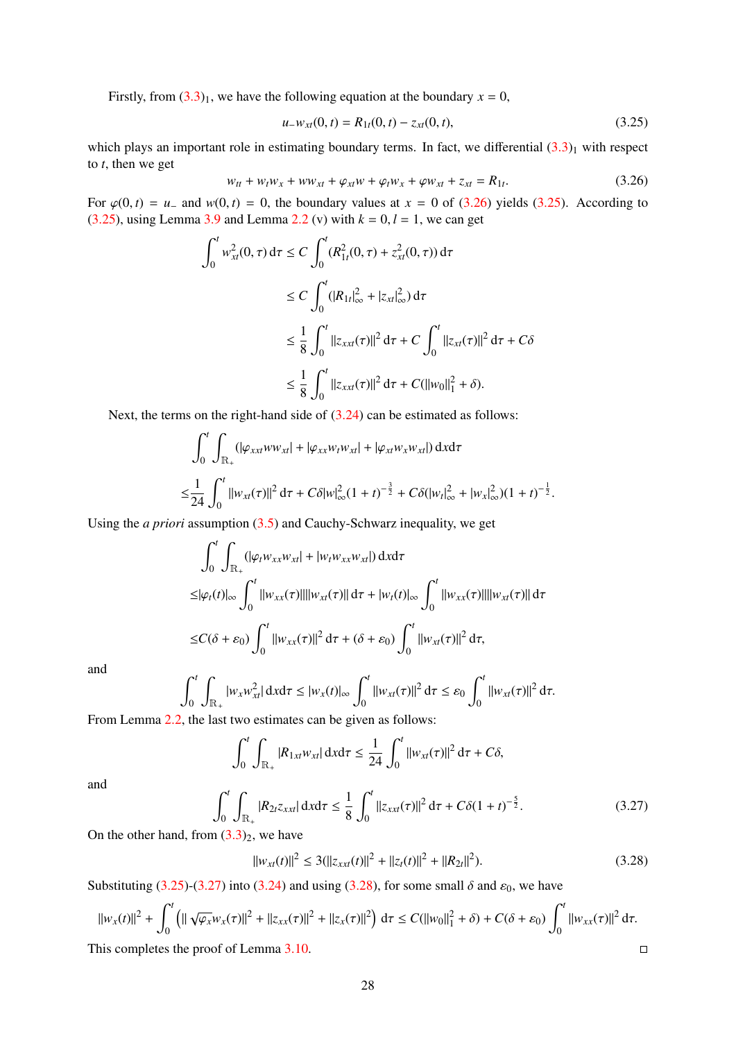Firstly, from $(3.3)_1$, we have the following equation at the boundary $x = 0$,

$$u_- w_{xt}(0, t) = R_{1t}(0, t) - z_{xt}(0, t), \tag{3.25}$$

which plays an important role in estimating boundary terms. In fact, we differential $(3.3)_1$ with respect to $t$, then we get

$$w_{tt} + w_t w_x + w w_{xt} + \varphi_{xt} w + \varphi_t w_x + \varphi w_{xt} + z_{xt} = R_{1t}. \tag{3.26}$$

For $\varphi(0, t) = u_-$ and $w(0, t) = 0$, the boundary values at $x = 0$ of (3.26) yields (3.25). According to (3.25), using Lemma 3.9 and Lemma 2.2 (v) with $k = 0, l = 1$, we can get

$$\begin{aligned}
\int_0^t w_{xt}^2(0, \tau)\,\mathrm{d}\tau &\le C \int_0^t (R_{1t}^2(0, \tau) + z_{xt}^2(0, \tau))\,\mathrm{d}\tau \\
&\le C \int_0^t (|R_{1t}|_\infty^2 + |z_{xt}|_\infty^2)\,\mathrm{d}\tau \\
&\le \frac{1}{8} \int_0^t \|z_{xxt}(\tau)\|^2\,\mathrm{d}\tau + C \int_0^t \|z_{xt}(\tau)\|^2\,\mathrm{d}\tau + C\delta \\
&\le \frac{1}{8} \int_0^t \|z_{xxt}(\tau)\|^2\,\mathrm{d}\tau + C(\|w_0\|_1^2 + \delta).
\end{aligned}$$

Next, the terms on the right-hand side of (3.24) can be estimated as follows:

$$\begin{aligned}
&\int_0^t \int_{\mathbb{R}_+} (|\varphi_{xxt} w w_{xt}| + |\varphi_{xx} w_t w_{xt}| + |\varphi_{xt} w_x w_{xt}|)\,\mathrm{d}x\mathrm{d}\tau \\
\le& \frac{1}{24} \int_0^t \|w_{xt}(\tau)\|^2\,\mathrm{d}\tau + C\delta |w|_\infty^2 (1 + t)^{-\frac{3}{2}} + C\delta(|w_t|_\infty^2 + |w_x|_\infty^2)(1 + t)^{-\frac{1}{2}}.
\end{aligned}$$

Using the *a priori* assumption (3.5) and Cauchy-Schwarz inequality, we get

$$\begin{aligned}
&\int_0^t \int_{\mathbb{R}_+} (|\varphi_t w_{xx} w_{xt}| + |w_t w_{xx} w_{xt}|)\,\mathrm{d}x\mathrm{d}\tau \\
\le& |\varphi_t(t)|_\infty \int_0^t \|w_{xx}(\tau)\| \|w_{xt}(\tau)\|\,\mathrm{d}\tau + |w_t(t)|_\infty \int_0^t \|w_{xx}(\tau)\| \|w_{xt}(\tau)\|\,\mathrm{d}\tau \\
\le& C(\delta + \varepsilon_0) \int_0^t \|w_{xx}(\tau)\|^2\,\mathrm{d}\tau + (\delta + \varepsilon_0) \int_0^t \|w_{xt}(\tau)\|^2\,\mathrm{d}\tau,
\end{aligned}$$

and

$$\int_0^t \int_{\mathbb{R}_+} |w_x w_{xt}^2|\,\mathrm{d}x\mathrm{d}\tau \le |w_x(t)|_\infty \int_0^t \|w_{xt}(\tau)\|^2\,\mathrm{d}\tau \le \varepsilon_0 \int_0^t \|w_{xt}(\tau)\|^2\,\mathrm{d}\tau.$$

From Lemma 2.2, the last two estimates can be given as follows:

$$\int_0^t \int_{\mathbb{R}_+} |R_{1xt} w_{xt}|\,\mathrm{d}x\mathrm{d}\tau \le \frac{1}{24} \int_0^t \|w_{xt}(\tau)\|^2\,\mathrm{d}\tau + C\delta,$$

and

$$\int_0^t \int_{\mathbb{R}_+} |R_{2t} z_{xxt}|\,\mathrm{d}x\mathrm{d}\tau \le \frac{1}{8} \int_0^t \|z_{xxt}(\tau)\|^2\,\mathrm{d}\tau + C\delta(1 + t)^{-\frac{5}{2}}. \tag{3.27}$$

On the other hand, from $(3.3)_2$, we have

$$\|w_{xt}(t)\|^2 \le 3(\|z_{xxt}(t)\|^2 + \|z_t(t)\|^2 + \|R_{2t}\|^2). \tag{3.28}$$

Substituting (3.25)-(3.27) into (3.24) and using (3.28), for some small $\delta$ and $\varepsilon_0$, we have

$$\|w_x(t)\|^2 + \int_0^t \left(\|\sqrt{\varphi_x} w_x(\tau)\|^2 + \|z_{xx}(\tau)\|^2 + \|z_x(\tau)\|^2\right)\mathrm{d}\tau \le C(\|w_0\|_1^2 + \delta) + C(\delta + \varepsilon_0) \int_0^t \|w_{xx}(\tau)\|^2\,\mathrm{d}\tau.$$

This completes the proof of Lemma 3.10. □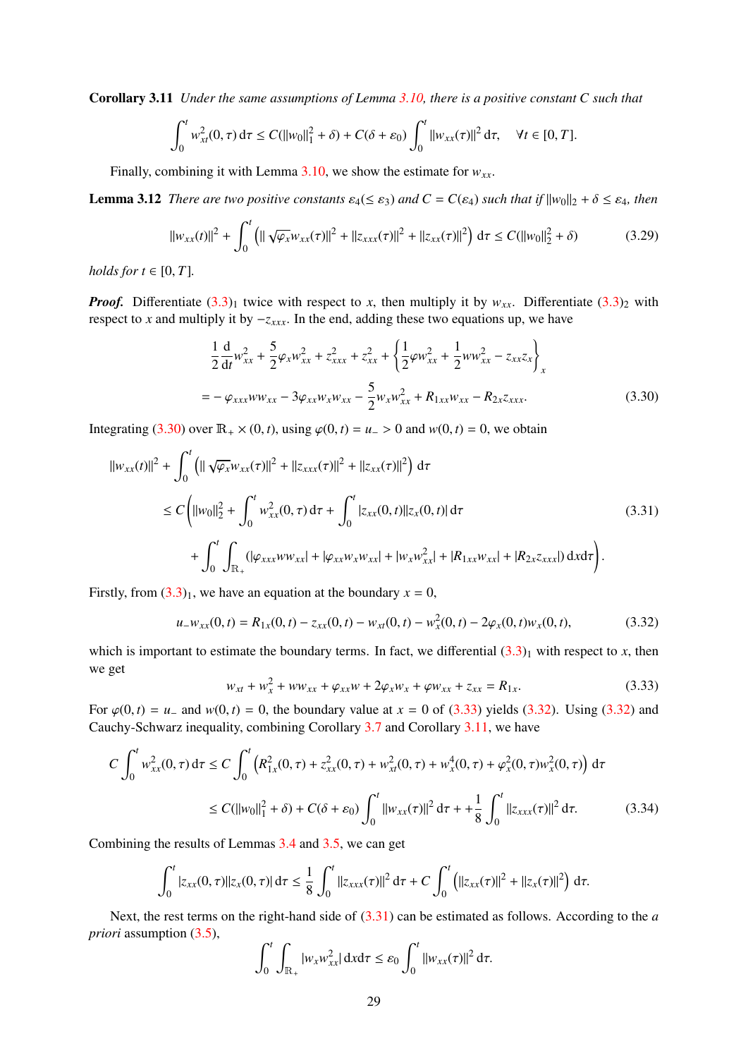**Corollary 3.11** *Under the same assumptions of Lemma 3.10, there is a positive constant $C$ such that*

$$\int_0^t w_{xt}^2(0,\tau)\,\mathrm{d}\tau \le C(\|w_0\|_1^2+\delta) + C(\delta+\varepsilon_0)\int_0^t \|w_{xx}(\tau)\|^2\,\mathrm{d}\tau, \quad \forall t\in[0,T].$$

Finally, combining it with Lemma 3.10, we show the estimate for $w_{xx}$.

**Lemma 3.12** *There are two positive constants $\varepsilon_4(\le \varepsilon_3)$ and $C=C(\varepsilon_4)$ such that if $\|w_0\|_2+\delta\le\varepsilon_4$, then*

$$\|w_{xx}(t)\|^2 + \int_0^t \left(\|\sqrt{\varphi_x}w_{xx}(\tau)\|^2 + \|z_{xxx}(\tau)\|^2 + \|z_{xx}(\tau)\|^2\right)\mathrm{d}\tau \le C(\|w_0\|_2^2+\delta) \tag{3.29}$$

*holds for $t\in[0,T]$.*

***Proof.*** Differentiate $(3.3)_1$ twice with respect to $x$, then multiply it by $w_{xx}$. Differentiate $(3.3)_2$ with respect to $x$ and multiply it by $-z_{xxx}$. In the end, adding these two equations up, we have

$$\begin{aligned}
&\frac{1}{2}\frac{\mathrm{d}}{\mathrm{d}t}w_{xx}^2 + \frac{5}{2}\varphi_x w_{xx}^2 + z_{xxx}^2 + z_{xx}^2 + \left\{\frac{1}{2}\varphi w_{xx}^2 + \frac{1}{2}ww_{xx}^2 - z_{xx}z_x\right\}_x \\
&= -\varphi_{xxx}ww_{xx} - 3\varphi_{xx}w_xw_{xx} - \frac{5}{2}w_xw_{xx}^2 + R_{1xx}w_{xx} - R_{2x}z_{xxx}.
\end{aligned} \tag{3.30}$$

Integrating (3.30) over $\mathbb{R}_+\times(0,t)$, using $\varphi(0,t)=u_->0$ and $w(0,t)=0$, we obtain

$$\begin{aligned}
&\|w_{xx}(t)\|^2 + \int_0^t \left(\|\sqrt{\varphi_x}w_{xx}(\tau)\|^2 + \|z_{xxx}(\tau)\|^2 + \|z_{xx}(\tau)\|^2\right)\mathrm{d}\tau \\
&\le C\Bigg(\|w_0\|_2^2 + \int_0^t w_{xx}^2(0,\tau)\,\mathrm{d}\tau + \int_0^t |z_{xx}(0,t)||z_x(0,t)|\,\mathrm{d}\tau \\
&\qquad + \int_0^t\int_{\mathbb{R}_+}\left(|\varphi_{xxx}ww_{xx}| + |\varphi_{xx}w_xw_{xx}| + |w_xw_{xx}^2| + |R_{1xx}w_{xx}| + |R_{2x}z_{xxx}|\right)\mathrm{d}x\mathrm{d}\tau\Bigg).
\end{aligned} \tag{3.31}$$

Firstly, from $(3.3)_1$, we have an equation at the boundary $x=0$,

$$u_-w_{xx}(0,t) = R_{1x}(0,t) - z_{xx}(0,t) - w_{xt}(0,t) - w_x^2(0,t) - 2\varphi_x(0,t)w_x(0,t), \tag{3.32}$$

which is important to estimate the boundary terms. In fact, we differential $(3.3)_1$ with respect to $x$, then we get

$$w_{xt} + w_x^2 + ww_{xx} + \varphi_{xx}w + 2\varphi_xw_x + \varphi w_{xx} + z_{xx} = R_{1x}. \tag{3.33}$$

For $\varphi(0,t)=u_-$ and $w(0,t)=0$, the boundary value at $x=0$ of (3.33) yields (3.32). Using (3.32) and Cauchy-Schwarz inequality, combining Corollary 3.7 and Corollary 3.11, we have

$$\begin{aligned}
C\int_0^t w_{xx}^2(0,\tau)\,\mathrm{d}\tau &\le C\int_0^t \left(R_{1x}^2(0,\tau) + z_{xx}^2(0,\tau) + w_{xt}^2(0,\tau) + w_x^4(0,\tau) + \varphi_x^2(0,\tau)w_x^2(0,\tau)\right)\mathrm{d}\tau \\
&\le C(\|w_0\|_1^2+\delta) + C(\delta+\varepsilon_0)\int_0^t \|w_{xx}(\tau)\|^2\,\mathrm{d}\tau + \frac{1}{8}\int_0^t \|z_{xxx}(\tau)\|^2\,\mathrm{d}\tau.
\end{aligned} \tag{3.34}$$

Combining the results of Lemmas 3.4 and 3.5, we can get

$$\int_0^t |z_{xx}(0,\tau)||z_x(0,\tau)|\,\mathrm{d}\tau \le \frac{1}{8}\int_0^t \|z_{xxx}(\tau)\|^2\,\mathrm{d}\tau + C\int_0^t \left(\|z_{xx}(\tau)\|^2 + \|z_x(\tau)\|^2\right)\mathrm{d}\tau.$$

Next, the rest terms on the right-hand side of (3.31) can be estimated as follows. According to the *a priori* assumption (3.5),

$$\int_0^t\int_{\mathbb{R}_+} |w_xw_{xx}^2|\,\mathrm{d}x\mathrm{d}\tau \le \varepsilon_0\int_0^t \|w_{xx}(\tau)\|^2\,\mathrm{d}\tau.$$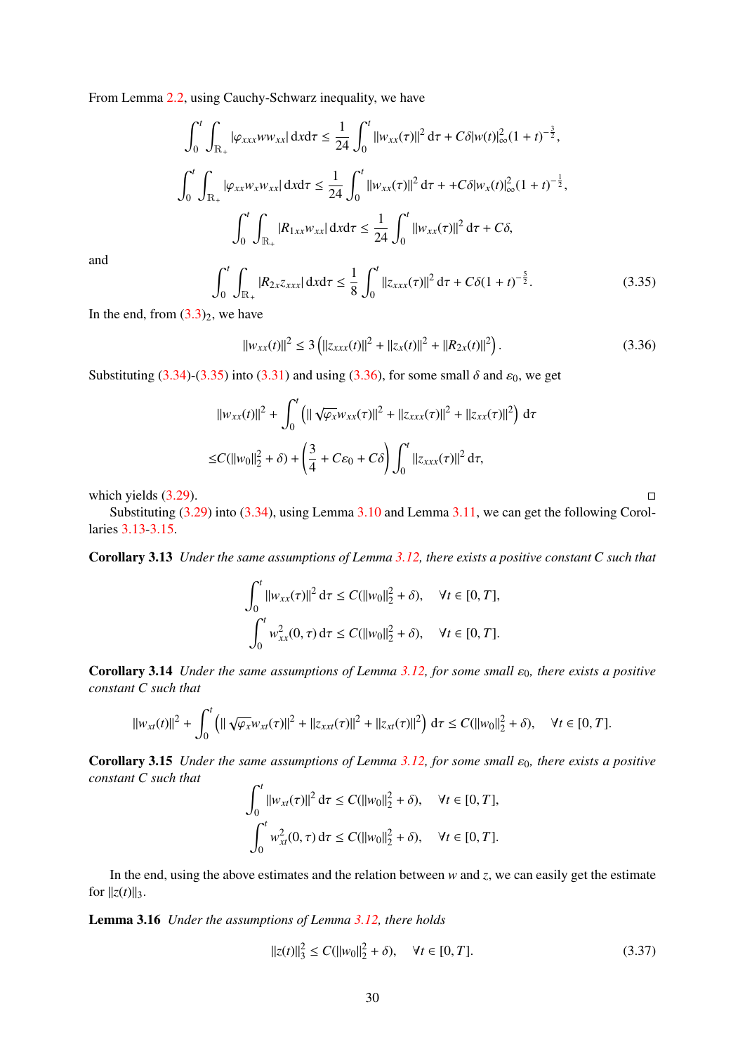From Lemma 2.2, using Cauchy-Schwarz inequality, we have

$$\int_0^t \int_{\mathbb{R}_+} |\varphi_{xxx} w w_{xx}| \, \mathrm{d}x\mathrm{d}\tau \le \frac{1}{24} \int_0^t \|w_{xx}(\tau)\|^2 \, \mathrm{d}\tau + C\delta |w(t)|_\infty^2 (1+t)^{-\frac{3}{2}},$$

$$\int_0^t \int_{\mathbb{R}_+} |\varphi_{xx} w_x w_{xx}| \, \mathrm{d}x\mathrm{d}\tau \le \frac{1}{24} \int_0^t \|w_{xx}(\tau)\|^2 \, \mathrm{d}\tau + + C\delta |w_x(t)|_\infty^2 (1+t)^{-\frac{1}{2}},$$

$$\int_0^t \int_{\mathbb{R}_+} |R_{1xx} w_{xx}| \, \mathrm{d}x\mathrm{d}\tau \le \frac{1}{24} \int_0^t \|w_{xx}(\tau)\|^2 \, \mathrm{d}\tau + C\delta,$$

and

$$\int_0^t \int_{\mathbb{R}_+} |R_{2x} z_{xxx}| \, \mathrm{d}x\mathrm{d}\tau \le \frac{1}{8} \int_0^t \|z_{xxx}(\tau)\|^2 \, \mathrm{d}\tau + C\delta (1+t)^{-\frac{5}{2}}. \tag{3.35}$$

In the end, from $(3.3)_2$, we have

$$\|w_{xx}(t)\|^2 \le 3 \left( \|z_{xxx}(t)\|^2 + \|z_x(t)\|^2 + \|R_{2x}(t)\|^2 \right). \tag{3.36}$$

Substituting (3.34)-(3.35) into (3.31) and using (3.36), for some small $\delta$ and $\varepsilon_0$, we get

$$\begin{aligned}
&\|w_{xx}(t)\|^2 + \int_0^t \left( \| \sqrt{\varphi_x} w_{xx}(\tau)\|^2 + \|z_{xxx}(\tau)\|^2 + \|z_{xx}(\tau)\|^2 \right) \mathrm{d}\tau \\
\le& C(\|w_0\|_2^2 + \delta) + \left( \frac{3}{4} + C\varepsilon_0 + C\delta \right) \int_0^t \|z_{xxx}(\tau)\|^2 \, \mathrm{d}\tau,
\end{aligned}$$

which yields (3.29). □

Substituting (3.29) into (3.34), using Lemma 3.10 and Lemma 3.11, we can get the following Corollaries 3.13-3.15.

**Corollary 3.13** *Under the same assumptions of Lemma 3.12, there exists a positive constant $C$ such that*

$$\int_0^t \|w_{xx}(\tau)\|^2 \, \mathrm{d}\tau \le C(\|w_0\|_2^2 + \delta), \quad \forall t \in [0, T],$$

$$\int_0^t w_{xx}^2(0, \tau) \, \mathrm{d}\tau \le C(\|w_0\|_2^2 + \delta), \quad \forall t \in [0, T].$$

**Corollary 3.14** *Under the same assumptions of Lemma 3.12, for some small $\varepsilon_0$, there exists a positive constant $C$ such that*

$$\|w_{xt}(t)\|^2 + \int_0^t \left( \| \sqrt{\varphi_x} w_{xt}(\tau)\|^2 + \|z_{xxt}(\tau)\|^2 + \|z_{xt}(\tau)\|^2 \right) \mathrm{d}\tau \le C(\|w_0\|_2^2 + \delta), \quad \forall t \in [0, T].$$

**Corollary 3.15** *Under the same assumptions of Lemma 3.12, for some small $\varepsilon_0$, there exists a positive constant $C$ such that*

$$\int_0^t \|w_{xt}(\tau)\|^2 \, \mathrm{d}\tau \le C(\|w_0\|_2^2 + \delta), \quad \forall t \in [0, T],$$

$$\int_0^t w_{xt}^2(0, \tau) \, \mathrm{d}\tau \le C(\|w_0\|_2^2 + \delta), \quad \forall t \in [0, T].$$

In the end, using the above estimates and the relation between $w$ and $z$, we can easily get the estimate for $\|z(t)\|_3$.

**Lemma 3.16** *Under the assumptions of Lemma 3.12, there holds*

$$\|z(t)\|_3^2 \le C(\|w_0\|_2^2 + \delta), \quad \forall t \in [0, T]. \tag{3.37}$$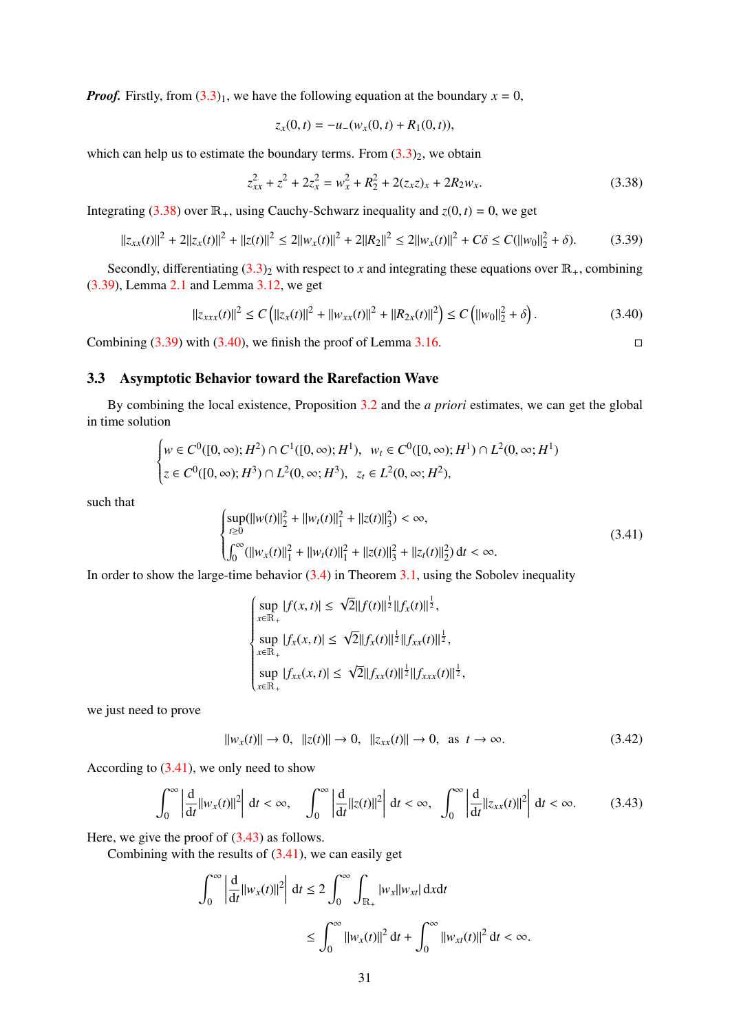***Proof.*** Firstly, from (3.3)$_1$, we have the following equation at the boundary $x = 0$,

$$z_x(0,t) = -u_-(w_x(0,t) + R_1(0,t)),$$

which can help us to estimate the boundary terms. From (3.3)$_2$, we obtain

$$z_{xx}^2 + z^2 + 2z_x^2 = w_x^2 + R_2^2 + 2(z_x z)_x + 2R_2 w_x. \tag{3.38}$$

Integrating (3.38) over $\mathbb{R}_+$, using Cauchy-Schwarz inequality and $z(0,t) = 0$, we get

$$\|z_{xx}(t)\|^2 + 2\|z_x(t)\|^2 + \|z(t)\|^2 \leq 2\|w_x(t)\|^2 + 2\|R_2\|^2 \leq 2\|w_x(t)\|^2 + C\delta \leq C(\|w_0\|_2^2 + \delta). \tag{3.39}$$

Secondly, differentiating (3.3)$_2$ with respect to $x$ and integrating these equations over $\mathbb{R}_+$, combining (3.39), Lemma 2.1 and Lemma 3.12, we get

$$\|z_{xxx}(t)\|^2 \leq C\left(\|z_x(t)\|^2 + \|w_{xx}(t)\|^2 + \|R_{2x}(t)\|^2\right) \leq C\left(\|w_0\|_2^2 + \delta\right). \tag{3.40}$$

Combining (3.39) with (3.40), we finish the proof of Lemma 3.16. □

### 3.3 Asymptotic Behavior toward the Rarefaction Wave

By combining the local existence, Proposition 3.2 and the *a priori* estimates, we can get the global in time solution

$$\begin{cases} w \in C^0([0,\infty); H^2) \cap C^1([0,\infty); H^1), \ \ w_t \in C^0([0,\infty); H^1) \cap L^2(0,\infty; H^1) \\ z \in C^0([0,\infty); H^3) \cap L^2(0,\infty; H^3), \ \ z_t \in L^2(0,\infty; H^2), \end{cases}$$

such that

$$\begin{cases} \sup\limits_{t \geq 0}(\|w(t)\|_2^2 + \|w_t(t)\|_1^2 + \|z(t)\|_3^2) < \infty, \\ \int_0^\infty (\|w_x(t)\|_1^2 + \|w_t(t)\|_1^2 + \|z(t)\|_3^2 + \|z_t(t)\|_2^2)\, \mathrm{d}t < \infty. \end{cases} \tag{3.41}$$

In order to show the large-time behavior (3.4) in Theorem 3.1, using the Sobolev inequality

$$\begin{cases} \sup\limits_{x \in \mathbb{R}_+} |f(x,t)| \leq \sqrt{2}\|f(t)\|^{\frac{1}{2}}\|f_x(t)\|^{\frac{1}{2}}, \\ \sup\limits_{x \in \mathbb{R}_+} |f_x(x,t)| \leq \sqrt{2}\|f_x(t)\|^{\frac{1}{2}}\|f_{xx}(t)\|^{\frac{1}{2}}, \\ \sup\limits_{x \in \mathbb{R}_+} |f_{xx}(x,t)| \leq \sqrt{2}\|f_{xx}(t)\|^{\frac{1}{2}}\|f_{xxx}(t)\|^{\frac{1}{2}}, \end{cases}$$

we just need to prove

$$\|w_x(t)\| \to 0, \ \ \|z(t)\| \to 0, \ \ \|z_{xx}(t)\| \to 0, \ \ \text{as} \ \ t \to \infty. \tag{3.42}$$

According to (3.41), we only need to show

$$\int_0^\infty \left|\frac{\mathrm{d}}{\mathrm{d}t}\|w_x(t)\|^2\right| \mathrm{d}t < \infty, \quad \int_0^\infty \left|\frac{\mathrm{d}}{\mathrm{d}t}\|z(t)\|^2\right| \mathrm{d}t < \infty, \quad \int_0^\infty \left|\frac{\mathrm{d}}{\mathrm{d}t}\|z_{xx}(t)\|^2\right| \mathrm{d}t < \infty. \tag{3.43}$$

Here, we give the proof of (3.43) as follows.

Combining with the results of (3.41), we can easily get

$$\begin{aligned} \int_0^\infty \left|\frac{\mathrm{d}}{\mathrm{d}t}\|w_x(t)\|^2\right| \mathrm{d}t &\leq 2\int_0^\infty \int_{\mathbb{R}_+} |w_x||w_{xt}|\, \mathrm{d}x\mathrm{d}t \\ &\leq \int_0^\infty \|w_x(t)\|^2\, \mathrm{d}t + \int_0^\infty \|w_{xt}(t)\|^2\, \mathrm{d}t < \infty. \end{aligned}$$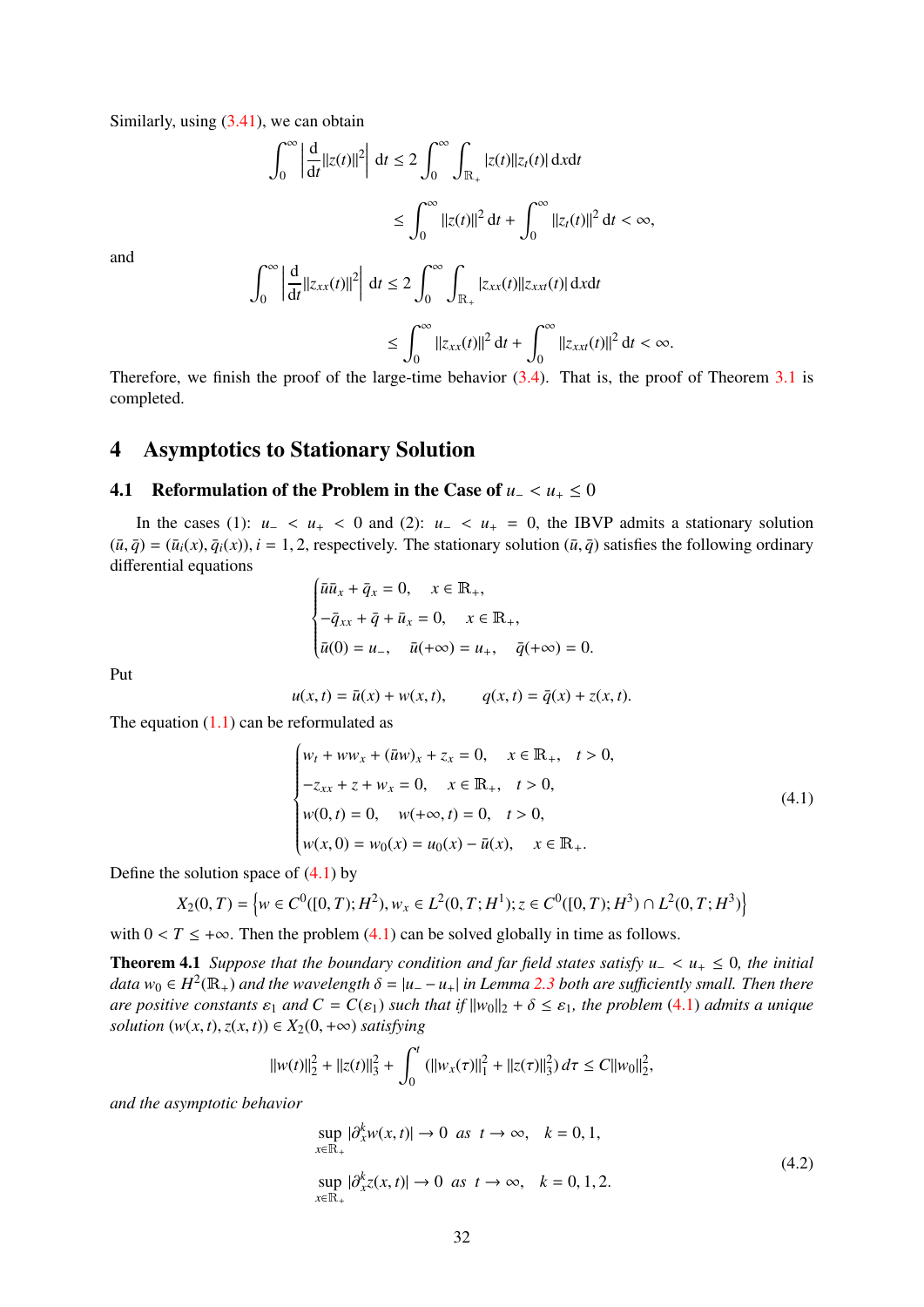Similarly, using (3.41), we can obtain

$$\int_0^\infty \left| \frac{\mathrm{d}}{\mathrm{d}t}\|z(t)\|^2 \right| \mathrm{d}t \le 2\int_0^\infty \int_{\mathbb{R}_+} |z(t)||z_t(t)|\,\mathrm{d}x\mathrm{d}t$$

$$\le \int_0^\infty \|z(t)\|^2\,\mathrm{d}t + \int_0^\infty \|z_t(t)\|^2\,\mathrm{d}t < \infty,$$

and

$$\int_0^\infty \left| \frac{\mathrm{d}}{\mathrm{d}t}\|z_{xx}(t)\|^2 \right| \mathrm{d}t \le 2\int_0^\infty \int_{\mathbb{R}_+} |z_{xx}(t)||z_{xxt}(t)|\,\mathrm{d}x\mathrm{d}t$$

$$\le \int_0^\infty \|z_{xx}(t)\|^2\,\mathrm{d}t + \int_0^\infty \|z_{xxt}(t)\|^2\,\mathrm{d}t < \infty.$$

Therefore, we finish the proof of the large-time behavior (3.4). That is, the proof of Theorem 3.1 is completed.

# 4 Asymptotics to Stationary Solution

## 4.1 Reformulation of the Problem in the Case of $u_- < u_+ \le 0$

In the cases (1): $u_- < u_+ < 0$ and (2): $u_- < u_+ = 0$, the IBVP admits a stationary solution $(\bar{u}, \bar{q}) = (\bar{u}_i(x), \bar{q}_i(x)), i = 1, 2$, respectively. The stationary solution $(\bar{u}, \bar{q})$ satisfies the following ordinary differential equations

$$\begin{cases} \bar{u}\bar{u}_x + \bar{q}_x = 0, \quad x \in \mathbb{R}_+, \\ -\bar{q}_{xx} + \bar{q} + \bar{u}_x = 0, \quad x \in \mathbb{R}_+, \\ \bar{u}(0) = u_-, \quad \bar{u}(+\infty) = u_+, \quad \bar{q}(+\infty) = 0. \end{cases}$$

Put

$$u(x,t) = \bar{u}(x) + w(x,t), \qquad q(x,t) = \bar{q}(x) + z(x,t).$$

The equation (1.1) can be reformulated as

$$\begin{cases} w_t + ww_x + (\bar{u}w)_x + z_x = 0, \quad x \in \mathbb{R}_+, \quad t > 0, \\ -z_{xx} + z + w_x = 0, \quad x \in \mathbb{R}_+, \quad t > 0, \\ w(0,t) = 0, \quad w(+\infty, t) = 0, \quad t > 0, \\ w(x,0) = w_0(x) = u_0(x) - \bar{u}(x), \quad x \in \mathbb{R}_+. \end{cases} \tag{4.1}$$

Define the solution space of (4.1) by

$$X_2(0,T) = \left\{ w \in C^0([0,T); H^2), w_x \in L^2(0,T; H^1); z \in C^0([0,T); H^3) \cap L^2(0,T; H^3) \right\}$$

with $0 < T \le +\infty$. Then the problem (4.1) can be solved globally in time as follows.

**Theorem 4.1** *Suppose that the boundary condition and far field states satisfy $u_- < u_+ \le 0$, the initial data $w_0 \in H^2(\mathbb{R}_+)$ and the wavelength $\delta = |u_- - u_+|$ in Lemma 2.3 both are sufficiently small. Then there are positive constants $\varepsilon_1$ and $C = C(\varepsilon_1)$ such that if $\|w_0\|_2 + \delta \le \varepsilon_1$, the problem (4.1) admits a unique solution $(w(x,t), z(x,t)) \in X_2(0, +\infty)$ satisfying*

$$\|w(t)\|_2^2 + \|z(t)\|_3^2 + \int_0^t (\|w_x(\tau)\|_1^2 + \|z(\tau)\|_3^2)\,d\tau \le C\|w_0\|_2^2,$$

*and the asymptotic behavior*

$$\begin{aligned} &\sup_{x \in \mathbb{R}_+} |\partial_x^k w(x,t)| \to 0 \ \ as \ \ t \to \infty, \quad k = 0, 1, \\ &\sup_{x \in \mathbb{R}_+} |\partial_x^k z(x,t)| \to 0 \ \ as \ \ t \to \infty, \quad k = 0, 1, 2. \end{aligned} \tag{4.2}$$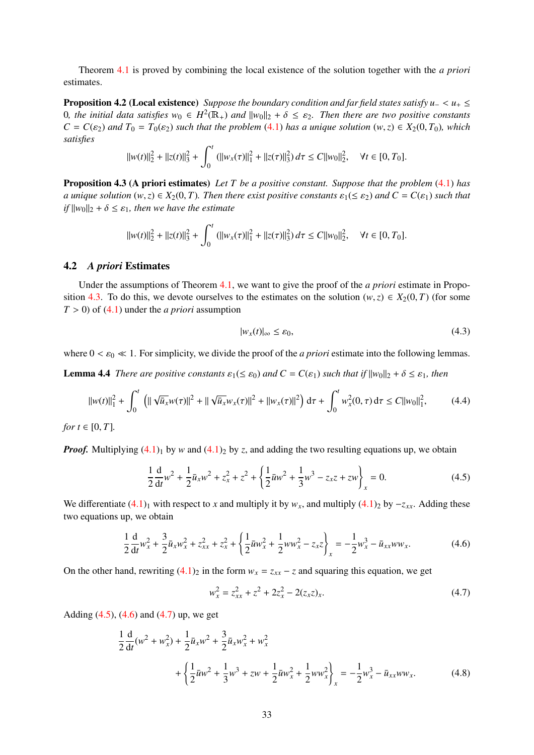Theorem 4.1 is proved by combining the local existence of the solution together with the *a priori* estimates.

**Proposition 4.2 (Local existence)** *Suppose the boundary condition and far field states satisfy $u_- < u_+ \leq 0$, the initial data satisfies $w_0 \in H^2(\mathbb{R}_+)$ and $\|w_0\|_2 + \delta \leq \varepsilon_2$. Then there are two positive constants $C = C(\varepsilon_2)$ and $T_0 = T_0(\varepsilon_2)$ such that the problem (4.1) has a unique solution $(w, z) \in X_2(0, T_0)$, which satisfies*

$$\|w(t)\|_2^2 + \|z(t)\|_3^2 + \int_0^t (\|w_x(\tau)\|_1^2 + \|z(\tau)\|_3^2)\, d\tau \leq C\|w_0\|_2^2, \quad \forall t \in [0, T_0].$$

**Proposition 4.3 (A priori estimates)** *Let $T$ be a positive constant. Suppose that the problem (4.1) has a unique solution $(w, z) \in X_2(0, T)$. Then there exist positive constants $\varepsilon_1 (\leq \varepsilon_2)$ and $C = C(\varepsilon_1)$ such that if $\|w_0\|_2 + \delta \leq \varepsilon_1$, then we have the estimate*

$$\|w(t)\|_2^2 + \|z(t)\|_3^2 + \int_0^t (\|w_x(\tau)\|_1^2 + \|z(\tau)\|_3^2)\, d\tau \leq C\|w_0\|_2^2, \quad \forall t \in [0, T_0].$$

## 4.2 *A priori* Estimates

Under the assumptions of Theorem 4.1, we want to give the proof of the *a priori* estimate in Proposition 4.3. To do this, we devote ourselves to the estimates on the solution $(w, z) \in X_2(0, T)$ (for some $T > 0$) of (4.1) under the *a priori* assumption

$$|w_x(t)|_\infty \leq \varepsilon_0, \tag{4.3}$$

where $0 < \varepsilon_0 \ll 1$. For simplicity, we divide the proof of the *a priori* estimate into the following lemmas.

**Lemma 4.4** *There are positive constants $\varepsilon_1 (\leq \varepsilon_0)$ and $C = C(\varepsilon_1)$ such that if $\|w_0\|_2 + \delta \leq \varepsilon_1$, then*

$$\|w(t)\|_1^2 + \int_0^t \left( \|\sqrt{\bar{u}_x} w(\tau)\|^2 + \|\sqrt{\bar{u}_x} w_x(\tau)\|^2 + \|w_x(\tau)\|^2 \right) \mathrm{d}\tau + \int_0^t w_x^2(0, \tau)\, \mathrm{d}\tau \leq C\|w_0\|_1^2, \tag{4.4}$$

*for $t \in [0, T]$.*

***Proof.*** Multiplying $(4.1)_1$ by $w$ and $(4.1)_2$ by $z$, and adding the two resulting equations up, we obtain

$$\frac{1}{2}\frac{\mathrm{d}}{\mathrm{d}t} w^2 + \frac{1}{2}\bar{u}_x w^2 + z_x^2 + z^2 + \left\{ \frac{1}{2}\bar{u} w^2 + \frac{1}{3} w^3 - z_x z + z w \right\}_x = 0. \tag{4.5}$$

We differentiate $(4.1)_1$ with respect to $x$ and multiply it by $w_x$, and multiply $(4.1)_2$ by $-z_{xx}$. Adding these two equations up, we obtain

$$\frac{1}{2}\frac{\mathrm{d}}{\mathrm{d}t} w_x^2 + \frac{3}{2}\bar{u}_x w_x^2 + z_{xx}^2 + z_x^2 + \left\{ \frac{1}{2}\bar{u} w_x^2 + \frac{1}{2} w w_x^2 - z_x z \right\}_x = -\frac{1}{2} w_x^3 - \bar{u}_{xx} w w_x. \tag{4.6}$$

On the other hand, rewriting $(4.1)_2$ in the form $w_x = z_{xx} - z$ and squaring this equation, we get

$$w_x^2 = z_{xx}^2 + z^2 + 2z_x^2 - 2(z_x z)_x. \tag{4.7}$$

Adding (4.5), (4.6) and (4.7) up, we get

$$\begin{aligned} &\frac{1}{2}\frac{\mathrm{d}}{\mathrm{d}t}(w^2 + w_x^2) + \frac{1}{2}\bar{u}_x w^2 + \frac{3}{2}\bar{u}_x w_x^2 + w_x^2 \\ &\qquad + \left\{ \frac{1}{2}\bar{u} w^2 + \frac{1}{3} w^3 + z w + \frac{1}{2}\bar{u} w_x^2 + \frac{1}{2} w w_x^2 \right\}_x = -\frac{1}{2} w_x^3 - \bar{u}_{xx} w w_x. \end{aligned} \tag{4.8}$$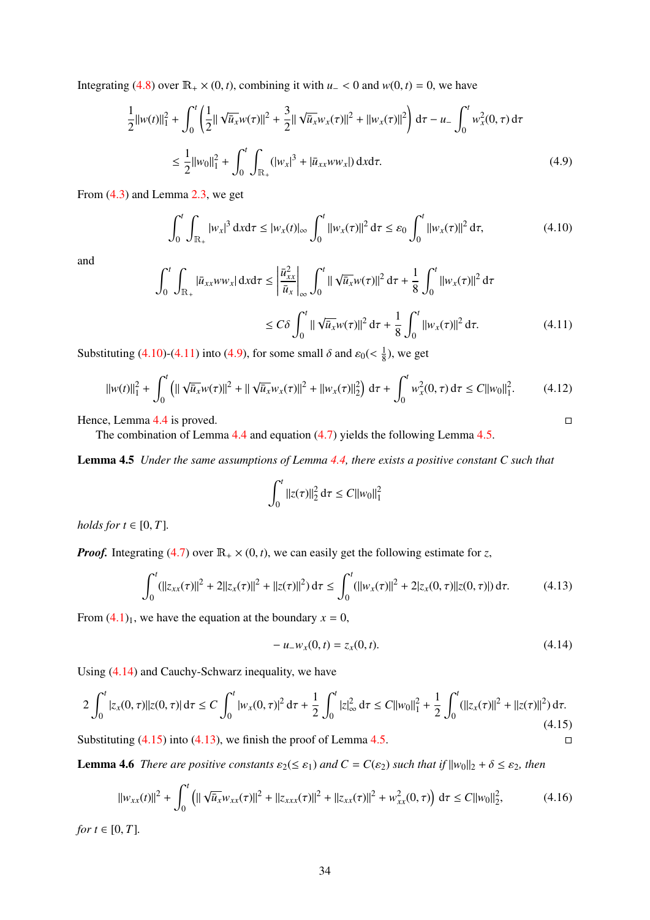Integrating (4.8) over $\mathbb{R}_+ \times (0,t)$, combining it with $u_- < 0$ and $w(0,t) = 0$, we have

$$
\begin{aligned}
\frac{1}{2}\|w(t)\|_1^2 + \int_0^t \left(\frac{1}{2}\|\sqrt{\bar{u}_x}w(\tau)\|^2 + \frac{3}{2}\|\sqrt{\bar{u}_x}w_x(\tau)\|^2 + \|w_x(\tau)\|^2\right) \mathrm{d}\tau - u_- \int_0^t w_x^2(0,\tau)\,\mathrm{d}\tau \\
\leq \frac{1}{2}\|w_0\|_1^2 + \int_0^t \int_{\mathbb{R}_+} (|w_x|^3 + |\bar{u}_{xx} w w_x|)\,\mathrm{d}x\mathrm{d}\tau. \qquad (4.9)
\end{aligned}
$$

From (4.3) and Lemma 2.3, we get

$$
\int_0^t \int_{\mathbb{R}_+} |w_x|^3 \,\mathrm{d}x\mathrm{d}\tau \leq |w_x(t)|_\infty \int_0^t \|w_x(\tau)\|^2\,\mathrm{d}\tau \leq \varepsilon_0 \int_0^t \|w_x(\tau)\|^2\,\mathrm{d}\tau, \qquad (4.10)
$$

and

$$
\begin{aligned}
\int_0^t \int_{\mathbb{R}_+} |\bar{u}_{xx} w w_x|\,\mathrm{d}x\mathrm{d}\tau &\leq \left|\frac{\bar{u}_{xx}^2}{\bar{u}_x}\right|_\infty \int_0^t \|\sqrt{\bar{u}_x}w(\tau)\|^2\,\mathrm{d}\tau + \frac{1}{8}\int_0^t \|w_x(\tau)\|^2\,\mathrm{d}\tau \\
&\leq C\delta \int_0^t \|\sqrt{\bar{u}_x}w(\tau)\|^2\,\mathrm{d}\tau + \frac{1}{8}\int_0^t \|w_x(\tau)\|^2\,\mathrm{d}\tau. \qquad (4.11)
\end{aligned}
$$

Substituting (4.10)-(4.11) into (4.9), for some small $\delta$ and $\varepsilon_0 (< \frac{1}{8})$, we get

$$
\|w(t)\|_1^2 + \int_0^t \left(\|\sqrt{\bar{u}_x}w(\tau)\|^2 + \|\sqrt{\bar{u}_x}w_x(\tau)\|^2 + \|w_x(\tau)\|_2^2\right)\mathrm{d}\tau + \int_0^t w_x^2(0,\tau)\,\mathrm{d}\tau \leq C\|w_0\|_1^2. \qquad (4.12)
$$

Hence, Lemma 4.4 is proved. □

The combination of Lemma 4.4 and equation (4.7) yields the following Lemma 4.5.

**Lemma 4.5** *Under the same assumptions of Lemma 4.4, there exists a positive constant $C$ such that*

$$
\int_0^t \|z(\tau)\|_2^2\,\mathrm{d}\tau \leq C\|w_0\|_1^2
$$

*holds for $t \in [0,T]$.*

***Proof.*** Integrating (4.7) over $\mathbb{R}_+ \times (0,t)$, we can easily get the following estimate for $z$,

$$
\int_0^t (\|z_{xx}(\tau)\|^2 + 2\|z_x(\tau)\|^2 + \|z(\tau)\|^2)\,\mathrm{d}\tau \leq \int_0^t (\|w_x(\tau)\|^2 + 2|z_x(0,\tau)||z(0,\tau)|)\,\mathrm{d}\tau. \qquad (4.13)
$$

From $(4.1)_1$, we have the equation at the boundary $x = 0$,

$$
-u_- w_x(0,t) = z_x(0,t). \qquad (4.14)
$$

Using (4.14) and Cauchy-Schwarz inequality, we have

$$
2\int_0^t |z_x(0,\tau)||z(0,\tau)|\,\mathrm{d}\tau \leq C\int_0^t |w_x(0,\tau)|^2\,\mathrm{d}\tau + \frac{1}{2}\int_0^t |z|_\infty^2\,\mathrm{d}\tau \leq C\|w_0\|_1^2 + \frac{1}{2}\int_0^t (\|z_x(\tau)\|^2 + \|z(\tau)\|^2)\,\mathrm{d}\tau. \qquad (4.15)
$$

Substituting (4.15) into (4.13), we finish the proof of Lemma 4.5. □

**Lemma 4.6** *There are positive constants $\varepsilon_2 (\leq \varepsilon_1)$ and $C = C(\varepsilon_2)$ such that if $\|w_0\|_2 + \delta \leq \varepsilon_2$, then*

$$
\|w_{xx}(t)\|^2 + \int_0^t \left(\|\sqrt{\bar{u}_x}w_{xx}(\tau)\|^2 + \|z_{xxx}(\tau)\|^2 + \|z_{xx}(\tau)\|^2 + w_{xx}^2(0,\tau)\right)\mathrm{d}\tau \leq C\|w_0\|_2^2, \qquad (4.16)
$$

*for $t \in [0,T]$.*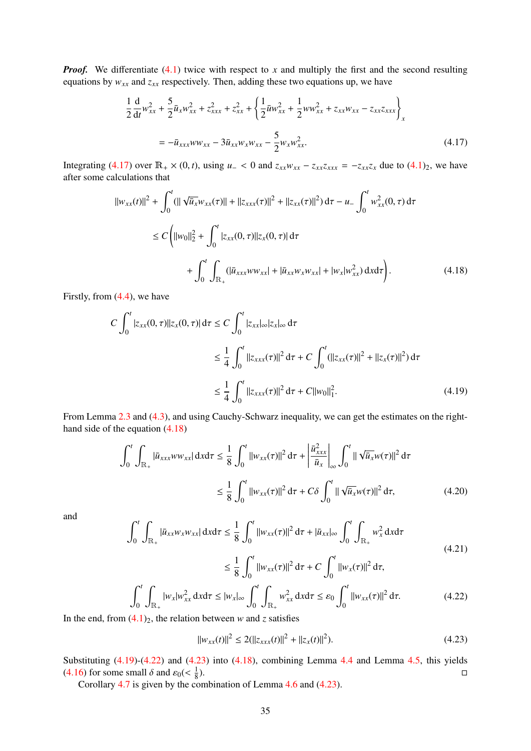***Proof.*** We differentiate (4.1) twice with respect to $x$ and multiply the first and the second resulting equations by $w_{xx}$ and $z_{xx}$ respectively. Then, adding these two equations up, we have

$$
\begin{aligned}
&\frac{1}{2}\frac{\mathrm{d}}{\mathrm{d}t}w_{xx}^2+\frac{5}{2}\bar{u}_x w_{xx}^2+z_{xxx}^2+z_{xx}^2+\left\{\frac{1}{2}\bar{u}w_{xx}^2+\frac{1}{2}ww_{xx}^2+z_{xx}w_{xx}-z_{xx}z_{xxx}\right\}_x\\
&\quad=-\bar{u}_{xxx}ww_{xx}-3\bar{u}_{xx}w_x w_{xx}-\frac{5}{2}w_x w_{xx}^2.
\end{aligned}
\tag{4.17}
$$

Integrating (4.17) over $\mathbb{R}_+\times(0,t)$, using $u_-<0$ and $z_{xx}w_{xx}-z_{xx}z_{xxx}=-z_{xx}z_x$ due to $(4.1)_2$, we have after some calculations that

$$
\begin{aligned}
&\|w_{xx}(t)\|^2+\int_0^t(\|\sqrt{\bar{u}_x}w_{xx}(\tau)\|+\|z_{xxx}(\tau)\|^2+\|z_{xx}(\tau)\|^2)\,\mathrm{d}\tau-u_-\int_0^t w_{xx}^2(0,\tau)\,\mathrm{d}\tau\\
&\le C\Bigg(\|w_0\|_2^2+\int_0^t|z_{xx}(0,\tau)||z_x(0,\tau)|\,\mathrm{d}\tau\\
&\qquad+\int_0^t\int_{\mathbb{R}_+}(|\bar{u}_{xxx}ww_{xx}|+|\bar{u}_{xx}w_xw_{xx}|+|w_x|w_{xx}^2)\,\mathrm{d}x\mathrm{d}\tau\Bigg).
\end{aligned}
\tag{4.18}
$$

Firstly, from (4.4), we have

$$
\begin{aligned}
C\int_0^t|z_{xx}(0,\tau)||z_x(0,\tau)|\,\mathrm{d}\tau&\le C\int_0^t|z_{xx}|_\infty|z_x|_\infty\,\mathrm{d}\tau\\
&\le\frac{1}{4}\int_0^t\|z_{xxx}(\tau)\|^2\,\mathrm{d}\tau+C\int_0^t(\|z_{xx}(\tau)\|^2+\|z_x(\tau)\|^2)\,\mathrm{d}\tau\\
&\le\frac{1}{4}\int_0^t\|z_{xxx}(\tau)\|^2\,\mathrm{d}\tau+C\|w_0\|_1^2.
\end{aligned}
\tag{4.19}
$$

From Lemma 2.3 and (4.3), and using Cauchy-Schwarz inequality, we can get the estimates on the right-hand side of the equation (4.18)

$$
\begin{aligned}
\int_0^t\int_{\mathbb{R}_+}|\bar{u}_{xxx}ww_{xx}|\,\mathrm{d}x\mathrm{d}\tau&\le\frac{1}{8}\int_0^t\|w_{xx}(\tau)\|^2\,\mathrm{d}\tau+\left|\frac{\bar{u}_{xxx}^2}{\bar{u}_x}\right|_\infty\int_0^t\|\sqrt{\bar{u}_x}w(\tau)\|^2\,\mathrm{d}\tau\\
&\le\frac{1}{8}\int_0^t\|w_{xx}(\tau)\|^2\,\mathrm{d}\tau+C\delta\int_0^t\|\sqrt{\bar{u}_x}w(\tau)\|^2\,\mathrm{d}\tau,
\end{aligned}
\tag{4.20}
$$

and

$$
\begin{aligned}
\int_0^t\int_{\mathbb{R}_+}|\bar{u}_{xx}w_xw_{xx}|\,\mathrm{d}x\mathrm{d}\tau&\le\frac{1}{8}\int_0^t\|w_{xx}(\tau)\|^2\,\mathrm{d}\tau+|\bar{u}_{xx}|_\infty\int_0^t\int_{\mathbb{R}_+}w_x^2\,\mathrm{d}x\mathrm{d}\tau\\
&\le\frac{1}{8}\int_0^t\|w_{xx}(\tau)\|^2\,\mathrm{d}\tau+C\int_0^t\|w_x(\tau)\|^2\,\mathrm{d}\tau,
\end{aligned}
\tag{4.21}
$$

$$
\int_0^t\int_{\mathbb{R}_+}|w_x|w_{xx}^2\,\mathrm{d}x\mathrm{d}\tau\le|w_x|_\infty\int_0^t\int_{\mathbb{R}_+}w_{xx}^2\,\mathrm{d}x\mathrm{d}\tau\le\varepsilon_0\int_0^t\|w_{xx}(\tau)\|^2\,\mathrm{d}\tau.
\tag{4.22}
$$

In the end, from $(4.1)_2$, the relation between $w$ and $z$ satisfies

$$
\|w_{xx}(t)\|^2\le 2(\|z_{xxx}(t)\|^2+\|z_x(t)\|^2).
\tag{4.23}
$$

Substituting (4.19)-(4.22) and (4.23) into (4.18), combining Lemma 4.4 and Lemma 4.5, this yields (4.16) for some small $\delta$ and $\varepsilon_0(<\frac{1}{8})$. □

Corollary 4.7 is given by the combination of Lemma 4.6 and (4.23).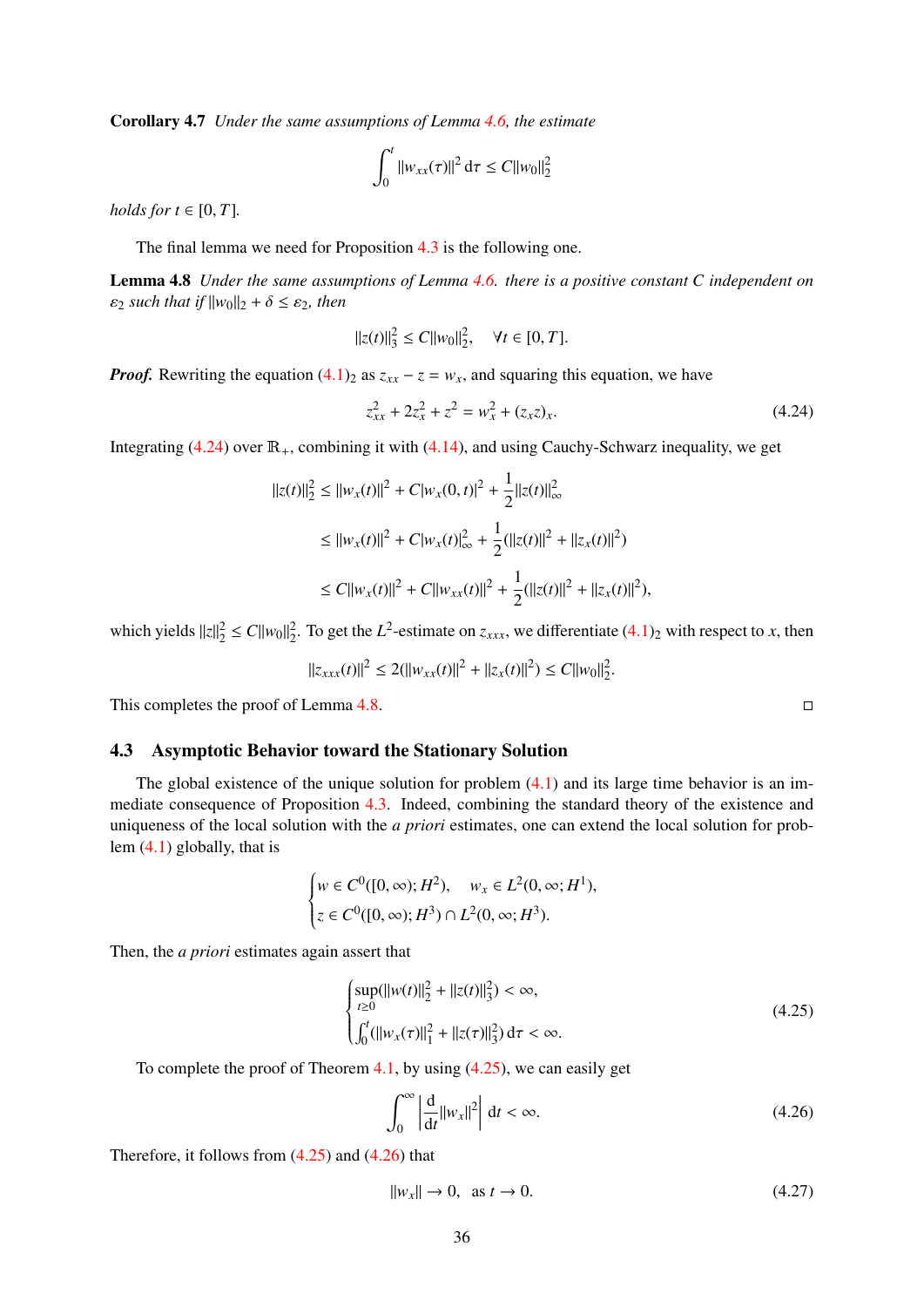**Corollary 4.7** *Under the same assumptions of Lemma 4.6, the estimate*

$$\int_0^t \|w_{xx}(\tau)\|^2 \, \mathrm{d}\tau \leq C\|w_0\|_2^2$$

*holds for* $t \in [0, T]$.

The final lemma we need for Proposition 4.3 is the following one.

**Lemma 4.8** *Under the same assumptions of Lemma 4.6. there is a positive constant $C$ independent on $\varepsilon_2$ such that if $\|w_0\|_2 + \delta \leq \varepsilon_2$, then*

$$\|z(t)\|_3^2 \leq C\|w_0\|_2^2, \quad \forall t \in [0, T].$$

***Proof.*** Rewriting the equation $(4.1)_2$ as $z_{xx} - z = w_x$, and squaring this equation, we have

$$z_{xx}^2 + 2z_x^2 + z^2 = w_x^2 + (z_x z)_x. \tag{4.24}$$

Integrating (4.24) over $\mathbb{R}_+$, combining it with (4.14), and using Cauchy-Schwarz inequality, we get

$$\begin{aligned}
\|z(t)\|_2^2 &\leq \|w_x(t)\|^2 + C|w_x(0,t)|^2 + \frac{1}{2}\|z(t)\|_\infty^2 \\
&\leq \|w_x(t)\|^2 + C|w_x(t)|_\infty^2 + \frac{1}{2}(\|z(t)\|^2 + \|z_x(t)\|^2) \\
&\leq C\|w_x(t)\|^2 + C\|w_{xx}(t)\|^2 + \frac{1}{2}(\|z(t)\|^2 + \|z_x(t)\|^2),
\end{aligned}$$

which yields $\|z\|_2^2 \leq C\|w_0\|_2^2$. To get the $L^2$-estimate on $z_{xxx}$, we differentiate $(4.1)_2$ with respect to $x$, then

$$\|z_{xxx}(t)\|^2 \leq 2(\|w_{xx}(t)\|^2 + \|z_x(t)\|^2) \leq C\|w_0\|_2^2.$$

This completes the proof of Lemma 4.8. □

### 4.3 Asymptotic Behavior toward the Stationary Solution

The global existence of the unique solution for problem (4.1) and its large time behavior is an immediate consequence of Proposition 4.3. Indeed, combining the standard theory of the existence and uniqueness of the local solution with the *a priori* estimates, one can extend the local solution for problem (4.1) globally, that is

$$\begin{cases}
w \in C^0([0,\infty); H^2), \quad w_x \in L^2(0,\infty; H^1), \\
z \in C^0([0,\infty); H^3) \cap L^2(0,\infty; H^3).
\end{cases}$$

Then, the *a priori* estimates again assert that

$$\begin{cases}
\sup\limits_{t\geq 0}(\|w(t)\|_2^2 + \|z(t)\|_3^2) < \infty, \\
\int_0^t (\|w_x(\tau)\|_1^2 + \|z(\tau)\|_3^2) \, \mathrm{d}\tau < \infty.
\end{cases} \tag{4.25}$$

To complete the proof of Theorem 4.1, by using (4.25), we can easily get

$$\int_0^\infty \left| \frac{\mathrm{d}}{\mathrm{d}t}\|w_x\|^2 \right| \mathrm{d}t < \infty. \tag{4.26}$$

Therefore, it follows from (4.25) and (4.26) that

$$\|w_x\| \to 0, \quad \text{as } t \to 0. \tag{4.27}$$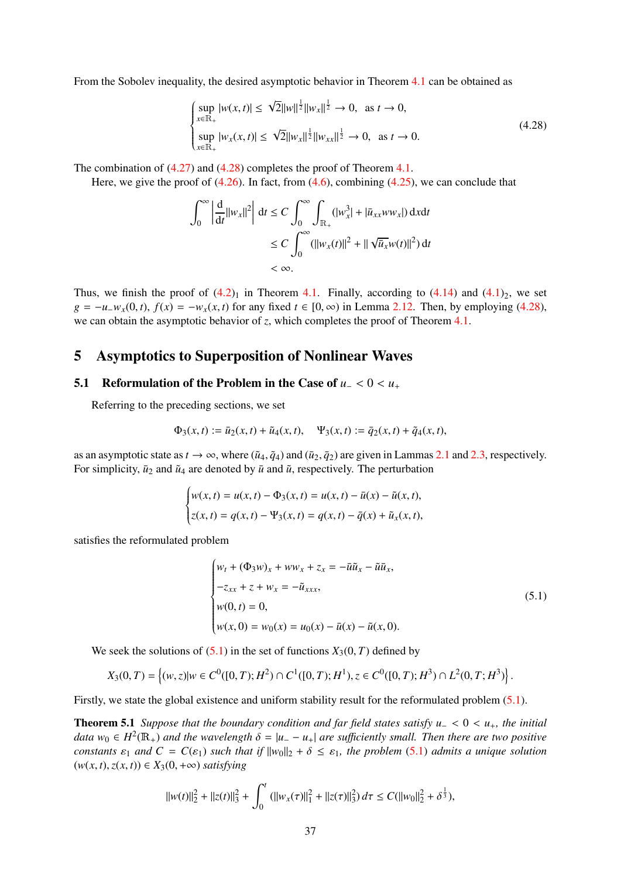From the Sobolev inequality, the desired asymptotic behavior in Theorem 4.1 can be obtained as

$$\begin{cases} \sup\limits_{x\in\mathbb{R}_+} |w(x,t)| \leq \sqrt{2}\|w\|^{\frac{1}{2}}\|w_x\|^{\frac{1}{2}} \to 0, & \text{as } t \to 0, \\ \sup\limits_{x\in\mathbb{R}_+} |w_x(x,t)| \leq \sqrt{2}\|w_x\|^{\frac{1}{2}}\|w_{xx}\|^{\frac{1}{2}} \to 0, & \text{as } t \to 0. \end{cases} \tag{4.28}$$

The combination of (4.27) and (4.28) completes the proof of Theorem 4.1.

Here, we give the proof of (4.26). In fact, from (4.6), combining (4.25), we can conclude that

$$\begin{aligned} \int_0^\infty \left| \frac{\mathrm{d}}{\mathrm{d}t}\|w_x\|^2 \right| \mathrm{d}t &\leq C \int_0^\infty \int_{\mathbb{R}_+} (|w_x^3| + |\bar{u}_{xx} w w_x|)\, \mathrm{d}x\mathrm{d}t \\ &\leq C \int_0^\infty (\|w_x(t)\|^2 + \|\sqrt{\bar{u}_x} w(t)\|^2)\, \mathrm{d}t \\ &< \infty. \end{aligned}$$

Thus, we finish the proof of $(4.2)_1$ in Theorem 4.1. Finally, according to (4.14) and $(4.1)_2$, we set $g = -u_- w_x(0,t)$, $f(x) = -w_x(x,t)$ for any fixed $t \in [0,\infty)$ in Lemma 2.12. Then, by employing (4.28), we can obtain the asymptotic behavior of $z$, which completes the proof of Theorem 4.1.

# 5 Asymptotics to Superposition of Nonlinear Waves

## 5.1 Reformulation of the Problem in the Case of $u_- < 0 < u_+$

Referring to the preceding sections, we set

$$\Phi_3(x,t) := \bar{u}_2(x,t) + \tilde{u}_4(x,t), \quad \Psi_3(x,t) := \bar{q}_2(x,t) + \tilde{q}_4(x,t),$$

as an asymptotic state as $t \to \infty$, where $(\tilde{u}_4, \tilde{q}_4)$ and $(\bar{u}_2, \bar{q}_2)$ are given in Lammas 2.1 and 2.3, respectively. For simplicity, $\bar{u}_2$ and $\tilde{u}_4$ are denoted by $\bar{u}$ and $\tilde{u}$, respectively. The perturbation

$$\begin{cases} w(x,t) = u(x,t) - \Phi_3(x,t) = u(x,t) - \bar{u}(x) - \tilde{u}(x,t), \\ z(x,t) = q(x,t) - \Psi_3(x,t) = q(x,t) - \bar{q}(x) + \tilde{u}_x(x,t), \end{cases}$$

satisfies the reformulated problem

$$\begin{cases} w_t + (\Phi_3 w)_x + w w_x + z_x = -\bar{u}\tilde{u}_x - \tilde{u}\bar{u}_x, \\ -z_{xx} + z + w_x = -\tilde{u}_{xxx}, \\ w(0,t) = 0, \\ w(x,0) = w_0(x) = u_0(x) - \bar{u}(x) - \tilde{u}(x,0). \end{cases} \tag{5.1}$$

We seek the solutions of (5.1) in the set of functions $X_3(0,T)$ defined by

$$X_3(0,T) = \left\{ (w,z) | w \in C^0([0,T); H^2) \cap C^1([0,T); H^1), z \in C^0([0,T); H^3) \cap L^2(0,T; H^3) \right\}.$$

Firstly, we state the global existence and uniform stability result for the reformulated problem (5.1).

**Theorem 5.1** *Suppose that the boundary condition and far field states satisfy $u_- < 0 < u_+$, the initial data $w_0 \in H^2(\mathbb{R}_+)$ and the wavelength $\delta = |u_- - u_+|$ are sufficiently small. Then there are two positive constants $\varepsilon_1$ and $C = C(\varepsilon_1)$ such that if $\|w_0\|_2 + \delta \leq \varepsilon_1$, the problem (5.1) admits a unique solution $(w(x,t), z(x,t)) \in X_3(0,+\infty)$ satisfying*

$$\|w(t)\|_2^2 + \|z(t)\|_3^2 + \int_0^t (\|w_x(\tau)\|_1^2 + \|z(\tau)\|_3^2)\, d\tau \leq C(\|w_0\|_2^2 + \delta^{\frac{1}{3}}),$$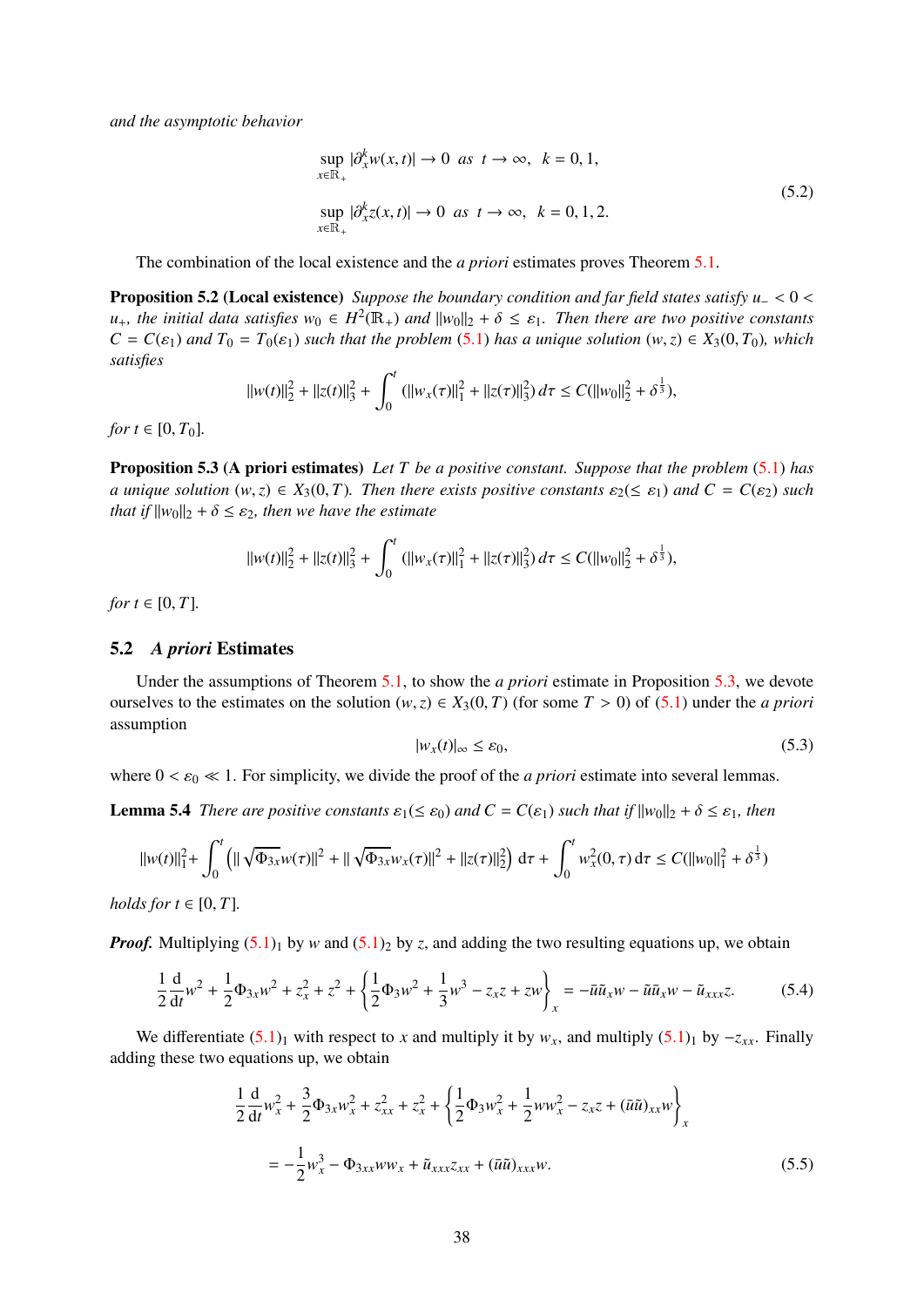*and the asymptotic behavior*

$$
\begin{aligned}
&\sup_{x\in\mathbb{R}_+} |\partial_x^k w(x,t)| \to 0 \ \ as \ \ t\to\infty, \ \ k=0,1, \\
&\sup_{x\in\mathbb{R}_+} |\partial_x^k z(x,t)| \to 0 \ \ as \ \ t\to\infty, \ \ k=0,1,2.
\end{aligned}
\tag{5.2}
$$

The combination of the local existence and the *a priori* estimates proves Theorem 5.1.

**Proposition 5.2 (Local existence)** *Suppose the boundary condition and far field states satisfy $u_- < 0 < u_+$, the initial data satisfies $w_0 \in H^2(\mathbb{R}_+)$ and $\|w_0\|_2 + \delta \le \varepsilon_1$. Then there are two positive constants $C = C(\varepsilon_1)$ and $T_0 = T_0(\varepsilon_1)$ such that the problem (5.1) has a unique solution $(w,z) \in X_3(0,T_0)$, which satisfies*

$$
\|w(t)\|_2^2 + \|z(t)\|_3^2 + \int_0^t (\|w_x(\tau)\|_1^2 + \|z(\tau)\|_3^2)\,d\tau \le C(\|w_0\|_2^2 + \delta^{\frac{1}{3}}),
$$

*for $t \in [0,T_0]$.*

**Proposition 5.3 (A priori estimates)** *Let $T$ be a positive constant. Suppose that the problem (5.1) has a unique solution $(w,z) \in X_3(0,T)$. Then there exists positive constants $\varepsilon_2(\le \varepsilon_1)$ and $C = C(\varepsilon_2)$ such that if $\|w_0\|_2 + \delta \le \varepsilon_2$, then we have the estimate*

$$
\|w(t)\|_2^2 + \|z(t)\|_3^2 + \int_0^t (\|w_x(\tau)\|_1^2 + \|z(\tau)\|_3^2)\,d\tau \le C(\|w_0\|_2^2 + \delta^{\frac{1}{3}}),
$$

*for $t \in [0,T]$.*

## 5.2 *A priori* Estimates

Under the assumptions of Theorem 5.1, to show the *a priori* estimate in Proposition 5.3, we devote ourselves to the estimates on the solution $(w,z) \in X_3(0,T)$ (for some $T > 0$) of (5.1) under the *a priori* assumption

$$
|w_x(t)|_\infty \le \varepsilon_0, \tag{5.3}
$$

where $0 < \varepsilon_0 \ll 1$. For simplicity, we divide the proof of the *a priori* estimate into several lemmas.

**Lemma 5.4** *There are positive constants $\varepsilon_1(\le \varepsilon_0)$ and $C = C(\varepsilon_1)$ such that if $\|w_0\|_2 + \delta \le \varepsilon_1$, then*

$$
\|w(t)\|_1^2 + \int_0^t \left( \|\sqrt{\Phi_{3x}}w(\tau)\|^2 + \|\sqrt{\Phi_{3x}}w_x(\tau)\|^2 + \|z(\tau)\|_2^2 \right) \mathrm{d}\tau + \int_0^t w_x^2(0,\tau)\,\mathrm{d}\tau \le C(\|w_0\|_1^2 + \delta^{\frac{1}{3}})
$$

*holds for $t \in [0,T]$.*

***Proof.*** Multiplying $(5.1)_1$ by $w$ and $(5.1)_2$ by $z$, and adding the two resulting equations up, we obtain

$$
\frac{1}{2}\frac{\mathrm{d}}{\mathrm{d}t}w^2 + \frac{1}{2}\Phi_{3x}w^2 + z_x^2 + z^2 + \left\{ \frac{1}{2}\Phi_3 w^2 + \frac{1}{3}w^3 - z_x z + zw \right\}_x = -\bar{u}\tilde{u}_x w - \tilde{u}\bar{u}_x w - \tilde{u}_{xxx} z. \tag{5.4}
$$

We differentiate $(5.1)_1$ with respect to $x$ and multiply it by $w_x$, and multiply $(5.1)_1$ by $-z_{xx}$. Finally adding these two equations up, we obtain

$$
\begin{aligned}
&\frac{1}{2}\frac{\mathrm{d}}{\mathrm{d}t}w_x^2 + \frac{3}{2}\Phi_{3x}w_x^2 + z_{xx}^2 + z_x^2 + \left\{ \frac{1}{2}\Phi_3 w_x^2 + \frac{1}{2}ww_x^2 - z_x z + (\bar{u}\tilde{u})_{xx} w \right\}_x \\
&= -\frac{1}{2}w_x^3 - \Phi_{3xx}ww_x + \tilde{u}_{xxx}z_{xx} + (\bar{u}\tilde{u})_{xxx}w.
\end{aligned}
\tag{5.5}
$$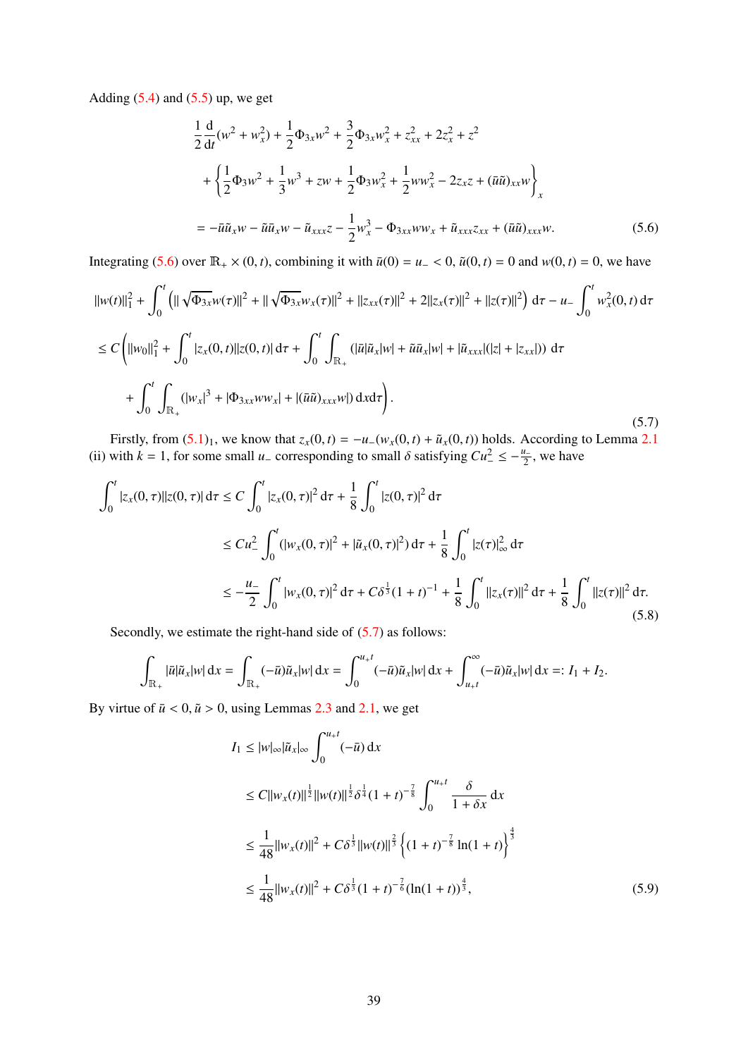Adding (5.4) and (5.5) up, we get

$$
\begin{aligned}
&\frac{1}{2}\frac{\mathrm{d}}{\mathrm{d}t}(w^2+w_x^2)+\frac{1}{2}\Phi_{3x}w^2+\frac{3}{2}\Phi_{3x}w_x^2+z_{xx}^2+2z_x^2+z^2\\
&\quad+\left\{\frac{1}{2}\Phi_3 w^2+\frac{1}{3}w^3+zw+\frac{1}{2}\Phi_3 w_x^2+\frac{1}{2}ww_x^2-2z_xz+(\bar{u}\tilde{u})_{xx}w\right\}_x\\
&=-\bar{u}\tilde{u}_xw-\tilde{u}\bar{u}_xw-\tilde{u}_{xxx}z-\frac{1}{2}w_x^3-\Phi_{3xx}ww_x+\tilde{u}_{xxx}z_{xx}+(\bar{u}\tilde{u})_{xxx}w.
\end{aligned}
\tag{5.6}
$$

Integrating (5.6) over $\mathbb{R}_+\times(0,t)$, combining it with $\bar{u}(0)=u_-<0$, $\tilde{u}(0,t)=0$ and $w(0,t)=0$, we have

$$
\begin{aligned}
&\|w(t)\|_1^2+\int_0^t\left(\|\sqrt{\Phi_{3x}}w(\tau)\|^2+\|\sqrt{\Phi_{3x}}w_x(\tau)\|^2+\|z_{xx}(\tau)\|^2+2\|z_x(\tau)\|^2+\|z(\tau)\|^2\right)\mathrm{d}\tau-u_-\int_0^t w_x^2(0,t)\,\mathrm{d}\tau\\
&\le C\left(\|w_0\|_1^2+\int_0^t|z_x(0,t)||z(0,t)|\,\mathrm{d}\tau+\int_0^t\int_{\mathbb{R}_+}(|\bar{u}|\tilde{u}_x|w|+\tilde{u}\bar{u}_x|w|+|\tilde{u}_{xxx}|(|z|+|z_{xx}|))\,\mathrm{d}\tau\right.\\
&\quad\left.+\int_0^t\int_{\mathbb{R}_+}(|w_x|^3+|\Phi_{3xx}ww_x|+|(\bar{u}\tilde{u})_{xxx}w|)\,\mathrm{d}x\mathrm{d}\tau\right).
\end{aligned}
\tag{5.7}
$$

Firstly, from $(5.1)_1$, we know that $z_x(0,t)=-u_-(w_x(0,t)+\tilde{u}_x(0,t))$ holds. According to Lemma 2.1 (ii) with $k=1$, for some small $u_-$ corresponding to small $\delta$ satisfying $Cu_-^2\le-\frac{u_-}{2}$, we have

$$
\begin{aligned}
\int_0^t|z_x(0,\tau)||z(0,\tau)|\,\mathrm{d}\tau&\le C\int_0^t|z_x(0,\tau)|^2\,\mathrm{d}\tau+\frac{1}{8}\int_0^t|z(0,\tau)|^2\,\mathrm{d}\tau\\
&\le Cu_-^2\int_0^t(|w_x(0,\tau)|^2+|\tilde{u}_x(0,\tau)|^2)\,\mathrm{d}\tau+\frac{1}{8}\int_0^t|z(\tau)|_\infty^2\,\mathrm{d}\tau\\
&\le-\frac{u_-}{2}\int_0^t|w_x(0,\tau)|^2\,\mathrm{d}\tau+C\delta^{\frac{1}{3}}(1+t)^{-1}+\frac{1}{8}\int_0^t\|z_x(\tau)\|^2\,\mathrm{d}\tau+\frac{1}{8}\int_0^t\|z(\tau)\|^2\,\mathrm{d}\tau.
\end{aligned}
\tag{5.8}
$$

Secondly, we estimate the right-hand side of (5.7) as follows:

$$
\int_{\mathbb{R}_+}|\bar{u}|\tilde{u}_x|w|\,\mathrm{d}x=\int_{\mathbb{R}_+}(-\bar{u})\tilde{u}_x|w|\,\mathrm{d}x=\int_0^{u_+t}(-\bar{u})\tilde{u}_x|w|\,\mathrm{d}x+\int_{u_+t}^{\infty}(-\bar{u})\tilde{u}_x|w|\,\mathrm{d}x=:I_1+I_2.
$$

By virtue of $\bar{u}<0,\tilde{u}>0$, using Lemmas 2.3 and 2.1, we get

$$
\begin{aligned}
I_1&\le|w|_\infty|\tilde{u}_x|_\infty\int_0^{u_+t}(-\bar{u})\,\mathrm{d}x\\
&\le C\|w_x(t)\|^{\frac{1}{2}}\|w(t)\|^{\frac{1}{2}}\delta^{\frac{1}{4}}(1+t)^{-\frac{7}{8}}\int_0^{u_+t}\frac{\delta}{1+\delta x}\,\mathrm{d}x\\
&\le\frac{1}{48}\|w_x(t)\|^2+C\delta^{\frac{1}{3}}\|w(t)\|^{\frac{2}{3}}\left\{(1+t)^{-\frac{7}{8}}\ln(1+t)\right\}^{\frac{4}{3}}\\
&\le\frac{1}{48}\|w_x(t)\|^2+C\delta^{\frac{1}{3}}(1+t)^{-\frac{7}{6}}(\ln(1+t))^{\frac{4}{3}},
\end{aligned}
\tag{5.9}
$$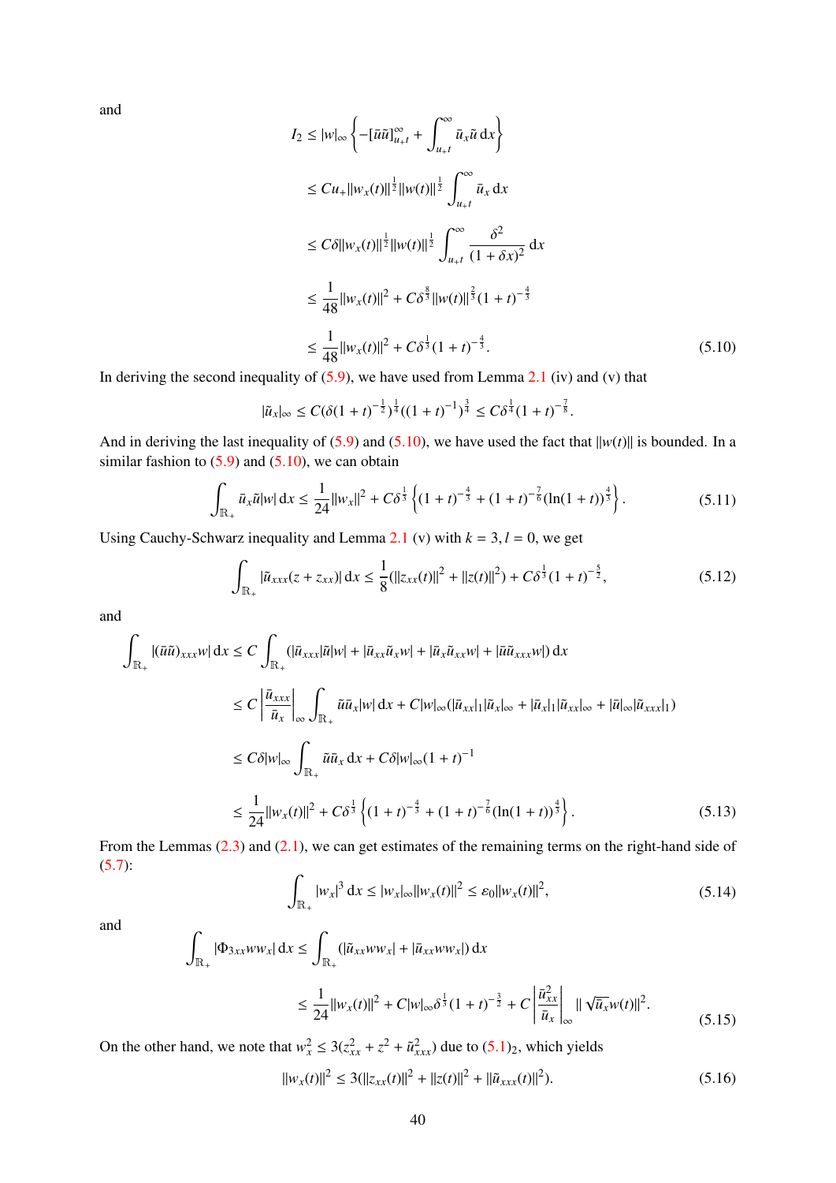and

$$
\begin{aligned}
I_2 &\le |w|_\infty \left\{ -[\bar{u}\tilde{u}]_{u_+t}^{\infty} + \int_{u_+t}^{\infty} \bar{u}_x \tilde{u} \, \mathrm{d}x \right\} \\
&\le C u_+ \|w_x(t)\|^{\frac{1}{2}} \|w(t)\|^{\frac{1}{2}} \int_{u_+t}^{\infty} \bar{u}_x \, \mathrm{d}x \\
&\le C\delta \|w_x(t)\|^{\frac{1}{2}} \|w(t)\|^{\frac{1}{2}} \int_{u_+t}^{\infty} \frac{\delta^2}{(1+\delta x)^2} \, \mathrm{d}x \\
&\le \frac{1}{48} \|w_x(t)\|^2 + C\delta^{\frac{8}{3}} \|w(t)\|^{\frac{2}{3}} (1+t)^{-\frac{4}{3}} \\
&\le \frac{1}{48} \|w_x(t)\|^2 + C\delta^{\frac{1}{3}} (1+t)^{-\frac{4}{3}}.
\end{aligned}
\tag{5.10}
$$

In deriving the second inequality of (5.9), we have used from Lemma 2.1 (iv) and (v) that

$$
|\tilde{u}_x|_\infty \le C(\delta(1+t)^{-\frac{1}{2}})^{\frac{1}{4}}((1+t)^{-1})^{\frac{3}{4}} \le C\delta^{\frac{1}{4}}(1+t)^{-\frac{7}{8}}.
$$

And in deriving the last inequality of (5.9) and (5.10), we have used the fact that $\|w(t)\|$ is bounded. In a similar fashion to (5.9) and (5.10), we can obtain

$$
\int_{\mathbb{R}_+} \bar{u}_x \tilde{u} |w| \, \mathrm{d}x \le \frac{1}{24} \|w_x\|^2 + C\delta^{\frac{1}{3}} \left\{ (1+t)^{-\frac{4}{3}} + (1+t)^{-\frac{7}{6}} (\ln(1+t))^{\frac{4}{3}} \right\}.
\tag{5.11}
$$

Using Cauchy-Schwarz inequality and Lemma 2.1 (v) with $k = 3, l = 0$, we get

$$
\int_{\mathbb{R}_+} |\tilde{u}_{xxx}(z + z_{xx})| \, \mathrm{d}x \le \frac{1}{8} (\|z_{xx}(t)\|^2 + \|z(t)\|^2) + C\delta^{\frac{1}{3}} (1+t)^{-\frac{5}{2}},
\tag{5.12}
$$

and

$$
\begin{aligned}
\int_{\mathbb{R}_+} |(\bar{u}\tilde{u})_{xxx} w| \, \mathrm{d}x &\le C \int_{\mathbb{R}_+} (|\bar{u}_{xxx} \tilde{u} |w| + |\bar{u}_{xx} \tilde{u}_x w| + |\bar{u}_x \tilde{u}_{xx} w| + |\bar{u}\tilde{u}_{xxx} w|) \, \mathrm{d}x \\
&\le C \left| \frac{\bar{u}_{xxx}}{\bar{u}_x} \right|_\infty \int_{\mathbb{R}_+} \tilde{u}\bar{u}_x |w| \, \mathrm{d}x + C|w|_\infty (|\bar{u}_{xx}|_1 |\tilde{u}_x|_\infty + |\bar{u}_x|_1 |\tilde{u}_{xx}|_\infty + |\bar{u}|_\infty |\tilde{u}_{xxx}|_1) \\
&\le C\delta |w|_\infty \int_{\mathbb{R}_+} \tilde{u}\bar{u}_x \, \mathrm{d}x + C\delta |w|_\infty (1+t)^{-1} \\
&\le \frac{1}{24} \|w_x(t)\|^2 + C\delta^{\frac{1}{3}} \left\{ (1+t)^{-\frac{4}{3}} + (1+t)^{-\frac{7}{6}} (\ln(1+t))^{\frac{4}{3}} \right\}.
\end{aligned}
\tag{5.13}
$$

From the Lemmas (2.3) and (2.1), we can get estimates of the remaining terms on the right-hand side of (5.7):

$$
\int_{\mathbb{R}_+} |w_x|^3 \, \mathrm{d}x \le |w_x|_\infty \|w_x(t)\|^2 \le \varepsilon_0 \|w_x(t)\|^2,
\tag{5.14}
$$

and

$$
\begin{aligned}
\int_{\mathbb{R}_+} |\Phi_{3xx} w w_x| \, \mathrm{d}x &\le \int_{\mathbb{R}_+} (|\tilde{u}_{xx} w w_x| + |\bar{u}_{xx} w w_x|) \, \mathrm{d}x \\
&\le \frac{1}{24} \|w_x(t)\|^2 + C|w|_\infty \delta^{\frac{1}{3}} (1+t)^{-\frac{3}{2}} + C \left| \frac{\bar{u}_{xx}^2}{\bar{u}_x} \right|_\infty \| \sqrt{\bar{u}_x} w(t) \|^2.
\end{aligned}
\tag{5.15}
$$

On the other hand, we note that $w_x^2 \le 3(z_{xx}^2 + z^2 + \tilde{u}_{xxx}^2)$ due to $(5.1)_2$, which yields

$$
\|w_x(t)\|^2 \le 3(\|z_{xx}(t)\|^2 + \|z(t)\|^2 + \|\tilde{u}_{xxx}(t)\|^2).
\tag{5.16}
$$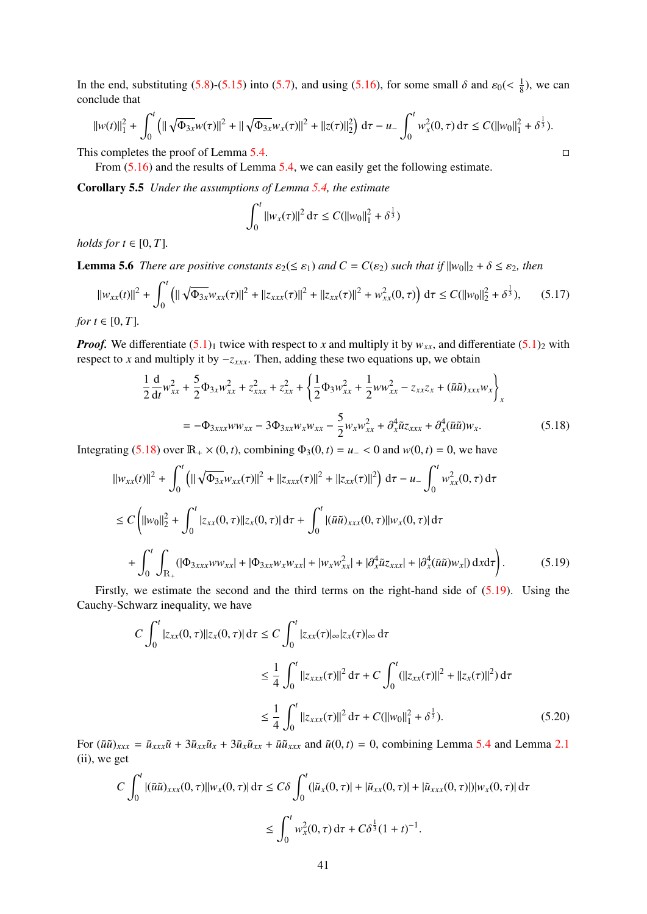In the end, substituting (5.8)-(5.15) into (5.7), and using (5.16), for some small $\delta$ and $\varepsilon_0(<\frac{1}{8})$, we can conclude that

$$\|w(t)\|_1^2 + \int_0^t \left(\|\sqrt{\Phi_{3x}}w(\tau)\|^2 + \|\sqrt{\Phi_{3x}}w_x(\tau)\|^2 + \|z(\tau)\|_2^2\right) \mathrm{d}\tau - u_- \int_0^t w_x^2(0,\tau)\,\mathrm{d}\tau \le C(\|w_0\|_1^2 + \delta^{\frac{1}{3}}).$$

This completes the proof of Lemma 5.4. $\square$

From (5.16) and the results of Lemma 5.4, we can easily get the following estimate.

**Corollary 5.5** *Under the assumptions of Lemma 5.4, the estimate*

$$\int_0^t \|w_x(\tau)\|^2\,\mathrm{d}\tau \le C(\|w_0\|_1^2 + \delta^{\frac{1}{3}})$$

*holds for $t \in [0,T]$.*

**Lemma 5.6** *There are positive constants $\varepsilon_2(\le \varepsilon_1)$ and $C = C(\varepsilon_2)$ such that if $\|w_0\|_2 + \delta \le \varepsilon_2$, then*

$$\|w_{xx}(t)\|^2 + \int_0^t \left(\|\sqrt{\Phi_{3x}}w_{xx}(\tau)\|^2 + \|z_{xxx}(\tau)\|^2 + \|z_{xx}(\tau)\|^2 + w_{xx}^2(0,\tau)\right) \mathrm{d}\tau \le C(\|w_0\|_2^2 + \delta^{\frac{1}{3}}), \tag{5.17}$$

*for $t \in [0,T]$.*

***Proof.*** We differentiate $(5.1)_1$ twice with respect to $x$ and multiply it by $w_{xx}$, and differentiate $(5.1)_2$ with respect to $x$ and multiply it by $-z_{xxx}$. Then, adding these two equations up, we obtain

$$\begin{aligned}
\frac{1}{2}\frac{\mathrm{d}}{\mathrm{d}t}w_{xx}^2 + \frac{5}{2}\Phi_{3x}w_{xx}^2 + z_{xxx}^2 + z_{xx}^2 + \left\{\frac{1}{2}\Phi_3 w_{xx}^2 + \frac{1}{2}ww_{xx}^2 - z_{xx}z_x + (\bar{u}\tilde{u})_{xxx}w_x\right\}_x \\
= -\Phi_{3xxx}ww_{xx} - 3\Phi_{3xx}w_x w_{xx} - \frac{5}{2}w_x w_{xx}^2 + \partial_x^4\tilde{u}z_{xxx} + \partial_x^4(\bar{u}\tilde{u})w_x.
\end{aligned} \tag{5.18}$$

Integrating (5.18) over $\mathbb{R}_+ \times (0,t)$, combining $\Phi_3(0,t) = u_- < 0$ and $w(0,t) = 0$, we have

$$\begin{aligned}
&\|w_{xx}(t)\|^2 + \int_0^t \left(\|\sqrt{\Phi_{3x}}w_{xx}(\tau)\|^2 + \|z_{xxx}(\tau)\|^2 + \|z_{xx}(\tau)\|^2\right) \mathrm{d}\tau - u_- \int_0^t w_{xx}^2(0,\tau)\,\mathrm{d}\tau \\
&\le C\Bigg(\|w_0\|_2^2 + \int_0^t |z_{xx}(0,\tau)||z_x(0,\tau)|\,\mathrm{d}\tau + \int_0^t |(\bar{u}\tilde{u})_{xxx}(0,\tau)||w_x(0,\tau)|\,\mathrm{d}\tau \\
&\quad + \int_0^t \int_{\mathbb{R}_+} (|\Phi_{3xxx}ww_{xx}| + |\Phi_{3xx}w_x w_{xx}| + |w_x w_{xx}^2| + |\partial_x^4\tilde{u}z_{xxx}| + |\partial_x^4(\bar{u}\tilde{u})w_x|)\,\mathrm{d}x\mathrm{d}\tau\Bigg).
\end{aligned} \tag{5.19}$$

Firstly, we estimate the second and the third terms on the right-hand side of (5.19). Using the Cauchy-Schwarz inequality, we have

$$\begin{aligned}
C\int_0^t |z_{xx}(0,\tau)||z_x(0,\tau)|\,\mathrm{d}\tau &\le C\int_0^t |z_{xx}(\tau)|_\infty |z_x(\tau)|_\infty\,\mathrm{d}\tau \\
&\le \frac{1}{4}\int_0^t \|z_{xxx}(\tau)\|^2\,\mathrm{d}\tau + C\int_0^t (\|z_{xx}(\tau)\|^2 + \|z_x(\tau)\|^2)\,\mathrm{d}\tau \\
&\le \frac{1}{4}\int_0^t \|z_{xxx}(\tau)\|^2\,\mathrm{d}\tau + C(\|w_0\|_1^2 + \delta^{\frac{1}{3}}).
\end{aligned} \tag{5.20}$$

For $(\bar{u}\tilde{u})_{xxx} = \bar{u}_{xxx}\tilde{u} + 3\bar{u}_{xx}\tilde{u}_x + 3\bar{u}_x\tilde{u}_{xx} + \bar{u}\tilde{u}_{xxx}$ and $\tilde{u}(0,t) = 0$, combining Lemma 5.4 and Lemma 2.1 (ii), we get

$$\begin{aligned}
C\int_0^t |(\bar{u}\tilde{u})_{xxx}(0,\tau)||w_x(0,\tau)|\,\mathrm{d}\tau &\le C\delta\int_0^t (|\tilde{u}_x(0,\tau)| + |\tilde{u}_{xx}(0,\tau)| + |\tilde{u}_{xxx}(0,\tau)|)|w_x(0,\tau)|\,\mathrm{d}\tau \\
&\le \int_0^t w_x^2(0,\tau)\,\mathrm{d}\tau + C\delta^{\frac{1}{3}}(1+t)^{-1}.
\end{aligned}$$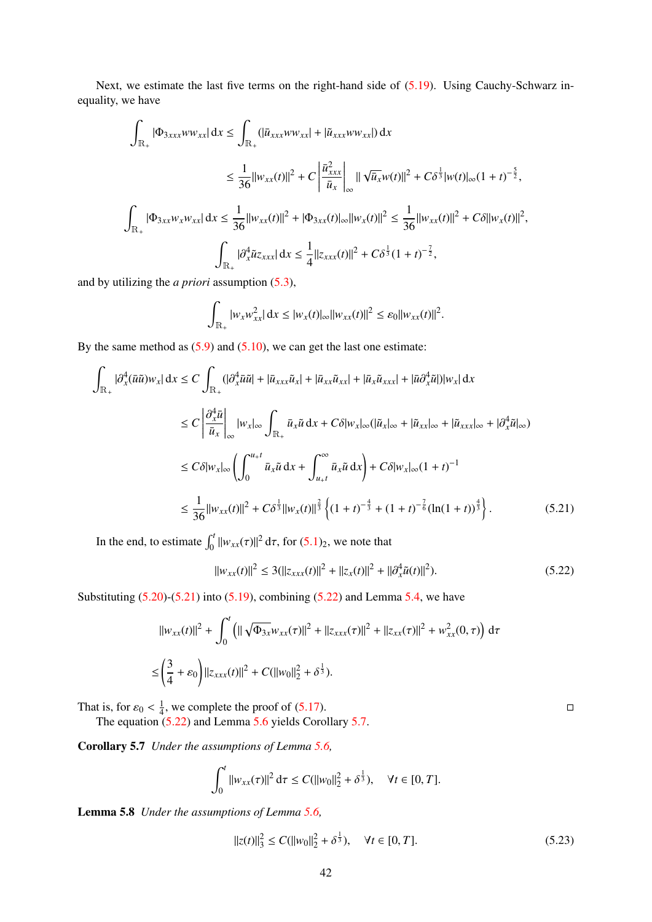Next, we estimate the last five terms on the right-hand side of (5.19). Using Cauchy-Schwarz inequality, we have

$$
\begin{aligned}
\int_{\mathbb{R}_+} |\Phi_{3xxx} w w_{xx}|\,\mathrm{d}x &\le \int_{\mathbb{R}_+} (|\bar{u}_{xxx} w w_{xx}| + |\tilde{u}_{xxx} w w_{xx}|)\,\mathrm{d}x \\
&\le \frac{1}{36}\|w_{xx}(t)\|^2 + C\left|\frac{\bar{u}_{xxx}^2}{\bar{u}_x}\right|_\infty \|\sqrt{\bar{u}_x} w(t)\|^2 + C\delta^{\frac{1}{3}}|w(t)|_\infty (1+t)^{-\frac{5}{2}},
\end{aligned}
$$

$$
\int_{\mathbb{R}_+} |\Phi_{3xx} w_x w_{xx}|\,\mathrm{d}x \le \frac{1}{36}\|w_{xx}(t)\|^2 + |\Phi_{3xx}(t)|_\infty \|w_x(t)\|^2 \le \frac{1}{36}\|w_{xx}(t)\|^2 + C\delta\|w_x(t)\|^2,
$$

$$
\int_{\mathbb{R}_+} |\partial_x^4 \tilde{u} z_{xxx}|\,\mathrm{d}x \le \frac{1}{4}\|z_{xxx}(t)\|^2 + C\delta^{\frac{1}{3}}(1+t)^{-\frac{7}{2}},
$$

and by utilizing the *a priori* assumption (5.3),

$$
\int_{\mathbb{R}_+} |w_x w_{xx}^2|\,\mathrm{d}x \le |w_x(t)|_\infty \|w_{xx}(t)\|^2 \le \varepsilon_0 \|w_{xx}(t)\|^2.
$$

By the same method as (5.9) and (5.10), we can get the last one estimate:

$$
\begin{aligned}
\int_{\mathbb{R}_+} |\partial_x^4(\bar{u}\tilde{u}) w_x|\,\mathrm{d}x &\le C\int_{\mathbb{R}_+} (|\partial_x^4 \bar{u}\tilde{u}| + |\bar{u}_{xxx}\tilde{u}_x| + |\bar{u}_{xx}\tilde{u}_{xx}| + |\bar{u}_x\tilde{u}_{xxx}| + |\bar{u}\partial_x^4\tilde{u}|)|w_x|\,\mathrm{d}x \\
&\le C\left|\frac{\partial_x^4 \bar{u}}{\bar{u}_x}\right|_\infty |w_x|_\infty \int_{\mathbb{R}_+} \bar{u}_x \tilde{u}\,\mathrm{d}x + C\delta|w_x|_\infty(|\tilde{u}_x|_\infty + |\tilde{u}_{xx}|_\infty + |\tilde{u}_{xxx}|_\infty + |\partial_x^4\tilde{u}|_\infty) \\
&\le C\delta|w_x|_\infty \left(\int_0^{u_+ t} \bar{u}_x\tilde{u}\,\mathrm{d}x + \int_{u_+ t}^\infty \bar{u}_x\tilde{u}\,\mathrm{d}x\right) + C\delta|w_x|_\infty (1+t)^{-1} \\
&\le \frac{1}{36}\|w_{xx}(t)\|^2 + C\delta^{\frac{1}{3}}\|w_x(t)\|^{\frac{2}{3}}\left\{(1+t)^{-\frac{4}{3}} + (1+t)^{-\frac{7}{6}}(\ln(1+t))^{\frac{4}{3}}\right\}.
\end{aligned}
\tag{5.21}
$$

In the end, to estimate $\int_0^t \|w_{xx}(\tau)\|^2\,\mathrm{d}\tau$, for $(5.1)_2$, we note that

$$
\|w_{xx}(t)\|^2 \le 3(\|z_{xxx}(t)\|^2 + \|z_x(t)\|^2 + \|\partial_x^4\tilde{u}(t)\|^2). \tag{5.22}
$$

Substituting (5.20)-(5.21) into (5.19), combining (5.22) and Lemma 5.4, we have

$$
\begin{aligned}
&\|w_{xx}(t)\|^2 + \int_0^t \left(\|\sqrt{\Phi_{3x}} w_{xx}(\tau)\|^2 + \|z_{xxx}(\tau)\|^2 + \|z_{xx}(\tau)\|^2 + w_{xx}^2(0,\tau)\right)\mathrm{d}\tau \\
\le&\left(\frac{3}{4} + \varepsilon_0\right)\|z_{xxx}(t)\|^2 + C(\|w_0\|_2^2 + \delta^{\frac{1}{3}}).
\end{aligned}
$$

That is, for $\varepsilon_0 < \frac{1}{4}$, we complete the proof of (5.17). □

The equation (5.22) and Lemma 5.6 yields Corollary 5.7.

**Corollary 5.7** *Under the assumptions of Lemma 5.6,*

$$
\int_0^t \|w_{xx}(\tau)\|^2\,\mathrm{d}\tau \le C(\|w_0\|_2^2 + \delta^{\frac{1}{3}}), \quad \forall t \in [0,T].
$$

**Lemma 5.8** *Under the assumptions of Lemma 5.6,*

$$
\|z(t)\|_3^2 \le C(\|w_0\|_2^2 + \delta^{\frac{1}{3}}), \quad \forall t \in [0,T]. \tag{5.23}
$$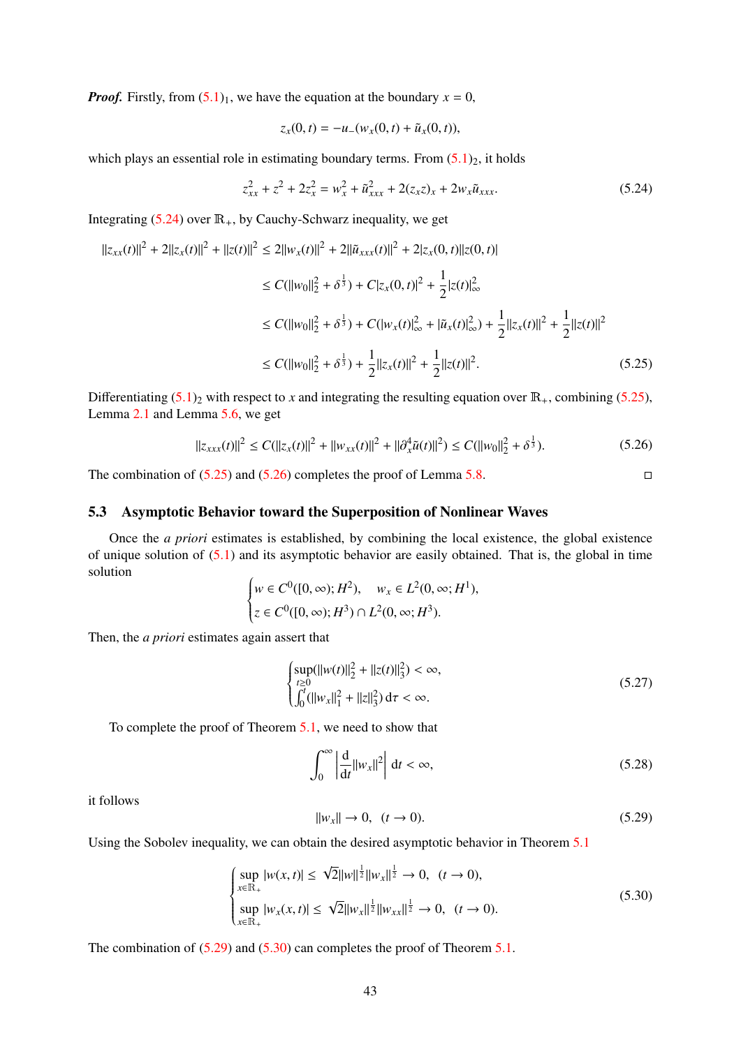***Proof.*** Firstly, from $(5.1)_1$, we have the equation at the boundary $x = 0$,

$$z_x(0,t) = -u_-(w_x(0,t) + \tilde{u}_x(0,t)),$$

which plays an essential role in estimating boundary terms. From $(5.1)_2$, it holds

$$z_{xx}^2 + z^2 + 2z_x^2 = w_x^2 + \tilde{u}_{xxx}^2 + 2(z_x z)_x + 2w_x\tilde{u}_{xxx}. \tag{5.24}$$

Integrating (5.24) over $\mathbb{R}_+$, by Cauchy-Schwarz inequality, we get

$$\begin{aligned}
\|z_{xx}(t)\|^2 + 2\|z_x(t)\|^2 + \|z(t)\|^2 &\le 2\|w_x(t)\|^2 + 2\|\tilde{u}_{xxx}(t)\|^2 + 2|z_x(0,t)||z(0,t)| \\
&\le C(\|w_0\|_2^2 + \delta^{\frac{1}{3}}) + C|z_x(0,t)|^2 + \frac{1}{2}|z(t)|_\infty^2 \\
&\le C(\|w_0\|_2^2 + \delta^{\frac{1}{3}}) + C(|w_x(t)|_\infty^2 + |\tilde{u}_x(t)|_\infty^2) + \frac{1}{2}\|z_x(t)\|^2 + \frac{1}{2}\|z(t)\|^2 \\
&\le C(\|w_0\|_2^2 + \delta^{\frac{1}{3}}) + \frac{1}{2}\|z_x(t)\|^2 + \frac{1}{2}\|z(t)\|^2.
\end{aligned} \tag{5.25}$$

Differentiating $(5.1)_2$ with respect to $x$ and integrating the resulting equation over $\mathbb{R}_+$, combining (5.25), Lemma 2.1 and Lemma 5.6, we get

$$\|z_{xxx}(t)\|^2 \le C(\|z_x(t)\|^2 + \|w_{xx}(t)\|^2 + \|\partial_x^4\tilde{u}(t)\|^2) \le C(\|w_0\|_2^2 + \delta^{\frac{1}{3}}). \tag{5.26}$$

The combination of (5.25) and (5.26) completes the proof of Lemma 5.8. □

## 5.3 Asymptotic Behavior toward the Superposition of Nonlinear Waves

Once the *a priori* estimates is established, by combining the local existence, the global existence of unique solution of (5.1) and its asymptotic behavior are easily obtained. That is, the global in time solution

$$\begin{cases} w \in C^0([0,\infty); H^2), \quad w_x \in L^2(0,\infty; H^1), \\ z \in C^0([0,\infty); H^3) \cap L^2(0,\infty; H^3). \end{cases}$$

Then, the *a priori* estimates again assert that

$$\begin{cases} \sup\limits_{t\ge 0}(\|w(t)\|_2^2 + \|z(t)\|_3^2) < \infty, \\ \int_0^t (\|w_x\|_1^2 + \|z\|_3^2)\,\mathrm{d}\tau < \infty. \end{cases} \tag{5.27}$$

To complete the proof of Theorem 5.1, we need to show that

$$\int_0^\infty \left|\frac{\mathrm{d}}{\mathrm{d}t}\|w_x\|^2\right| \,\mathrm{d}t < \infty, \tag{5.28}$$

it follows

$$\|w_x\| \to 0, \quad (t \to 0). \tag{5.29}$$

Using the Sobolev inequality, we can obtain the desired asymptotic behavior in Theorem 5.1

$$\begin{cases} \sup\limits_{x\in\mathbb{R}_+} |w(x,t)| \le \sqrt{2}\|w\|^{\frac{1}{2}}\|w_x\|^{\frac{1}{2}} \to 0, \quad (t \to 0), \\ \sup\limits_{x\in\mathbb{R}_+} |w_x(x,t)| \le \sqrt{2}\|w_x\|^{\frac{1}{2}}\|w_{xx}\|^{\frac{1}{2}} \to 0, \quad (t \to 0). \end{cases} \tag{5.30}$$

The combination of (5.29) and (5.30) can completes the proof of Theorem 5.1.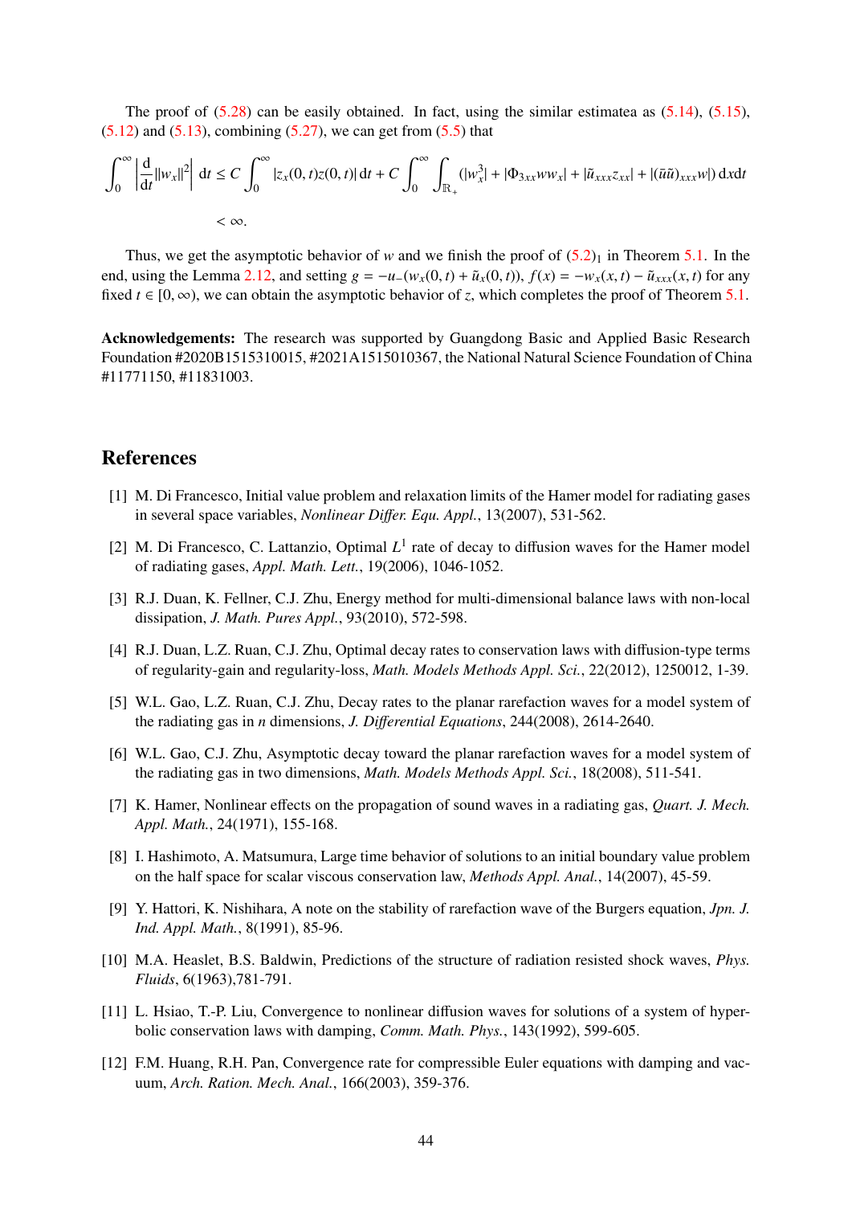The proof of (5.28) can be easily obtained. In fact, using the similar estimatea as (5.14), (5.15), (5.12) and (5.13), combining (5.27), we can get from (5.5) that

$$
\int_0^\infty \left|\frac{\mathrm{d}}{\mathrm{d}t}\|w_x\|^2\right| \,\mathrm{d}t \le C\int_0^\infty |z_x(0,t)z(0,t)|\,\mathrm{d}t + C\int_0^\infty \int_{\mathbb{R}_+} (|w_x^3| + |\Phi_{3xx}ww_x| + |\tilde{u}_{xxx}z_{xx}| + |(\tilde{u}\tilde{u})_{xxx}w|)\,\mathrm{d}x\mathrm{d}t
$$

$$
< \infty.
$$

Thus, we get the asymptotic behavior of $w$ and we finish the proof of $(5.2)_1$ in Theorem 5.1. In the end, using the Lemma 2.12, and setting $g = -u_-(w_x(0,t) + \tilde{u}_x(0,t))$, $f(x) = -w_x(x,t) - \tilde{u}_{xxx}(x,t)$ for any fixed $t \in [0,\infty)$, we can obtain the asymptotic behavior of $z$, which completes the proof of Theorem 5.1.

**Acknowledgements:** The research was supported by Guangdong Basic and Applied Basic Research Foundation #2020B1515310015, #2021A1515010367, the National Natural Science Foundation of China #11771150, #11831003.

## References

[1] M. Di Francesco, Initial value problem and relaxation limits of the Hamer model for radiating gases in several space variables, *Nonlinear Differ. Equ. Appl.*, 13(2007), 531-562.

[2] M. Di Francesco, C. Lattanzio, Optimal $L^1$ rate of decay to diffusion waves for the Hamer model of radiating gases, *Appl. Math. Lett.*, 19(2006), 1046-1052.

[3] R.J. Duan, K. Fellner, C.J. Zhu, Energy method for multi-dimensional balance laws with non-local dissipation, *J. Math. Pures Appl.*, 93(2010), 572-598.

[4] R.J. Duan, L.Z. Ruan, C.J. Zhu, Optimal decay rates to conservation laws with diffusion-type terms of regularity-gain and regularity-loss, *Math. Models Methods Appl. Sci.*, 22(2012), 1250012, 1-39.

[5] W.L. Gao, L.Z. Ruan, C.J. Zhu, Decay rates to the planar rarefaction waves for a model system of the radiating gas in $n$ dimensions, *J. Differential Equations*, 244(2008), 2614-2640.

[6] W.L. Gao, C.J. Zhu, Asymptotic decay toward the planar rarefaction waves for a model system of the radiating gas in two dimensions, *Math. Models Methods Appl. Sci.*, 18(2008), 511-541.

[7] K. Hamer, Nonlinear effects on the propagation of sound waves in a radiating gas, *Quart. J. Mech. Appl. Math.*, 24(1971), 155-168.

[8] I. Hashimoto, A. Matsumura, Large time behavior of solutions to an initial boundary value problem on the half space for scalar viscous conservation law, *Methods Appl. Anal.*, 14(2007), 45-59.

[9] Y. Hattori, K. Nishihara, A note on the stability of rarefaction wave of the Burgers equation, *Jpn. J. Ind. Appl. Math.*, 8(1991), 85-96.

[10] M.A. Heaslet, B.S. Baldwin, Predictions of the structure of radiation resisted shock waves, *Phys. Fluids*, 6(1963),781-791.

[11] L. Hsiao, T.-P. Liu, Convergence to nonlinear diffusion waves for solutions of a system of hyperbolic conservation laws with damping, *Comm. Math. Phys.*, 143(1992), 599-605.

[12] F.M. Huang, R.H. Pan, Convergence rate for compressible Euler equations with damping and vacuum, *Arch. Ration. Mech. Anal.*, 166(2003), 359-376.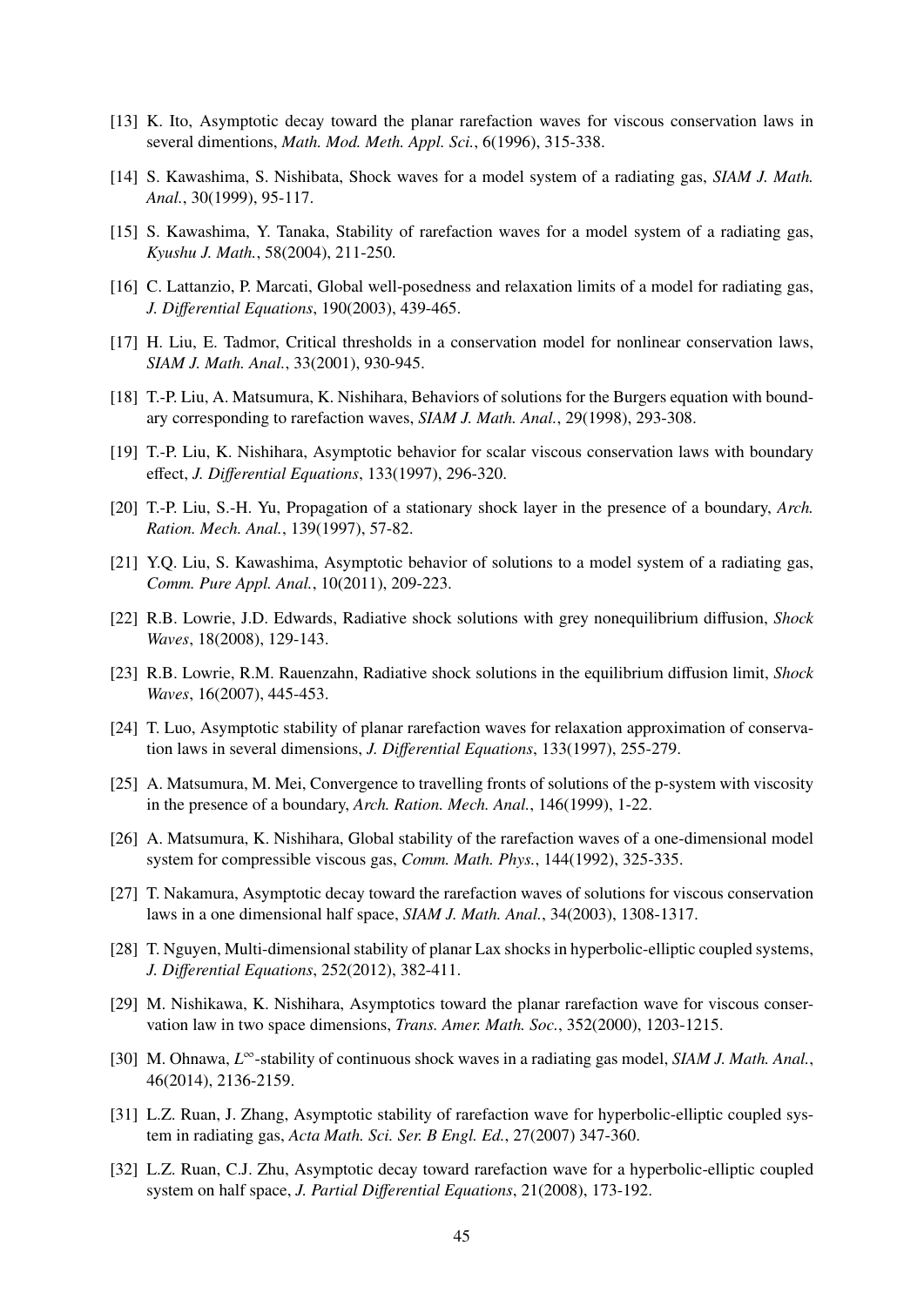[13] K. Ito, Asymptotic decay toward the planar rarefaction waves for viscous conservation laws in several dimentions, *Math. Mod. Meth. Appl. Sci.*, 6(1996), 315-338.

[14] S. Kawashima, S. Nishibata, Shock waves for a model system of a radiating gas, *SIAM J. Math. Anal.*, 30(1999), 95-117.

[15] S. Kawashima, Y. Tanaka, Stability of rarefaction waves for a model system of a radiating gas, *Kyushu J. Math.*, 58(2004), 211-250.

[16] C. Lattanzio, P. Marcati, Global well-posedness and relaxation limits of a model for radiating gas, *J. Differential Equations*, 190(2003), 439-465.

[17] H. Liu, E. Tadmor, Critical thresholds in a conservation model for nonlinear conservation laws, *SIAM J. Math. Anal.*, 33(2001), 930-945.

[18] T.-P. Liu, A. Matsumura, K. Nishihara, Behaviors of solutions for the Burgers equation with boundary corresponding to rarefaction waves, *SIAM J. Math. Anal.*, 29(1998), 293-308.

[19] T.-P. Liu, K. Nishihara, Asymptotic behavior for scalar viscous conservation laws with boundary effect, *J. Differential Equations*, 133(1997), 296-320.

[20] T.-P. Liu, S.-H. Yu, Propagation of a stationary shock layer in the presence of a boundary, *Arch. Ration. Mech. Anal.*, 139(1997), 57-82.

[21] Y.Q. Liu, S. Kawashima, Asymptotic behavior of solutions to a model system of a radiating gas, *Comm. Pure Appl. Anal.*, 10(2011), 209-223.

[22] R.B. Lowrie, J.D. Edwards, Radiative shock solutions with grey nonequilibrium diffusion, *Shock Waves*, 18(2008), 129-143.

[23] R.B. Lowrie, R.M. Rauenzahn, Radiative shock solutions in the equilibrium diffusion limit, *Shock Waves*, 16(2007), 445-453.

[24] T. Luo, Asymptotic stability of planar rarefaction waves for relaxation approximation of conservation laws in several dimensions, *J. Differential Equations*, 133(1997), 255-279.

[25] A. Matsumura, M. Mei, Convergence to travelling fronts of solutions of the p-system with viscosity in the presence of a boundary, *Arch. Ration. Mech. Anal.*, 146(1999), 1-22.

[26] A. Matsumura, K. Nishihara, Global stability of the rarefaction waves of a one-dimensional model system for compressible viscous gas, *Comm. Math. Phys.*, 144(1992), 325-335.

[27] T. Nakamura, Asymptotic decay toward the rarefaction waves of solutions for viscous conservation laws in a one dimensional half space, *SIAM J. Math. Anal.*, 34(2003), 1308-1317.

[28] T. Nguyen, Multi-dimensional stability of planar Lax shocks in hyperbolic-elliptic coupled systems, *J. Differential Equations*, 252(2012), 382-411.

[29] M. Nishikawa, K. Nishihara, Asymptotics toward the planar rarefaction wave for viscous conservation law in two space dimensions, *Trans. Amer. Math. Soc.*, 352(2000), 1203-1215.

[30] M. Ohnawa, $L^\infty$-stability of continuous shock waves in a radiating gas model, *SIAM J. Math. Anal.*, 46(2014), 2136-2159.

[31] L.Z. Ruan, J. Zhang, Asymptotic stability of rarefaction wave for hyperbolic-elliptic coupled system in radiating gas, *Acta Math. Sci. Ser. B Engl. Ed.*, 27(2007) 347-360.

[32] L.Z. Ruan, C.J. Zhu, Asymptotic decay toward rarefaction wave for a hyperbolic-elliptic coupled system on half space, *J. Partial Differential Equations*, 21(2008), 173-192.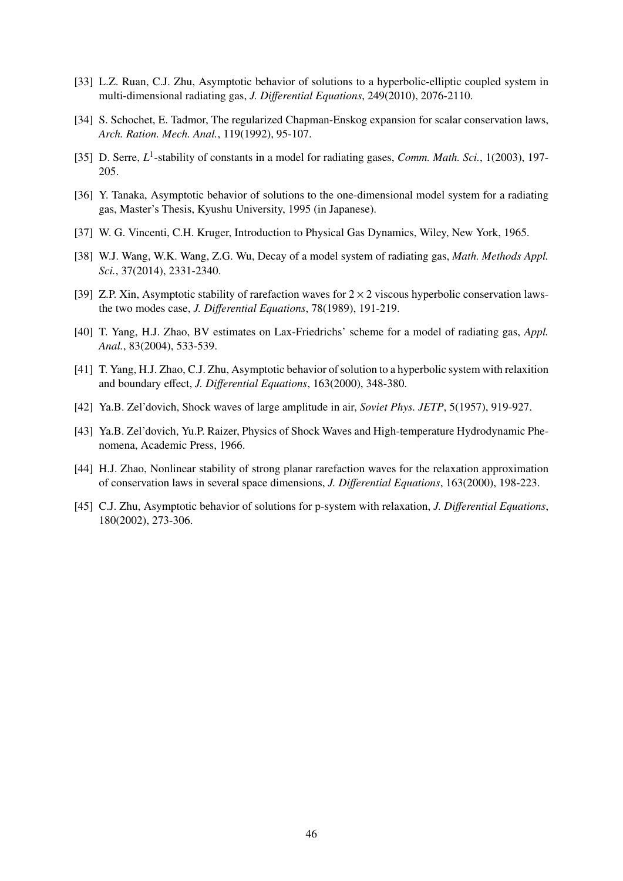[33] L.Z. Ruan, C.J. Zhu, Asymptotic behavior of solutions to a hyperbolic-elliptic coupled system in multi-dimensional radiating gas, *J. Differential Equations*, 249(2010), 2076-2110.

[34] S. Schochet, E. Tadmor, The regularized Chapman-Enskog expansion for scalar conservation laws, *Arch. Ration. Mech. Anal.*, 119(1992), 95-107.

[35] D. Serre, $L^1$-stability of constants in a model for radiating gases, *Comm. Math. Sci.*, 1(2003), 197-205.

[36] Y. Tanaka, Asymptotic behavior of solutions to the one-dimensional model system for a radiating gas, Master's Thesis, Kyushu University, 1995 (in Japanese).

[37] W. G. Vincenti, C.H. Kruger, Introduction to Physical Gas Dynamics, Wiley, New York, 1965.

[38] W.J. Wang, W.K. Wang, Z.G. Wu, Decay of a model system of radiating gas, *Math. Methods Appl. Sci.*, 37(2014), 2331-2340.

[39] Z.P. Xin, Asymptotic stability of rarefaction waves for $2\times 2$ viscous hyperbolic conservation laws-the two modes case, *J. Differential Equations*, 78(1989), 191-219.

[40] T. Yang, H.J. Zhao, BV estimates on Lax-Friedrichs' scheme for a model of radiating gas, *Appl. Anal.*, 83(2004), 533-539.

[41] T. Yang, H.J. Zhao, C.J. Zhu, Asymptotic behavior of solution to a hyperbolic system with relaxition and boundary effect, *J. Differential Equations*, 163(2000), 348-380.

[42] Ya.B. Zel'dovich, Shock waves of large amplitude in air, *Soviet Phys. JETP*, 5(1957), 919-927.

[43] Ya.B. Zel'dovich, Yu.P. Raizer, Physics of Shock Waves and High-temperature Hydrodynamic Phenomena, Academic Press, 1966.

[44] H.J. Zhao, Nonlinear stability of strong planar rarefaction waves for the relaxation approximation of conservation laws in several space dimensions, *J. Differential Equations*, 163(2000), 198-223.

[45] C.J. Zhu, Asymptotic behavior of solutions for p-system with relaxation, *J. Differential Equations*, 180(2002), 273-306.